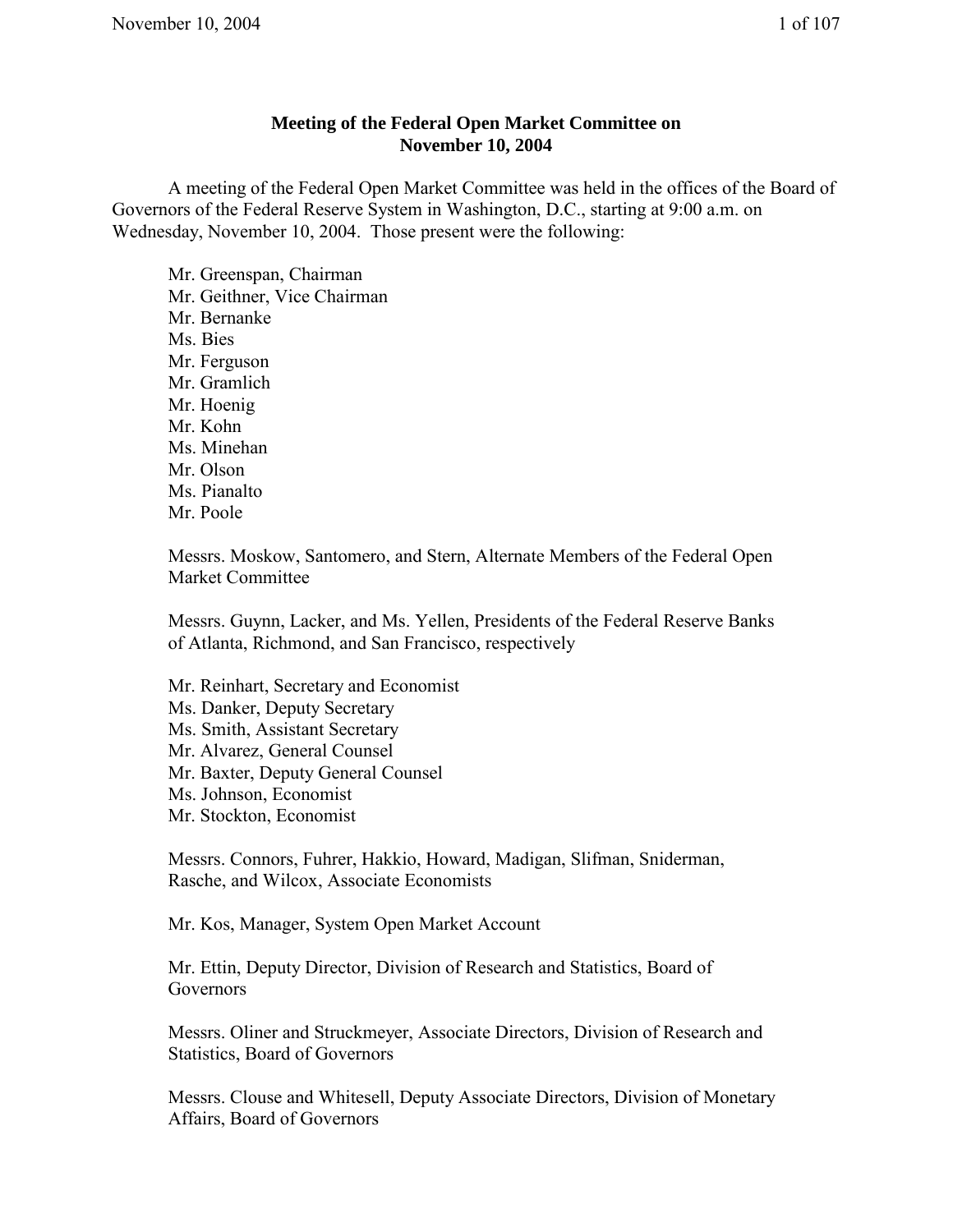# Meeting of the Federal Open Market Committee on November 10, 2004

A meeting of the Federal Open Market Committee was held in the offices of the Board of Governors of the Federal Reserve System in Washington, D.C., starting at 9:00 a.m. on Wednesday, November 10, 2004. Those present were the following:

Mr. Greenspan, Chairman
Mr. Geithner, Vice Chairman
Mr. Bernanke
Ms. Bies
Mr. Ferguson
Mr. Gramlich
Mr. Hoenig
Mr. Kohn
Ms. Minehan
Mr. Olson
Ms. Pianalto
Mr. Poole

Messrs. Moskow, Santomero, and Stern, Alternate Members of the Federal Open Market Committee

Messrs. Guynn, Lacker, and Ms. Yellen, Presidents of the Federal Reserve Banks of Atlanta, Richmond, and San Francisco, respectively

Mr. Reinhart, Secretary and Economist
Ms. Danker, Deputy Secretary
Ms. Smith, Assistant Secretary
Mr. Alvarez, General Counsel
Mr. Baxter, Deputy General Counsel
Ms. Johnson, Economist
Mr. Stockton, Economist

Messrs. Connors, Fuhrer, Hakkio, Howard, Madigan, Slifman, Sniderman, Rasche, and Wilcox, Associate Economists

Mr. Kos, Manager, System Open Market Account

Mr. Ettin, Deputy Director, Division of Research and Statistics, Board of Governors

Messrs. Oliner and Struckmeyer, Associate Directors, Division of Research and Statistics, Board of Governors

Messrs. Clouse and Whitesell, Deputy Associate Directors, Division of Monetary Affairs, Board of Governors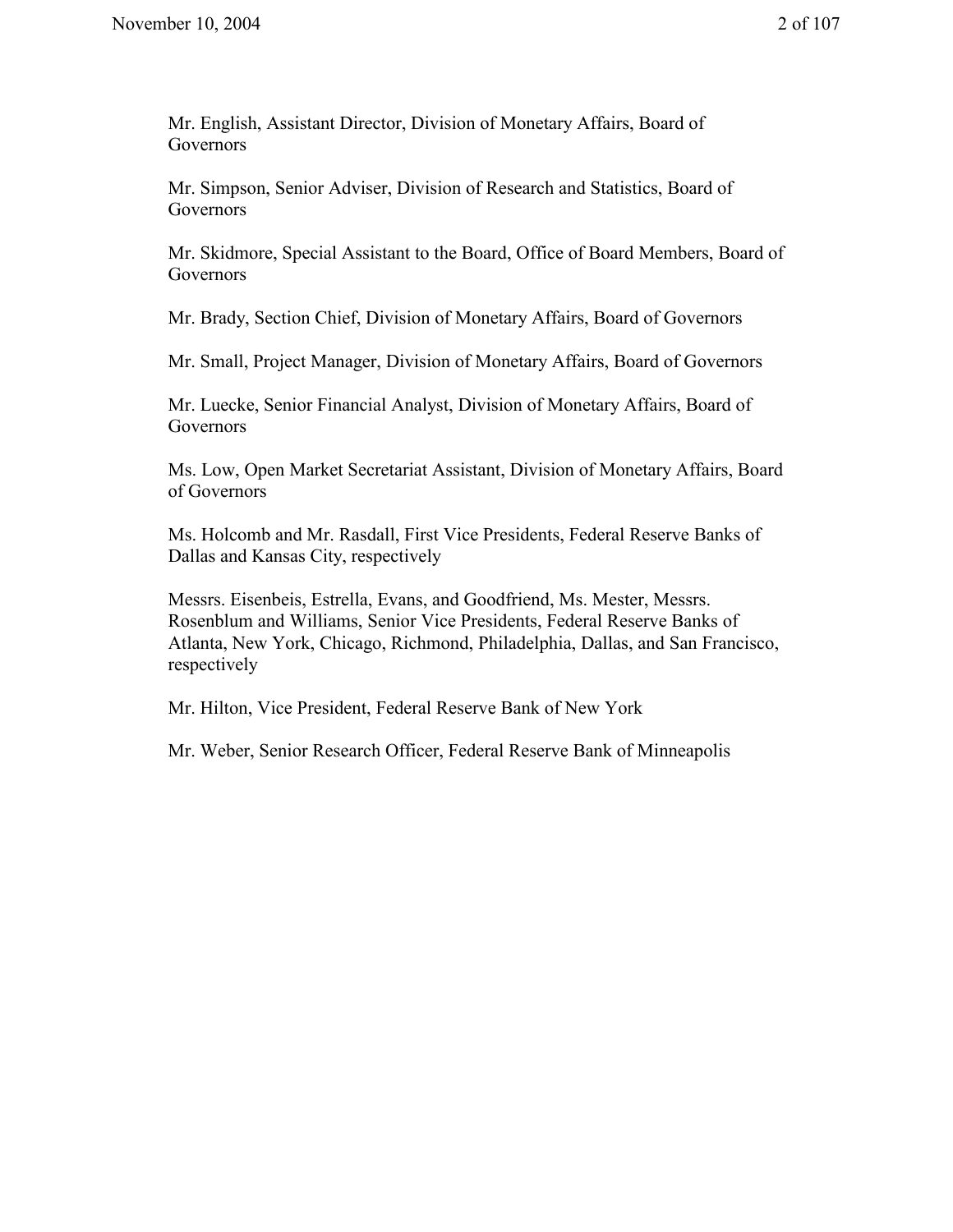Mr. English, Assistant Director, Division of Monetary Affairs, Board of Governors

Mr. Simpson, Senior Adviser, Division of Research and Statistics, Board of Governors

Mr. Skidmore, Special Assistant to the Board, Office of Board Members, Board of Governors

Mr. Brady, Section Chief, Division of Monetary Affairs, Board of Governors

Mr. Small, Project Manager, Division of Monetary Affairs, Board of Governors

Mr. Luecke, Senior Financial Analyst, Division of Monetary Affairs, Board of Governors

Ms. Low, Open Market Secretariat Assistant, Division of Monetary Affairs, Board of Governors

Ms. Holcomb and Mr. Rasdall, First Vice Presidents, Federal Reserve Banks of Dallas and Kansas City, respectively

Messrs. Eisenbeis, Estrella, Evans, and Goodfriend, Ms. Mester, Messrs. Rosenblum and Williams, Senior Vice Presidents, Federal Reserve Banks of Atlanta, New York, Chicago, Richmond, Philadelphia, Dallas, and San Francisco, respectively

Mr. Hilton, Vice President, Federal Reserve Bank of New York

Mr. Weber, Senior Research Officer, Federal Reserve Bank of Minneapolis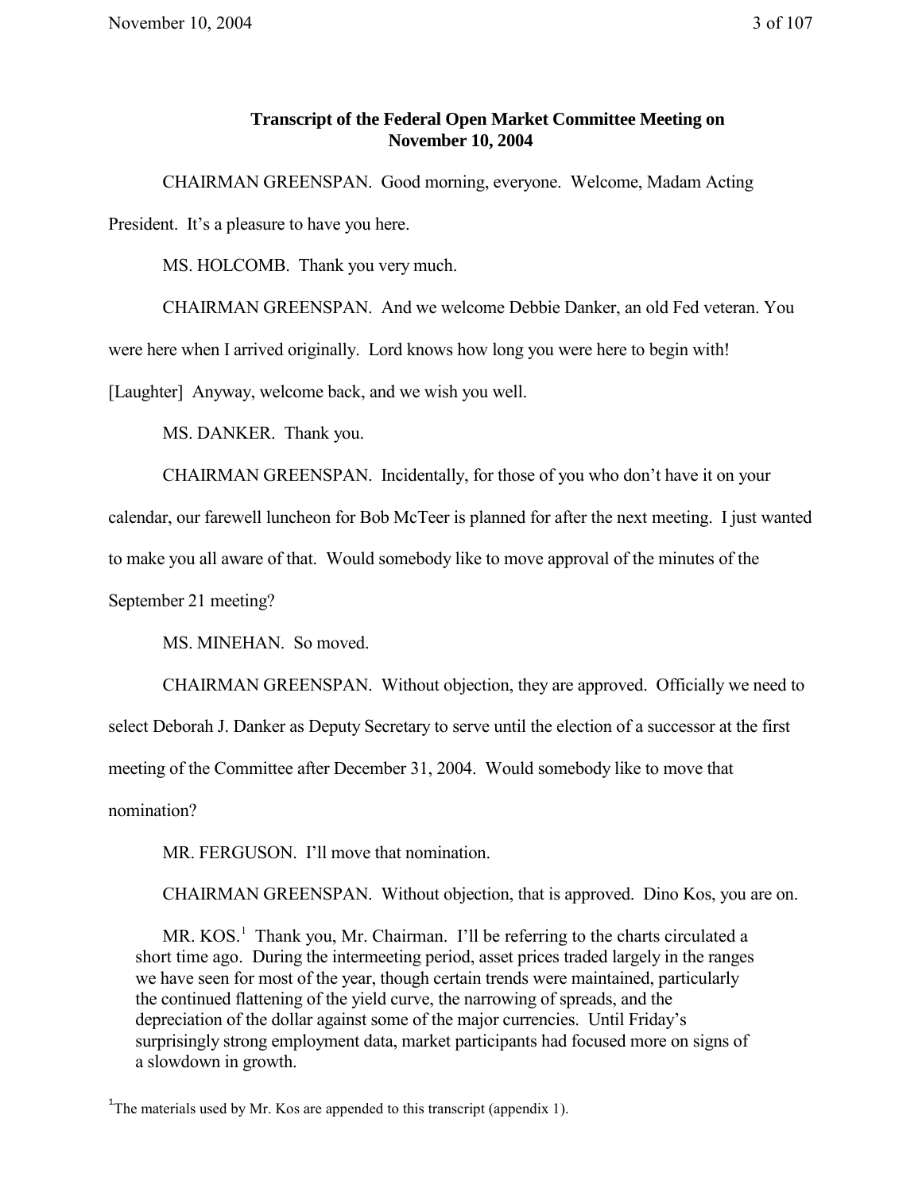## Transcript of the Federal Open Market Committee Meeting on November 10, 2004

CHAIRMAN GREENSPAN. Good morning, everyone. Welcome, Madam Acting President. It's a pleasure to have you here.

MS. HOLCOMB. Thank you very much.

CHAIRMAN GREENSPAN. And we welcome Debbie Danker, an old Fed veteran. You were here when I arrived originally. Lord knows how long you were here to begin with! [Laughter] Anyway, welcome back, and we wish you well.

MS. DANKER. Thank you.

CHAIRMAN GREENSPAN. Incidentally, for those of you who don't have it on your calendar, our farewell luncheon for Bob McTeer is planned for after the next meeting. I just wanted to make you all aware of that. Would somebody like to move approval of the minutes of the September 21 meeting?

MS. MINEHAN. So moved.

CHAIRMAN GREENSPAN. Without objection, they are approved. Officially we need to select Deborah J. Danker as Deputy Secretary to serve until the election of a successor at the first meeting of the Committee after December 31, 2004. Would somebody like to move that nomination?

MR. FERGUSON. I'll move that nomination.

CHAIRMAN GREENSPAN. Without objection, that is approved. Dino Kos, you are on.

> MR. KOS.[1] Thank you, Mr. Chairman. I'll be referring to the charts circulated a short time ago. During the intermeeting period, asset prices traded largely in the ranges we have seen for most of the year, though certain trends were maintained, particularly the continued flattening of the yield curve, the narrowing of spreads, and the depreciation of the dollar against some of the major currencies. Until Friday's surprisingly strong employment data, market participants had focused more on signs of a slowdown in growth.

[1] The materials used by Mr. Kos are appended to this transcript (appendix 1).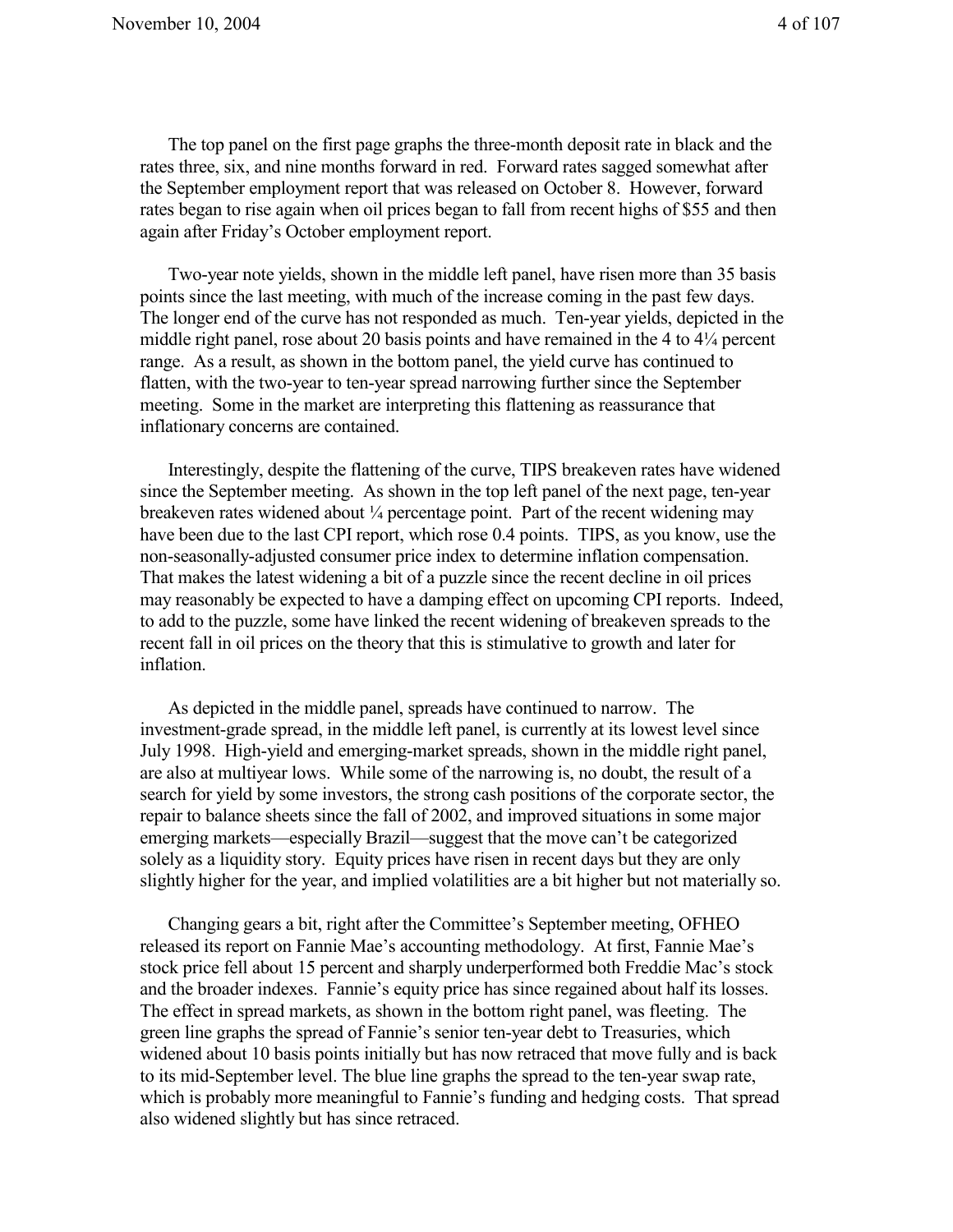The top panel on the first page graphs the three-month deposit rate in black and the rates three, six, and nine months forward in red. Forward rates sagged somewhat after the September employment report that was released on October 8. However, forward rates began to rise again when oil prices began to fall from recent highs of $55 and then again after Friday's October employment report.

Two-year note yields, shown in the middle left panel, have risen more than 35 basis points since the last meeting, with much of the increase coming in the past few days. The longer end of the curve has not responded as much. Ten-year yields, depicted in the middle right panel, rose about 20 basis points and have remained in the 4 to 4¼ percent range. As a result, as shown in the bottom panel, the yield curve has continued to flatten, with the two-year to ten-year spread narrowing further since the September meeting. Some in the market are interpreting this flattening as reassurance that inflationary concerns are contained.

Interestingly, despite the flattening of the curve, TIPS breakeven rates have widened since the September meeting. As shown in the top left panel of the next page, ten-year breakeven rates widened about ¼ percentage point. Part of the recent widening may have been due to the last CPI report, which rose 0.4 points. TIPS, as you know, use the non-seasonally-adjusted consumer price index to determine inflation compensation. That makes the latest widening a bit of a puzzle since the recent decline in oil prices may reasonably be expected to have a damping effect on upcoming CPI reports. Indeed, to add to the puzzle, some have linked the recent widening of breakeven spreads to the recent fall in oil prices on the theory that this is stimulative to growth and later for inflation.

As depicted in the middle panel, spreads have continued to narrow. The investment-grade spread, in the middle left panel, is currently at its lowest level since July 1998. High-yield and emerging-market spreads, shown in the middle right panel, are also at multiyear lows. While some of the narrowing is, no doubt, the result of a search for yield by some investors, the strong cash positions of the corporate sector, the repair to balance sheets since the fall of 2002, and improved situations in some major emerging markets—especially Brazil—suggest that the move can't be categorized solely as a liquidity story. Equity prices have risen in recent days but they are only slightly higher for the year, and implied volatilities are a bit higher but not materially so.

Changing gears a bit, right after the Committee's September meeting, OFHEO released its report on Fannie Mae's accounting methodology. At first, Fannie Mae's stock price fell about 15 percent and sharply underperformed both Freddie Mac's stock and the broader indexes. Fannie's equity price has since regained about half its losses. The effect in spread markets, as shown in the bottom right panel, was fleeting. The green line graphs the spread of Fannie's senior ten-year debt to Treasuries, which widened about 10 basis points initially but has now retraced that move fully and is back to its mid-September level. The blue line graphs the spread to the ten-year swap rate, which is probably more meaningful to Fannie's funding and hedging costs. That spread also widened slightly but has since retraced.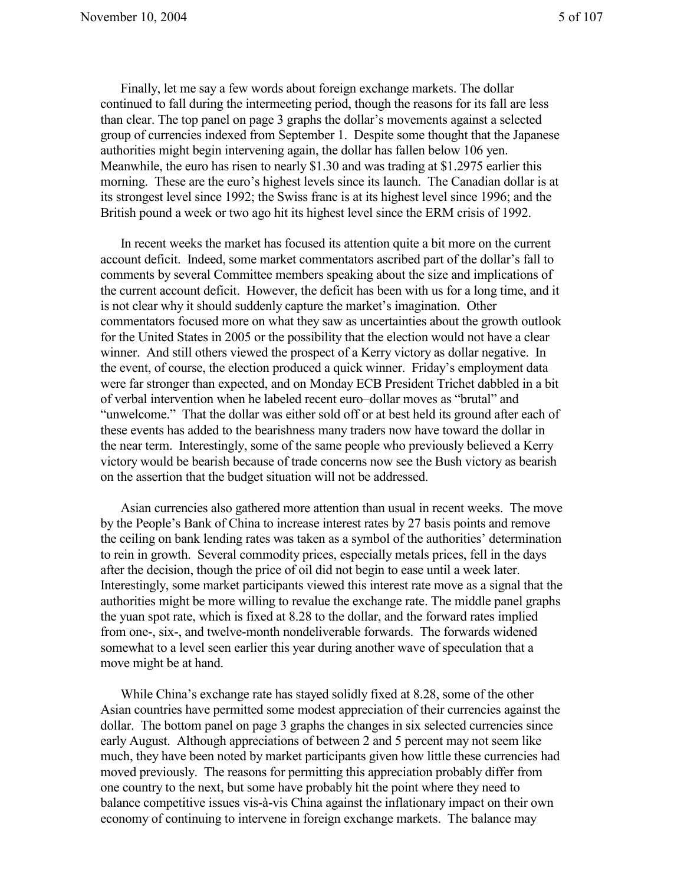Finally, let me say a few words about foreign exchange markets. The dollar continued to fall during the intermeeting period, though the reasons for its fall are less than clear. The top panel on page 3 graphs the dollar's movements against a selected group of currencies indexed from September 1. Despite some thought that the Japanese authorities might begin intervening again, the dollar has fallen below 106 yen. Meanwhile, the euro has risen to nearly $1.30 and was trading at $1.2975 earlier this morning. These are the euro's highest levels since its launch. The Canadian dollar is at its strongest level since 1992; the Swiss franc is at its highest level since 1996; and the British pound a week or two ago hit its highest level since the ERM crisis of 1992.

In recent weeks the market has focused its attention quite a bit more on the current account deficit. Indeed, some market commentators ascribed part of the dollar's fall to comments by several Committee members speaking about the size and implications of the current account deficit. However, the deficit has been with us for a long time, and it is not clear why it should suddenly capture the market's imagination. Other commentators focused more on what they saw as uncertainties about the growth outlook for the United States in 2005 or the possibility that the election would not have a clear winner. And still others viewed the prospect of a Kerry victory as dollar negative. In the event, of course, the election produced a quick winner. Friday's employment data were far stronger than expected, and on Monday ECB President Trichet dabbled in a bit of verbal intervention when he labeled recent euro–dollar moves as "brutal" and "unwelcome." That the dollar was either sold off or at best held its ground after each of these events has added to the bearishness many traders now have toward the dollar in the near term. Interestingly, some of the same people who previously believed a Kerry victory would be bearish because of trade concerns now see the Bush victory as bearish on the assertion that the budget situation will not be addressed.

Asian currencies also gathered more attention than usual in recent weeks. The move by the People's Bank of China to increase interest rates by 27 basis points and remove the ceiling on bank lending rates was taken as a symbol of the authorities' determination to rein in growth. Several commodity prices, especially metals prices, fell in the days after the decision, though the price of oil did not begin to ease until a week later. Interestingly, some market participants viewed this interest rate move as a signal that the authorities might be more willing to revalue the exchange rate. The middle panel graphs the yuan spot rate, which is fixed at 8.28 to the dollar, and the forward rates implied from one-, six-, and twelve-month nondeliverable forwards. The forwards widened somewhat to a level seen earlier this year during another wave of speculation that a move might be at hand.

While China's exchange rate has stayed solidly fixed at 8.28, some of the other Asian countries have permitted some modest appreciation of their currencies against the dollar. The bottom panel on page 3 graphs the changes in six selected currencies since early August. Although appreciations of between 2 and 5 percent may not seem like much, they have been noted by market participants given how little these currencies had moved previously. The reasons for permitting this appreciation probably differ from one country to the next, but some have probably hit the point where they need to balance competitive issues vis-à-vis China against the inflationary impact on their own economy of continuing to intervene in foreign exchange markets. The balance may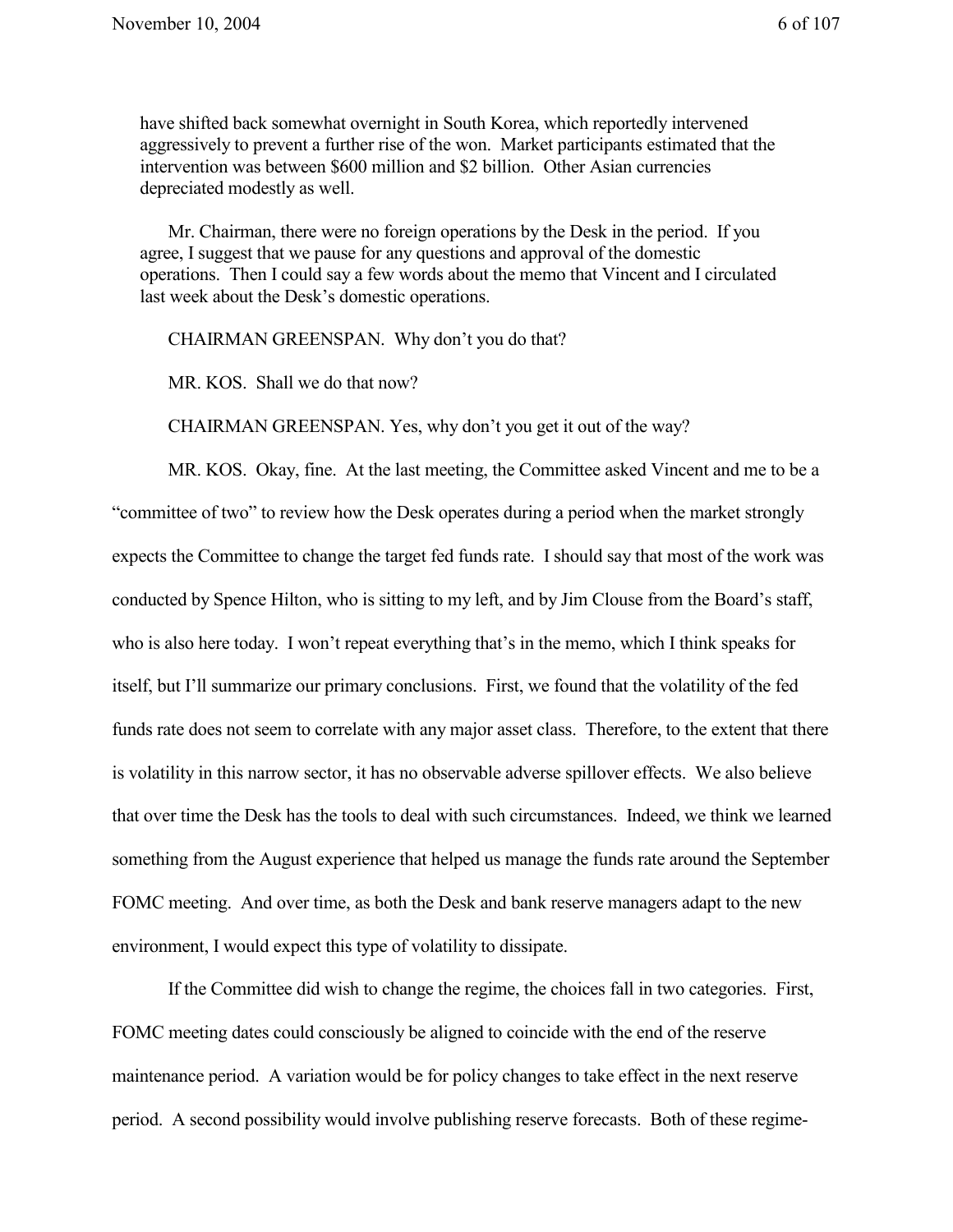have shifted back somewhat overnight in South Korea, which reportedly intervened aggressively to prevent a further rise of the won. Market participants estimated that the intervention was between $600 million and $2 billion. Other Asian currencies depreciated modestly as well.

Mr. Chairman, there were no foreign operations by the Desk in the period. If you agree, I suggest that we pause for any questions and approval of the domestic operations. Then I could say a few words about the memo that Vincent and I circulated last week about the Desk's domestic operations.

CHAIRMAN GREENSPAN. Why don't you do that?

MR. KOS. Shall we do that now?

CHAIRMAN GREENSPAN. Yes, why don't you get it out of the way?

MR. KOS. Okay, fine. At the last meeting, the Committee asked Vincent and me to be a "committee of two" to review how the Desk operates during a period when the market strongly expects the Committee to change the target fed funds rate. I should say that most of the work was conducted by Spence Hilton, who is sitting to my left, and by Jim Clouse from the Board's staff, who is also here today. I won't repeat everything that's in the memo, which I think speaks for itself, but I'll summarize our primary conclusions. First, we found that the volatility of the fed funds rate does not seem to correlate with any major asset class. Therefore, to the extent that there is volatility in this narrow sector, it has no observable adverse spillover effects. We also believe that over time the Desk has the tools to deal with such circumstances. Indeed, we think we learned something from the August experience that helped us manage the funds rate around the September FOMC meeting. And over time, as both the Desk and bank reserve managers adapt to the new environment, I would expect this type of volatility to dissipate.

If the Committee did wish to change the regime, the choices fall in two categories. First, FOMC meeting dates could consciously be aligned to coincide with the end of the reserve maintenance period. A variation would be for policy changes to take effect in the next reserve period. A second possibility would involve publishing reserve forecasts. Both of these regime-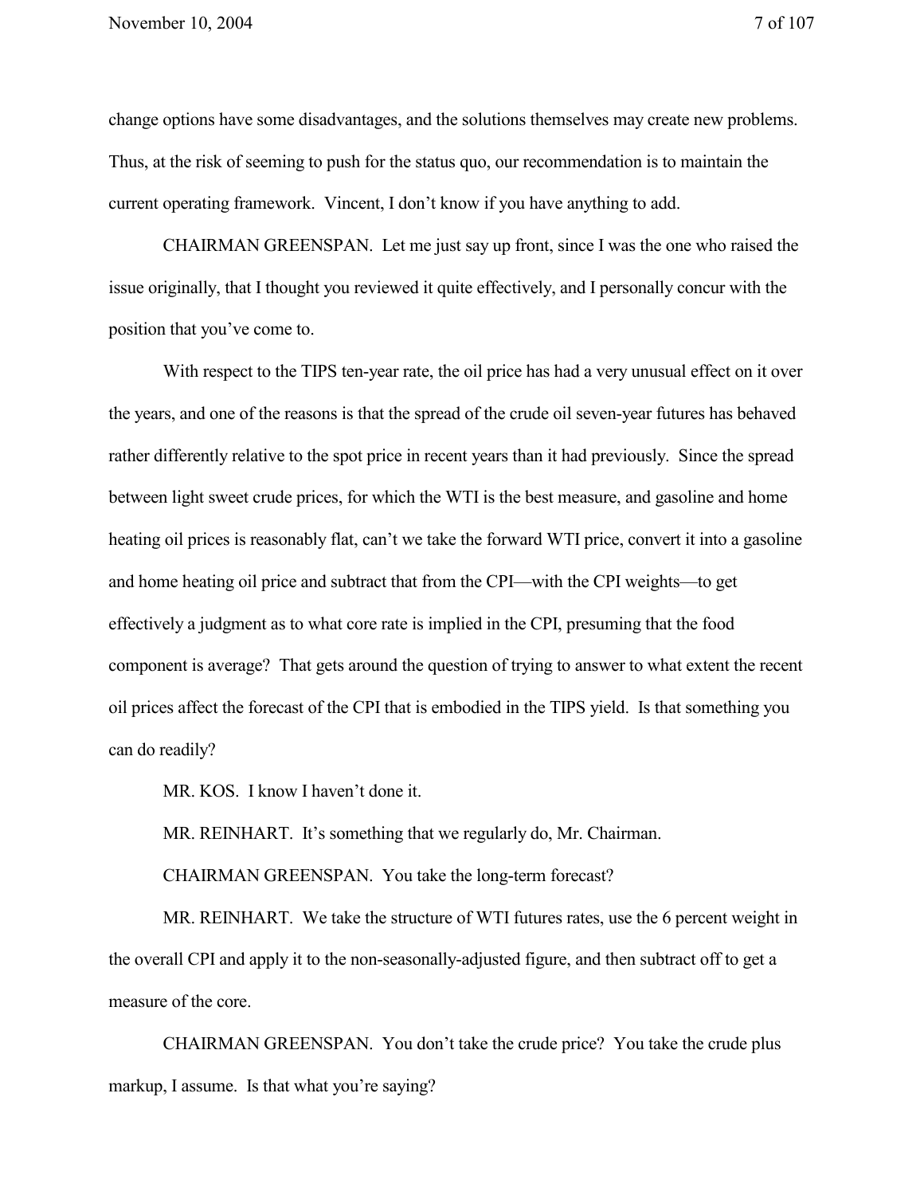change options have some disadvantages, and the solutions themselves may create new problems. Thus, at the risk of seeming to push for the status quo, our recommendation is to maintain the current operating framework. Vincent, I don't know if you have anything to add.

CHAIRMAN GREENSPAN. Let me just say up front, since I was the one who raised the issue originally, that I thought you reviewed it quite effectively, and I personally concur with the position that you've come to.

With respect to the TIPS ten-year rate, the oil price has had a very unusual effect on it over the years, and one of the reasons is that the spread of the crude oil seven-year futures has behaved rather differently relative to the spot price in recent years than it had previously. Since the spread between light sweet crude prices, for which the WTI is the best measure, and gasoline and home heating oil prices is reasonably flat, can't we take the forward WTI price, convert it into a gasoline and home heating oil price and subtract that from the CPI—with the CPI weights—to get effectively a judgment as to what core rate is implied in the CPI, presuming that the food component is average? That gets around the question of trying to answer to what extent the recent oil prices affect the forecast of the CPI that is embodied in the TIPS yield. Is that something you can do readily?

MR. KOS. I know I haven't done it.

MR. REINHART. It's something that we regularly do, Mr. Chairman.

CHAIRMAN GREENSPAN. You take the long-term forecast?

MR. REINHART. We take the structure of WTI futures rates, use the 6 percent weight in the overall CPI and apply it to the non-seasonally-adjusted figure, and then subtract off to get a measure of the core.

CHAIRMAN GREENSPAN. You don't take the crude price? You take the crude plus markup, I assume. Is that what you're saying?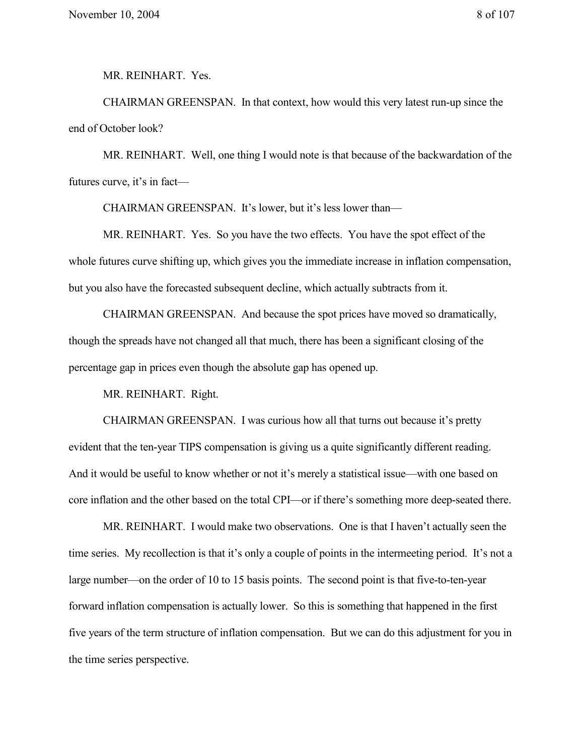MR. REINHART. Yes.

CHAIRMAN GREENSPAN. In that context, how would this very latest run-up since the end of October look?

MR. REINHART. Well, one thing I would note is that because of the backwardation of the futures curve, it's in fact—

CHAIRMAN GREENSPAN. It's lower, but it's less lower than—

MR. REINHART. Yes. So you have the two effects. You have the spot effect of the whole futures curve shifting up, which gives you the immediate increase in inflation compensation, but you also have the forecasted subsequent decline, which actually subtracts from it.

CHAIRMAN GREENSPAN. And because the spot prices have moved so dramatically, though the spreads have not changed all that much, there has been a significant closing of the percentage gap in prices even though the absolute gap has opened up.

MR. REINHART. Right.

CHAIRMAN GREENSPAN. I was curious how all that turns out because it's pretty evident that the ten-year TIPS compensation is giving us a quite significantly different reading. And it would be useful to know whether or not it's merely a statistical issue—with one based on core inflation and the other based on the total CPI—or if there's something more deep-seated there.

MR. REINHART. I would make two observations. One is that I haven't actually seen the time series. My recollection is that it's only a couple of points in the intermeeting period. It's not a large number—on the order of 10 to 15 basis points. The second point is that five-to-ten-year forward inflation compensation is actually lower. So this is something that happened in the first five years of the term structure of inflation compensation. But we can do this adjustment for you in the time series perspective.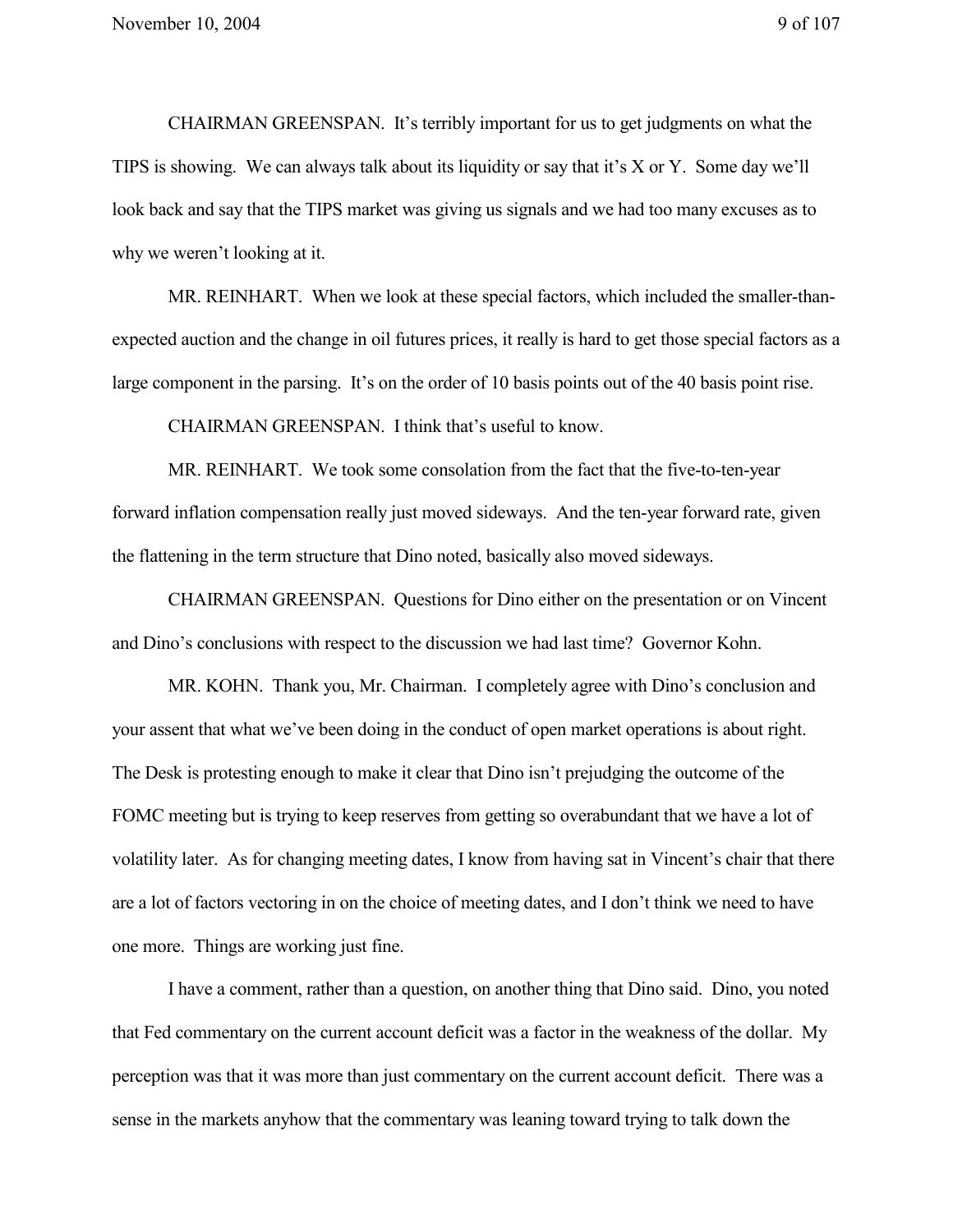CHAIRMAN GREENSPAN. It's terribly important for us to get judgments on what the TIPS is showing. We can always talk about its liquidity or say that it's X or Y. Some day we'll look back and say that the TIPS market was giving us signals and we had too many excuses as to why we weren't looking at it.

MR. REINHART. When we look at these special factors, which included the smaller-than-expected auction and the change in oil futures prices, it really is hard to get those special factors as a large component in the parsing. It's on the order of 10 basis points out of the 40 basis point rise.

CHAIRMAN GREENSPAN. I think that's useful to know.

MR. REINHART. We took some consolation from the fact that the five-to-ten-year forward inflation compensation really just moved sideways. And the ten-year forward rate, given the flattening in the term structure that Dino noted, basically also moved sideways.

CHAIRMAN GREENSPAN. Questions for Dino either on the presentation or on Vincent and Dino's conclusions with respect to the discussion we had last time? Governor Kohn.

MR. KOHN. Thank you, Mr. Chairman. I completely agree with Dino's conclusion and your assent that what we've been doing in the conduct of open market operations is about right. The Desk is protesting enough to make it clear that Dino isn't prejudging the outcome of the FOMC meeting but is trying to keep reserves from getting so overabundant that we have a lot of volatility later. As for changing meeting dates, I know from having sat in Vincent's chair that there are a lot of factors vectoring in on the choice of meeting dates, and I don't think we need to have one more. Things are working just fine.

I have a comment, rather than a question, on another thing that Dino said. Dino, you noted that Fed commentary on the current account deficit was a factor in the weakness of the dollar. My perception was that it was more than just commentary on the current account deficit. There was a sense in the markets anyhow that the commentary was leaning toward trying to talk down the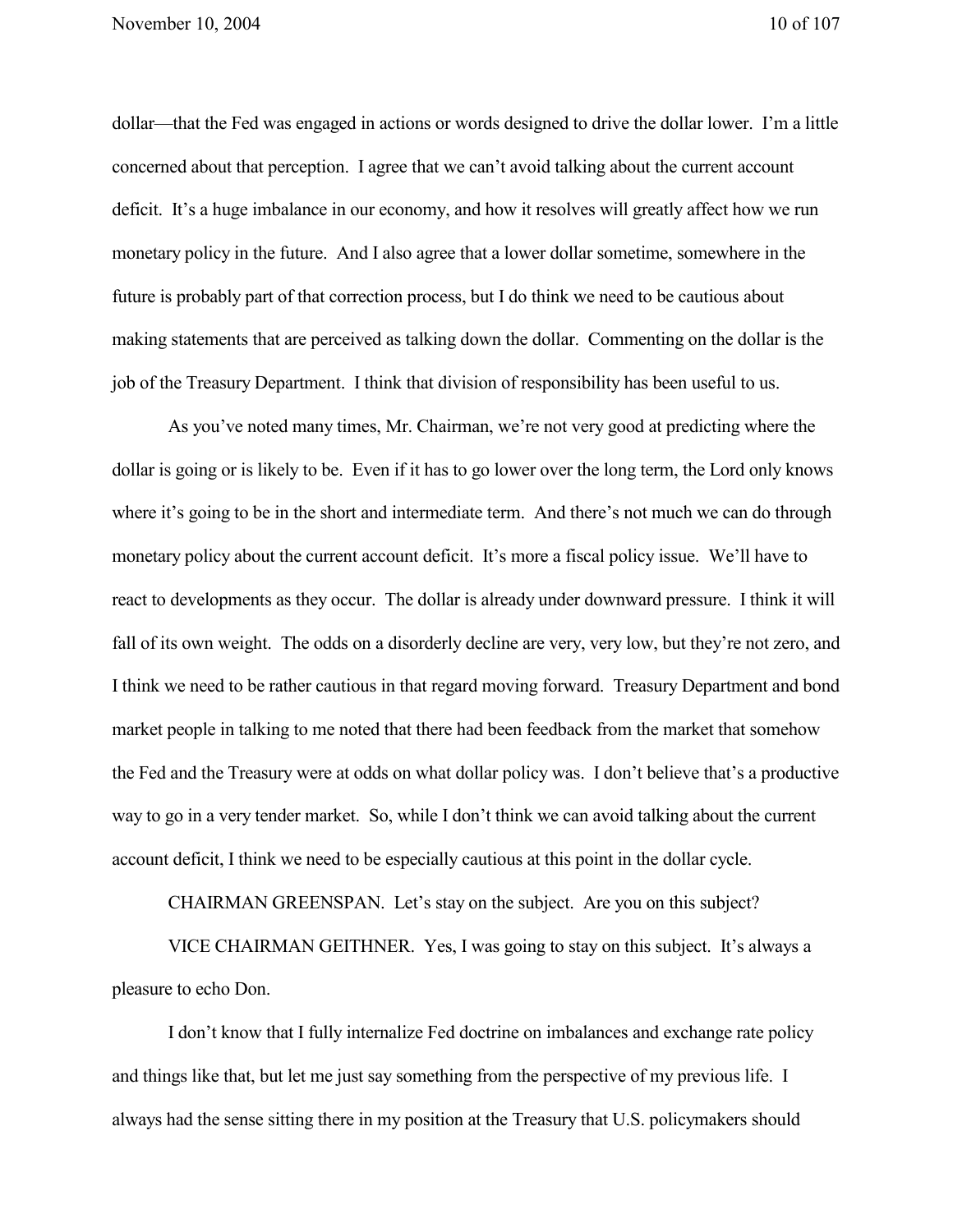dollar—that the Fed was engaged in actions or words designed to drive the dollar lower. I'm a little concerned about that perception. I agree that we can't avoid talking about the current account deficit. It's a huge imbalance in our economy, and how it resolves will greatly affect how we run monetary policy in the future. And I also agree that a lower dollar sometime, somewhere in the future is probably part of that correction process, but I do think we need to be cautious about making statements that are perceived as talking down the dollar. Commenting on the dollar is the job of the Treasury Department. I think that division of responsibility has been useful to us.

As you've noted many times, Mr. Chairman, we're not very good at predicting where the dollar is going or is likely to be. Even if it has to go lower over the long term, the Lord only knows where it's going to be in the short and intermediate term. And there's not much we can do through monetary policy about the current account deficit. It's more a fiscal policy issue. We'll have to react to developments as they occur. The dollar is already under downward pressure. I think it will fall of its own weight. The odds on a disorderly decline are very, very low, but they're not zero, and I think we need to be rather cautious in that regard moving forward. Treasury Department and bond market people in talking to me noted that there had been feedback from the market that somehow the Fed and the Treasury were at odds on what dollar policy was. I don't believe that's a productive way to go in a very tender market. So, while I don't think we can avoid talking about the current account deficit, I think we need to be especially cautious at this point in the dollar cycle.

CHAIRMAN GREENSPAN. Let's stay on the subject. Are you on this subject?

VICE CHAIRMAN GEITHNER. Yes, I was going to stay on this subject. It's always a pleasure to echo Don.

I don't know that I fully internalize Fed doctrine on imbalances and exchange rate policy and things like that, but let me just say something from the perspective of my previous life. I always had the sense sitting there in my position at the Treasury that U.S. policymakers should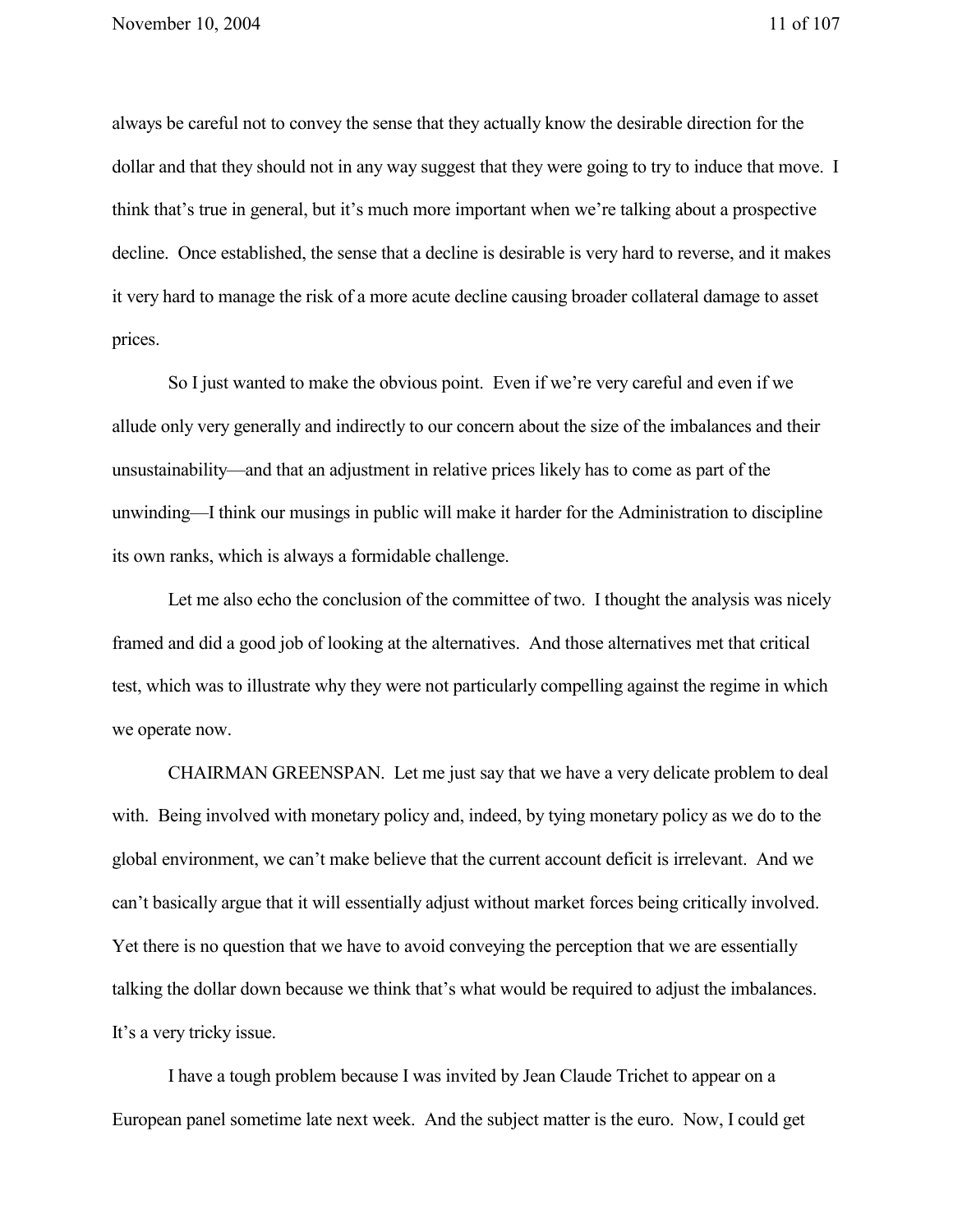always be careful not to convey the sense that they actually know the desirable direction for the dollar and that they should not in any way suggest that they were going to try to induce that move. I think that's true in general, but it's much more important when we're talking about a prospective decline. Once established, the sense that a decline is desirable is very hard to reverse, and it makes it very hard to manage the risk of a more acute decline causing broader collateral damage to asset prices.

So I just wanted to make the obvious point. Even if we're very careful and even if we allude only very generally and indirectly to our concern about the size of the imbalances and their unsustainability—and that an adjustment in relative prices likely has to come as part of the unwinding—I think our musings in public will make it harder for the Administration to discipline its own ranks, which is always a formidable challenge.

Let me also echo the conclusion of the committee of two. I thought the analysis was nicely framed and did a good job of looking at the alternatives. And those alternatives met that critical test, which was to illustrate why they were not particularly compelling against the regime in which we operate now.

CHAIRMAN GREENSPAN. Let me just say that we have a very delicate problem to deal with. Being involved with monetary policy and, indeed, by tying monetary policy as we do to the global environment, we can't make believe that the current account deficit is irrelevant. And we can't basically argue that it will essentially adjust without market forces being critically involved. Yet there is no question that we have to avoid conveying the perception that we are essentially talking the dollar down because we think that's what would be required to adjust the imbalances. It's a very tricky issue.

I have a tough problem because I was invited by Jean Claude Trichet to appear on a European panel sometime late next week. And the subject matter is the euro. Now, I could get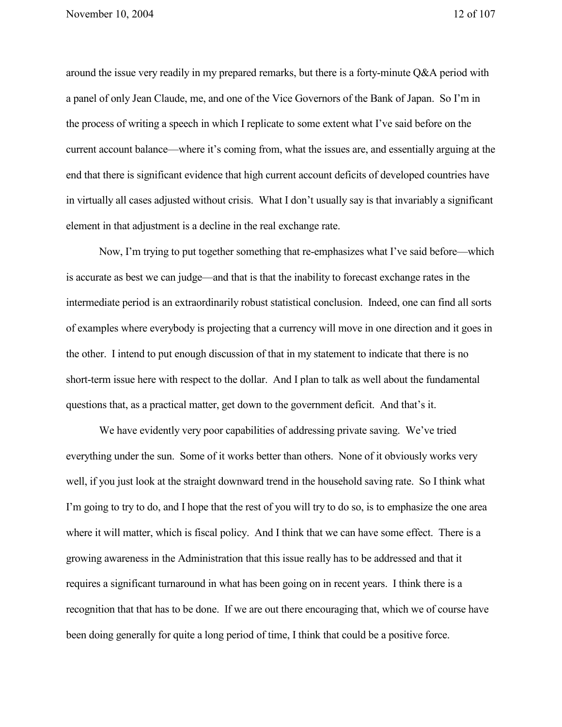around the issue very readily in my prepared remarks, but there is a forty-minute Q&A period with a panel of only Jean Claude, me, and one of the Vice Governors of the Bank of Japan. So I'm in the process of writing a speech in which I replicate to some extent what I've said before on the current account balance—where it's coming from, what the issues are, and essentially arguing at the end that there is significant evidence that high current account deficits of developed countries have in virtually all cases adjusted without crisis. What I don't usually say is that invariably a significant element in that adjustment is a decline in the real exchange rate.

Now, I'm trying to put together something that re-emphasizes what I've said before—which is accurate as best we can judge—and that is that the inability to forecast exchange rates in the intermediate period is an extraordinarily robust statistical conclusion. Indeed, one can find all sorts of examples where everybody is projecting that a currency will move in one direction and it goes in the other. I intend to put enough discussion of that in my statement to indicate that there is no short-term issue here with respect to the dollar. And I plan to talk as well about the fundamental questions that, as a practical matter, get down to the government deficit. And that's it.

We have evidently very poor capabilities of addressing private saving. We've tried everything under the sun. Some of it works better than others. None of it obviously works very well, if you just look at the straight downward trend in the household saving rate. So I think what I'm going to try to do, and I hope that the rest of you will try to do so, is to emphasize the one area where it will matter, which is fiscal policy. And I think that we can have some effect. There is a growing awareness in the Administration that this issue really has to be addressed and that it requires a significant turnaround in what has been going on in recent years. I think there is a recognition that that has to be done. If we are out there encouraging that, which we of course have been doing generally for quite a long period of time, I think that could be a positive force.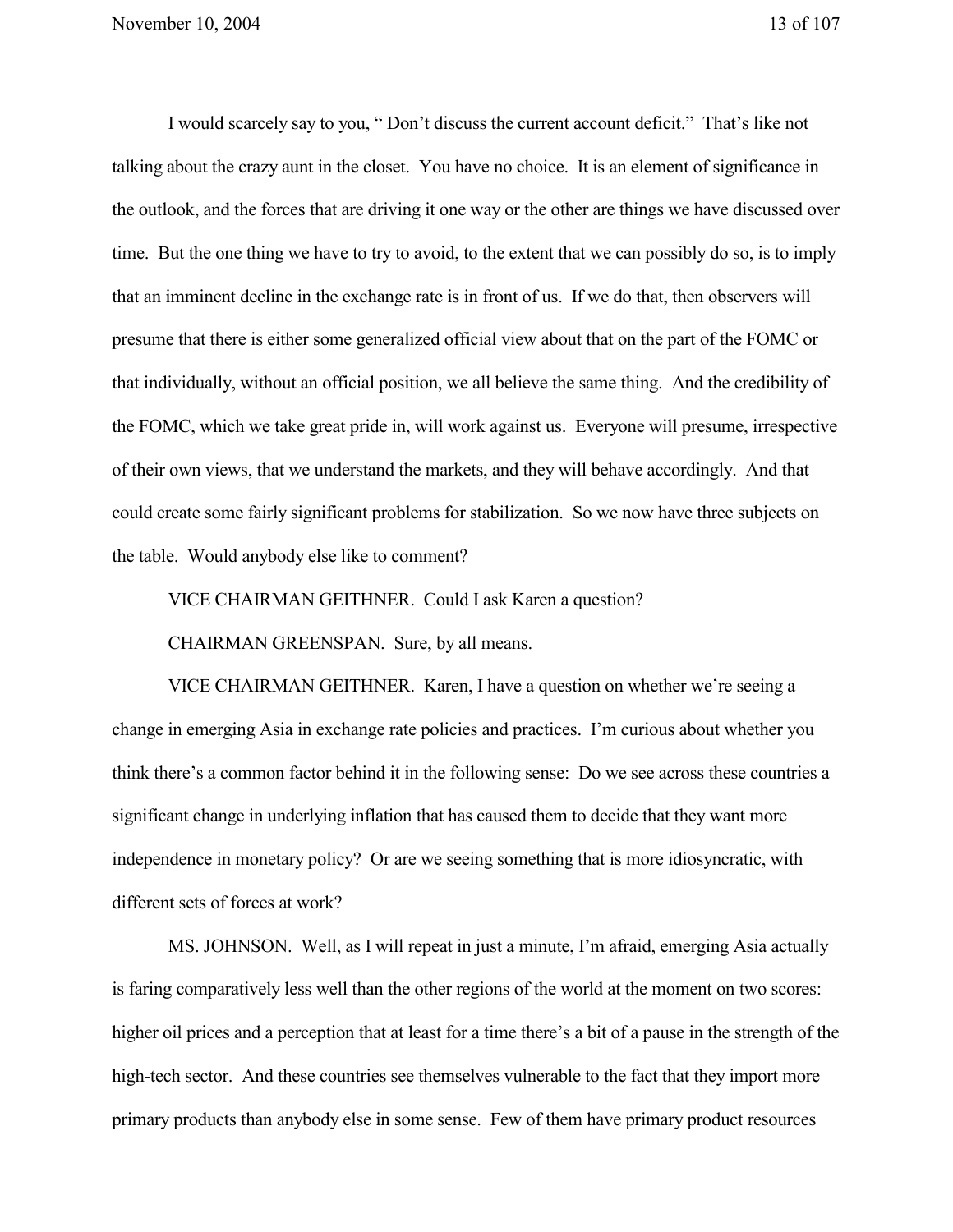I would scarcely say to you, " Don't discuss the current account deficit." That's like not talking about the crazy aunt in the closet. You have no choice. It is an element of significance in the outlook, and the forces that are driving it one way or the other are things we have discussed over time. But the one thing we have to try to avoid, to the extent that we can possibly do so, is to imply that an imminent decline in the exchange rate is in front of us. If we do that, then observers will presume that there is either some generalized official view about that on the part of the FOMC or that individually, without an official position, we all believe the same thing. And the credibility of the FOMC, which we take great pride in, will work against us. Everyone will presume, irrespective of their own views, that we understand the markets, and they will behave accordingly. And that could create some fairly significant problems for stabilization. So we now have three subjects on the table. Would anybody else like to comment?

VICE CHAIRMAN GEITHNER. Could I ask Karen a question?

CHAIRMAN GREENSPAN. Sure, by all means.

VICE CHAIRMAN GEITHNER. Karen, I have a question on whether we're seeing a change in emerging Asia in exchange rate policies and practices. I'm curious about whether you think there's a common factor behind it in the following sense: Do we see across these countries a significant change in underlying inflation that has caused them to decide that they want more independence in monetary policy? Or are we seeing something that is more idiosyncratic, with different sets of forces at work?

MS. JOHNSON. Well, as I will repeat in just a minute, I'm afraid, emerging Asia actually is faring comparatively less well than the other regions of the world at the moment on two scores: higher oil prices and a perception that at least for a time there's a bit of a pause in the strength of the high-tech sector. And these countries see themselves vulnerable to the fact that they import more primary products than anybody else in some sense. Few of them have primary product resources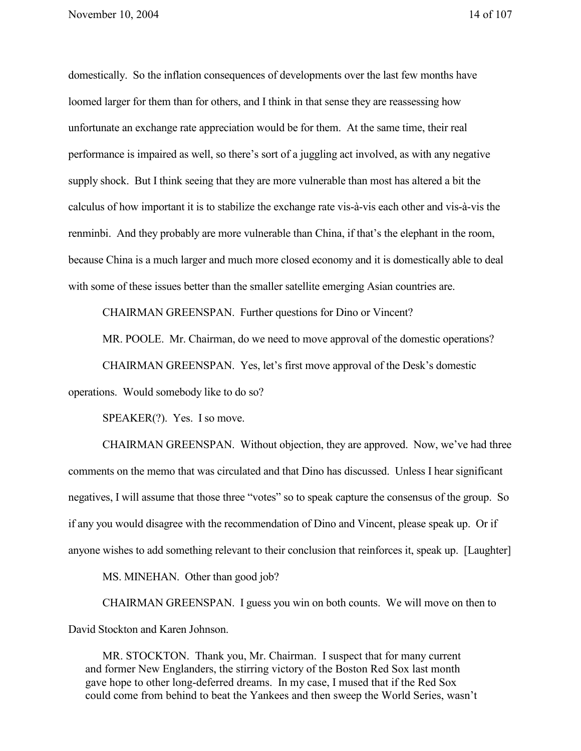domestically. So the inflation consequences of developments over the last few months have loomed larger for them than for others, and I think in that sense they are reassessing how unfortunate an exchange rate appreciation would be for them. At the same time, their real performance is impaired as well, so there's sort of a juggling act involved, as with any negative supply shock. But I think seeing that they are more vulnerable than most has altered a bit the calculus of how important it is to stabilize the exchange rate vis-à-vis each other and vis-à-vis the renminbi. And they probably are more vulnerable than China, if that's the elephant in the room, because China is a much larger and much more closed economy and it is domestically able to deal with some of these issues better than the smaller satellite emerging Asian countries are.

CHAIRMAN GREENSPAN. Further questions for Dino or Vincent?

MR. POOLE. Mr. Chairman, do we need to move approval of the domestic operations?

CHAIRMAN GREENSPAN. Yes, let's first move approval of the Desk's domestic operations. Would somebody like to do so?

SPEAKER(?). Yes. I so move.

CHAIRMAN GREENSPAN. Without objection, they are approved. Now, we've had three comments on the memo that was circulated and that Dino has discussed. Unless I hear significant negatives, I will assume that those three "votes" so to speak capture the consensus of the group. So if any you would disagree with the recommendation of Dino and Vincent, please speak up. Or if anyone wishes to add something relevant to their conclusion that reinforces it, speak up. [Laughter]

MS. MINEHAN. Other than good job?

CHAIRMAN GREENSPAN. I guess you win on both counts. We will move on then to David Stockton and Karen Johnson.

> MR. STOCKTON. Thank you, Mr. Chairman. I suspect that for many current and former New Englanders, the stirring victory of the Boston Red Sox last month gave hope to other long-deferred dreams. In my case, I mused that if the Red Sox could come from behind to beat the Yankees and then sweep the World Series, wasn't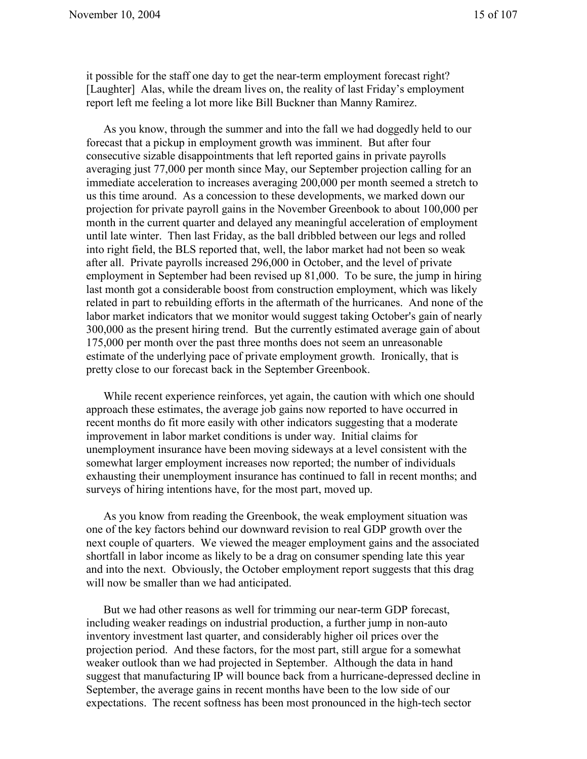it possible for the staff one day to get the near-term employment forecast right? [Laughter] Alas, while the dream lives on, the reality of last Friday's employment report left me feeling a lot more like Bill Buckner than Manny Ramirez.

As you know, through the summer and into the fall we had doggedly held to our forecast that a pickup in employment growth was imminent. But after four consecutive sizable disappointments that left reported gains in private payrolls averaging just 77,000 per month since May, our September projection calling for an immediate acceleration to increases averaging 200,000 per month seemed a stretch to us this time around. As a concession to these developments, we marked down our projection for private payroll gains in the November Greenbook to about 100,000 per month in the current quarter and delayed any meaningful acceleration of employment until late winter. Then last Friday, as the ball dribbled between our legs and rolled into right field, the BLS reported that, well, the labor market had not been so weak after all. Private payrolls increased 296,000 in October, and the level of private employment in September had been revised up 81,000. To be sure, the jump in hiring last month got a considerable boost from construction employment, which was likely related in part to rebuilding efforts in the aftermath of the hurricanes. And none of the labor market indicators that we monitor would suggest taking October's gain of nearly 300,000 as the present hiring trend. But the currently estimated average gain of about 175,000 per month over the past three months does not seem an unreasonable estimate of the underlying pace of private employment growth. Ironically, that is pretty close to our forecast back in the September Greenbook.

While recent experience reinforces, yet again, the caution with which one should approach these estimates, the average job gains now reported to have occurred in recent months do fit more easily with other indicators suggesting that a moderate improvement in labor market conditions is under way. Initial claims for unemployment insurance have been moving sideways at a level consistent with the somewhat larger employment increases now reported; the number of individuals exhausting their unemployment insurance has continued to fall in recent months; and surveys of hiring intentions have, for the most part, moved up.

As you know from reading the Greenbook, the weak employment situation was one of the key factors behind our downward revision to real GDP growth over the next couple of quarters. We viewed the meager employment gains and the associated shortfall in labor income as likely to be a drag on consumer spending late this year and into the next. Obviously, the October employment report suggests that this drag will now be smaller than we had anticipated.

But we had other reasons as well for trimming our near-term GDP forecast, including weaker readings on industrial production, a further jump in non-auto inventory investment last quarter, and considerably higher oil prices over the projection period. And these factors, for the most part, still argue for a somewhat weaker outlook than we had projected in September. Although the data in hand suggest that manufacturing IP will bounce back from a hurricane-depressed decline in September, the average gains in recent months have been to the low side of our expectations. The recent softness has been most pronounced in the high-tech sector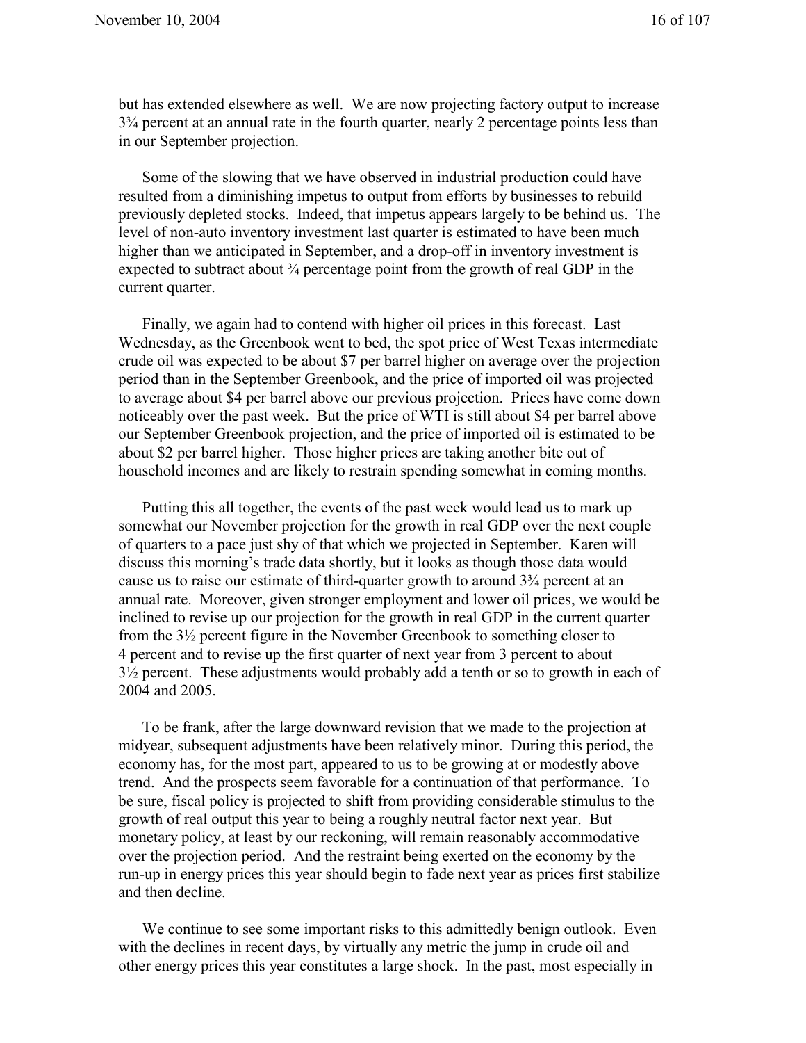but has extended elsewhere as well. We are now projecting factory output to increase 3¾ percent at an annual rate in the fourth quarter, nearly 2 percentage points less than in our September projection.

Some of the slowing that we have observed in industrial production could have resulted from a diminishing impetus to output from efforts by businesses to rebuild previously depleted stocks. Indeed, that impetus appears largely to be behind us. The level of non-auto inventory investment last quarter is estimated to have been much higher than we anticipated in September, and a drop-off in inventory investment is expected to subtract about ¾ percentage point from the growth of real GDP in the current quarter.

Finally, we again had to contend with higher oil prices in this forecast. Last Wednesday, as the Greenbook went to bed, the spot price of West Texas intermediate crude oil was expected to be about $7 per barrel higher on average over the projection period than in the September Greenbook, and the price of imported oil was projected to average about $4 per barrel above our previous projection. Prices have come down noticeably over the past week. But the price of WTI is still about $4 per barrel above our September Greenbook projection, and the price of imported oil is estimated to be about $2 per barrel higher. Those higher prices are taking another bite out of household incomes and are likely to restrain spending somewhat in coming months.

Putting this all together, the events of the past week would lead us to mark up somewhat our November projection for the growth in real GDP over the next couple of quarters to a pace just shy of that which we projected in September. Karen will discuss this morning's trade data shortly, but it looks as though those data would cause us to raise our estimate of third-quarter growth to around 3¾ percent at an annual rate. Moreover, given stronger employment and lower oil prices, we would be inclined to revise up our projection for the growth in real GDP in the current quarter from the 3½ percent figure in the November Greenbook to something closer to 4 percent and to revise up the first quarter of next year from 3 percent to about 3½ percent. These adjustments would probably add a tenth or so to growth in each of 2004 and 2005.

To be frank, after the large downward revision that we made to the projection at midyear, subsequent adjustments have been relatively minor. During this period, the economy has, for the most part, appeared to us to be growing at or modestly above trend. And the prospects seem favorable for a continuation of that performance. To be sure, fiscal policy is projected to shift from providing considerable stimulus to the growth of real output this year to being a roughly neutral factor next year. But monetary policy, at least by our reckoning, will remain reasonably accommodative over the projection period. And the restraint being exerted on the economy by the run-up in energy prices this year should begin to fade next year as prices first stabilize and then decline.

We continue to see some important risks to this admittedly benign outlook. Even with the declines in recent days, by virtually any metric the jump in crude oil and other energy prices this year constitutes a large shock. In the past, most especially in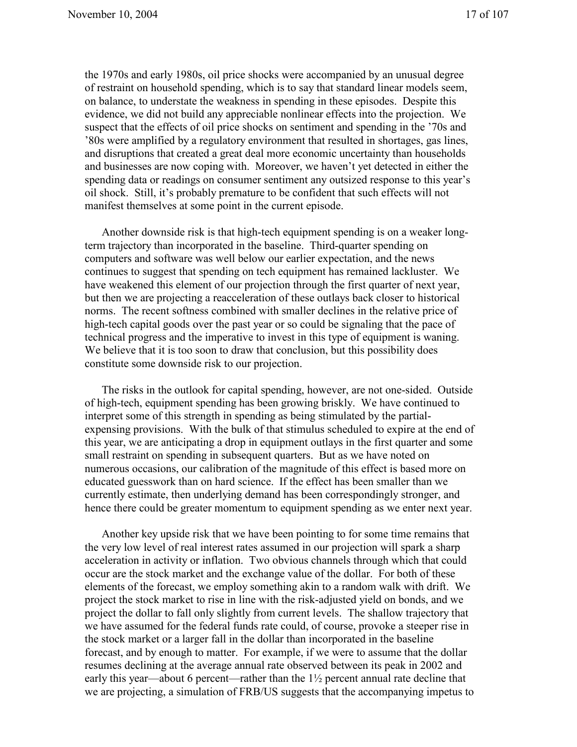the 1970s and early 1980s, oil price shocks were accompanied by an unusual degree of restraint on household spending, which is to say that standard linear models seem, on balance, to understate the weakness in spending in these episodes. Despite this evidence, we did not build any appreciable nonlinear effects into the projection. We suspect that the effects of oil price shocks on sentiment and spending in the '70s and '80s were amplified by a regulatory environment that resulted in shortages, gas lines, and disruptions that created a great deal more economic uncertainty than households and businesses are now coping with. Moreover, we haven't yet detected in either the spending data or readings on consumer sentiment any outsized response to this year's oil shock. Still, it's probably premature to be confident that such effects will not manifest themselves at some point in the current episode.

Another downside risk is that high-tech equipment spending is on a weaker long-term trajectory than incorporated in the baseline. Third-quarter spending on computers and software was well below our earlier expectation, and the news continues to suggest that spending on tech equipment has remained lackluster. We have weakened this element of our projection through the first quarter of next year, but then we are projecting a reacceleration of these outlays back closer to historical norms. The recent softness combined with smaller declines in the relative price of high-tech capital goods over the past year or so could be signaling that the pace of technical progress and the imperative to invest in this type of equipment is waning. We believe that it is too soon to draw that conclusion, but this possibility does constitute some downside risk to our projection.

The risks in the outlook for capital spending, however, are not one-sided. Outside of high-tech, equipment spending has been growing briskly. We have continued to interpret some of this strength in spending as being stimulated by the partial-expensing provisions. With the bulk of that stimulus scheduled to expire at the end of this year, we are anticipating a drop in equipment outlays in the first quarter and some small restraint on spending in subsequent quarters. But as we have noted on numerous occasions, our calibration of the magnitude of this effect is based more on educated guesswork than on hard science. If the effect has been smaller than we currently estimate, then underlying demand has been correspondingly stronger, and hence there could be greater momentum to equipment spending as we enter next year.

Another key upside risk that we have been pointing to for some time remains that the very low level of real interest rates assumed in our projection will spark a sharp acceleration in activity or inflation. Two obvious channels through which that could occur are the stock market and the exchange value of the dollar. For both of these elements of the forecast, we employ something akin to a random walk with drift. We project the stock market to rise in line with the risk-adjusted yield on bonds, and we project the dollar to fall only slightly from current levels. The shallow trajectory that we have assumed for the federal funds rate could, of course, provoke a steeper rise in the stock market or a larger fall in the dollar than incorporated in the baseline forecast, and by enough to matter. For example, if we were to assume that the dollar resumes declining at the average annual rate observed between its peak in 2002 and early this year—about 6 percent—rather than the 1½ percent annual rate decline that we are projecting, a simulation of FRB/US suggests that the accompanying impetus to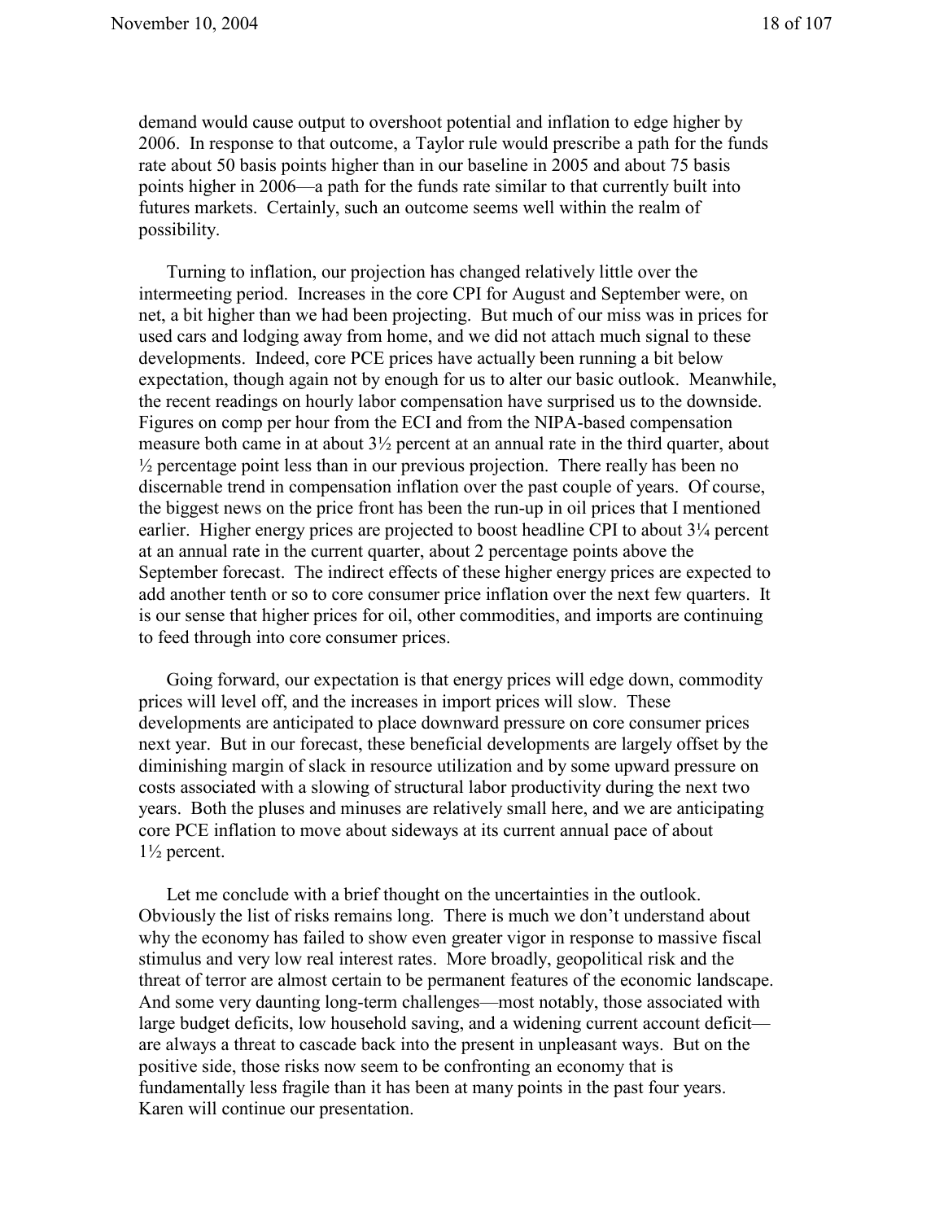demand would cause output to overshoot potential and inflation to edge higher by 2006. In response to that outcome, a Taylor rule would prescribe a path for the funds rate about 50 basis points higher than in our baseline in 2005 and about 75 basis points higher in 2006—a path for the funds rate similar to that currently built into futures markets. Certainly, such an outcome seems well within the realm of possibility.

Turning to inflation, our projection has changed relatively little over the intermeeting period. Increases in the core CPI for August and September were, on net, a bit higher than we had been projecting. But much of our miss was in prices for used cars and lodging away from home, and we did not attach much signal to these developments. Indeed, core PCE prices have actually been running a bit below expectation, though again not by enough for us to alter our basic outlook. Meanwhile, the recent readings on hourly labor compensation have surprised us to the downside. Figures on comp per hour from the ECI and from the NIPA-based compensation measure both came in at about 3½ percent at an annual rate in the third quarter, about ½ percentage point less than in our previous projection. There really has been no discernable trend in compensation inflation over the past couple of years. Of course, the biggest news on the price front has been the run-up in oil prices that I mentioned earlier. Higher energy prices are projected to boost headline CPI to about 3¼ percent at an annual rate in the current quarter, about 2 percentage points above the September forecast. The indirect effects of these higher energy prices are expected to add another tenth or so to core consumer price inflation over the next few quarters. It is our sense that higher prices for oil, other commodities, and imports are continuing to feed through into core consumer prices.

Going forward, our expectation is that energy prices will edge down, commodity prices will level off, and the increases in import prices will slow. These developments are anticipated to place downward pressure on core consumer prices next year. But in our forecast, these beneficial developments are largely offset by the diminishing margin of slack in resource utilization and by some upward pressure on costs associated with a slowing of structural labor productivity during the next two years. Both the pluses and minuses are relatively small here, and we are anticipating core PCE inflation to move about sideways at its current annual pace of about 1½ percent.

Let me conclude with a brief thought on the uncertainties in the outlook. Obviously the list of risks remains long. There is much we don't understand about why the economy has failed to show even greater vigor in response to massive fiscal stimulus and very low real interest rates. More broadly, geopolitical risk and the threat of terror are almost certain to be permanent features of the economic landscape. And some very daunting long-term challenges—most notably, those associated with large budget deficits, low household saving, and a widening current account deficit—are always a threat to cascade back into the present in unpleasant ways. But on the positive side, those risks now seem to be confronting an economy that is fundamentally less fragile than it has been at many points in the past four years. Karen will continue our presentation.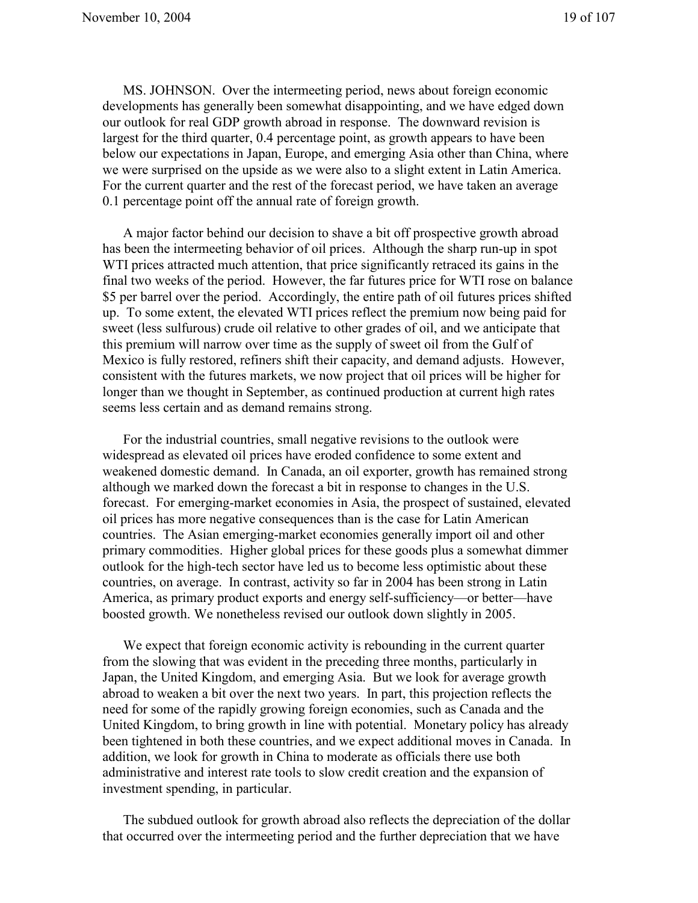MS. JOHNSON. Over the intermeeting period, news about foreign economic developments has generally been somewhat disappointing, and we have edged down our outlook for real GDP growth abroad in response. The downward revision is largest for the third quarter, 0.4 percentage point, as growth appears to have been below our expectations in Japan, Europe, and emerging Asia other than China, where we were surprised on the upside as we were also to a slight extent in Latin America. For the current quarter and the rest of the forecast period, we have taken an average 0.1 percentage point off the annual rate of foreign growth.

A major factor behind our decision to shave a bit off prospective growth abroad has been the intermeeting behavior of oil prices. Although the sharp run-up in spot WTI prices attracted much attention, that price significantly retraced its gains in the final two weeks of the period. However, the far futures price for WTI rose on balance $5 per barrel over the period. Accordingly, the entire path of oil futures prices shifted up. To some extent, the elevated WTI prices reflect the premium now being paid for sweet (less sulfurous) crude oil relative to other grades of oil, and we anticipate that this premium will narrow over time as the supply of sweet oil from the Gulf of Mexico is fully restored, refiners shift their capacity, and demand adjusts. However, consistent with the futures markets, we now project that oil prices will be higher for longer than we thought in September, as continued production at current high rates seems less certain and as demand remains strong.

For the industrial countries, small negative revisions to the outlook were widespread as elevated oil prices have eroded confidence to some extent and weakened domestic demand. In Canada, an oil exporter, growth has remained strong although we marked down the forecast a bit in response to changes in the U.S. forecast. For emerging-market economies in Asia, the prospect of sustained, elevated oil prices has more negative consequences than is the case for Latin American countries. The Asian emerging-market economies generally import oil and other primary commodities. Higher global prices for these goods plus a somewhat dimmer outlook for the high-tech sector have led us to become less optimistic about these countries, on average. In contrast, activity so far in 2004 has been strong in Latin America, as primary product exports and energy self-sufficiency—or better—have boosted growth. We nonetheless revised our outlook down slightly in 2005.

We expect that foreign economic activity is rebounding in the current quarter from the slowing that was evident in the preceding three months, particularly in Japan, the United Kingdom, and emerging Asia. But we look for average growth abroad to weaken a bit over the next two years. In part, this projection reflects the need for some of the rapidly growing foreign economies, such as Canada and the United Kingdom, to bring growth in line with potential. Monetary policy has already been tightened in both these countries, and we expect additional moves in Canada. In addition, we look for growth in China to moderate as officials there use both administrative and interest rate tools to slow credit creation and the expansion of investment spending, in particular.

The subdued outlook for growth abroad also reflects the depreciation of the dollar that occurred over the intermeeting period and the further depreciation that we have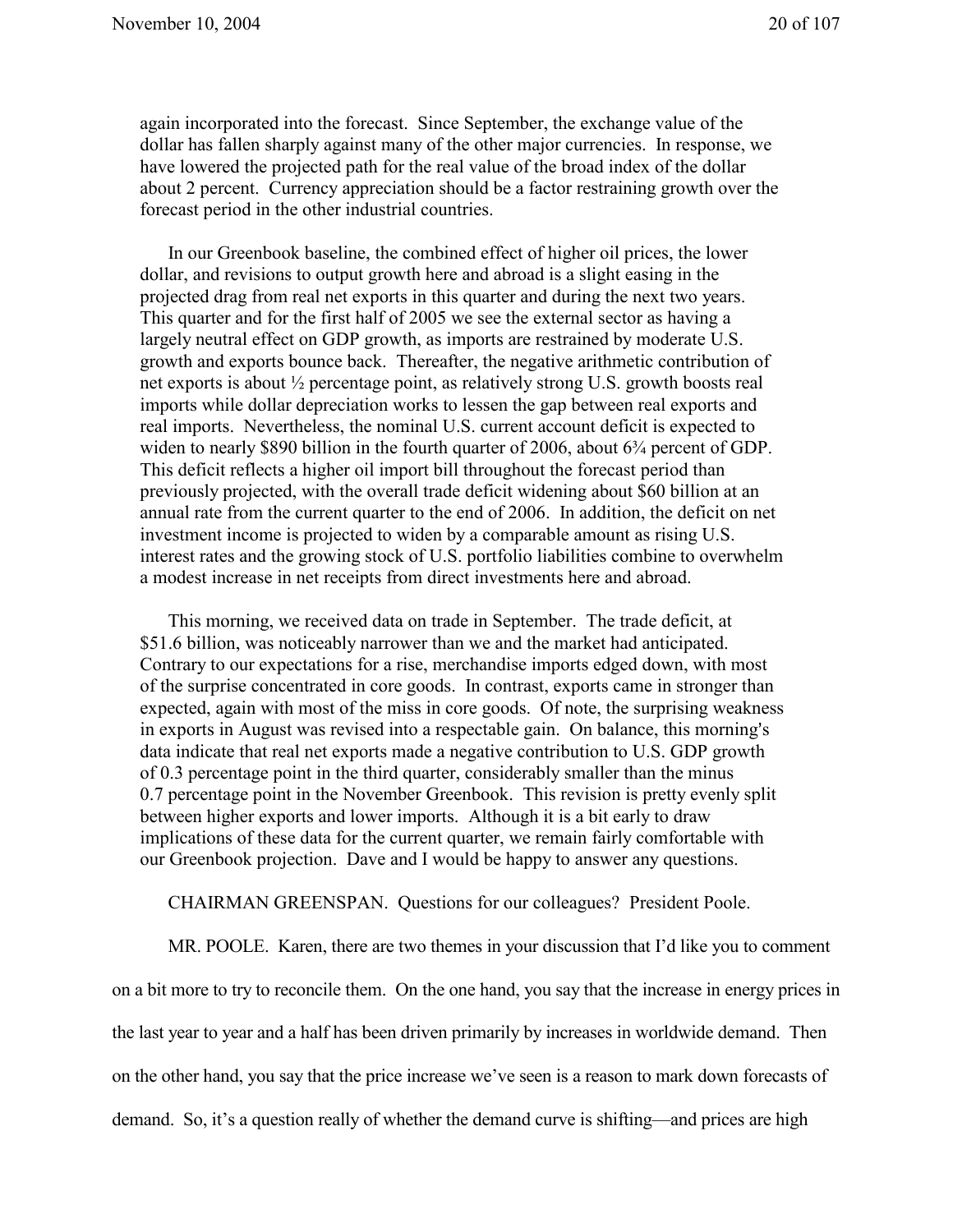again incorporated into the forecast. Since September, the exchange value of the dollar has fallen sharply against many of the other major currencies. In response, we have lowered the projected path for the real value of the broad index of the dollar about 2 percent. Currency appreciation should be a factor restraining growth over the forecast period in the other industrial countries.

In our Greenbook baseline, the combined effect of higher oil prices, the lower dollar, and revisions to output growth here and abroad is a slight easing in the projected drag from real net exports in this quarter and during the next two years. This quarter and for the first half of 2005 we see the external sector as having a largely neutral effect on GDP growth, as imports are restrained by moderate U.S. growth and exports bounce back. Thereafter, the negative arithmetic contribution of net exports is about ½ percentage point, as relatively strong U.S. growth boosts real imports while dollar depreciation works to lessen the gap between real exports and real imports. Nevertheless, the nominal U.S. current account deficit is expected to widen to nearly $890 billion in the fourth quarter of 2006, about 6¾ percent of GDP. This deficit reflects a higher oil import bill throughout the forecast period than previously projected, with the overall trade deficit widening about $60 billion at an annual rate from the current quarter to the end of 2006. In addition, the deficit on net investment income is projected to widen by a comparable amount as rising U.S. interest rates and the growing stock of U.S. portfolio liabilities combine to overwhelm a modest increase in net receipts from direct investments here and abroad.

This morning, we received data on trade in September. The trade deficit, at $51.6 billion, was noticeably narrower than we and the market had anticipated. Contrary to our expectations for a rise, merchandise imports edged down, with most of the surprise concentrated in core goods. In contrast, exports came in stronger than expected, again with most of the miss in core goods. Of note, the surprising weakness in exports in August was revised into a respectable gain. On balance, this morning's data indicate that real net exports made a negative contribution to U.S. GDP growth of 0.3 percentage point in the third quarter, considerably smaller than the minus 0.7 percentage point in the November Greenbook. This revision is pretty evenly split between higher exports and lower imports. Although it is a bit early to draw implications of these data for the current quarter, we remain fairly comfortable with our Greenbook projection. Dave and I would be happy to answer any questions.

CHAIRMAN GREENSPAN. Questions for our colleagues? President Poole.

MR. POOLE. Karen, there are two themes in your discussion that I'd like you to comment on a bit more to try to reconcile them. On the one hand, you say that the increase in energy prices in the last year to year and a half has been driven primarily by increases in worldwide demand. Then on the other hand, you say that the price increase we've seen is a reason to mark down forecasts of demand. So, it's a question really of whether the demand curve is shifting—and prices are high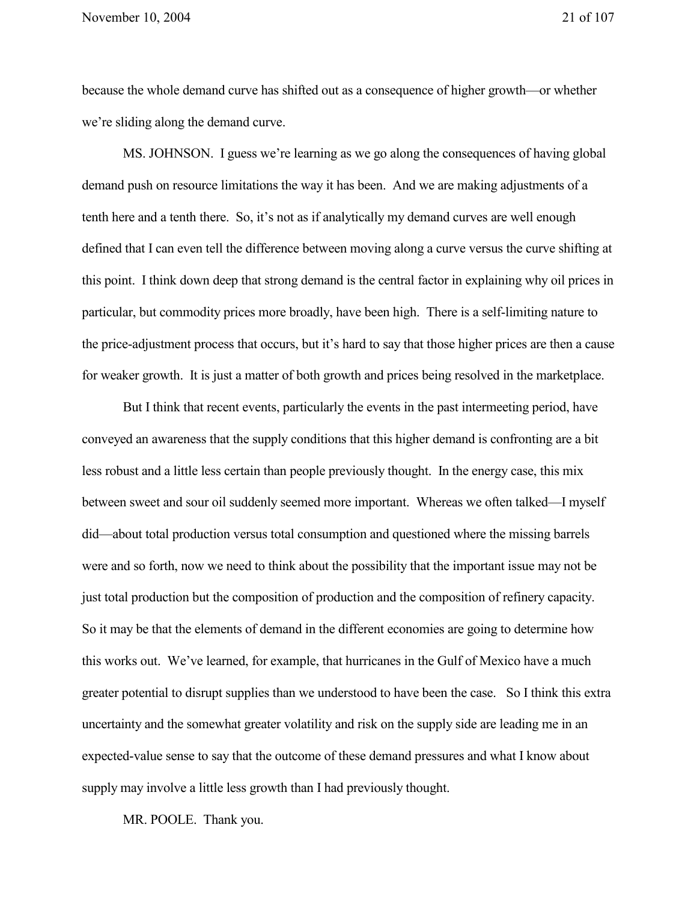because the whole demand curve has shifted out as a consequence of higher growth—or whether we're sliding along the demand curve.

MS. JOHNSON. I guess we're learning as we go along the consequences of having global demand push on resource limitations the way it has been. And we are making adjustments of a tenth here and a tenth there. So, it's not as if analytically my demand curves are well enough defined that I can even tell the difference between moving along a curve versus the curve shifting at this point. I think down deep that strong demand is the central factor in explaining why oil prices in particular, but commodity prices more broadly, have been high. There is a self-limiting nature to the price-adjustment process that occurs, but it's hard to say that those higher prices are then a cause for weaker growth. It is just a matter of both growth and prices being resolved in the marketplace.

But I think that recent events, particularly the events in the past intermeeting period, have conveyed an awareness that the supply conditions that this higher demand is confronting are a bit less robust and a little less certain than people previously thought. In the energy case, this mix between sweet and sour oil suddenly seemed more important. Whereas we often talked—I myself did—about total production versus total consumption and questioned where the missing barrels were and so forth, now we need to think about the possibility that the important issue may not be just total production but the composition of production and the composition of refinery capacity. So it may be that the elements of demand in the different economies are going to determine how this works out. We've learned, for example, that hurricanes in the Gulf of Mexico have a much greater potential to disrupt supplies than we understood to have been the case. So I think this extra uncertainty and the somewhat greater volatility and risk on the supply side are leading me in an expected-value sense to say that the outcome of these demand pressures and what I know about supply may involve a little less growth than I had previously thought.

MR. POOLE. Thank you.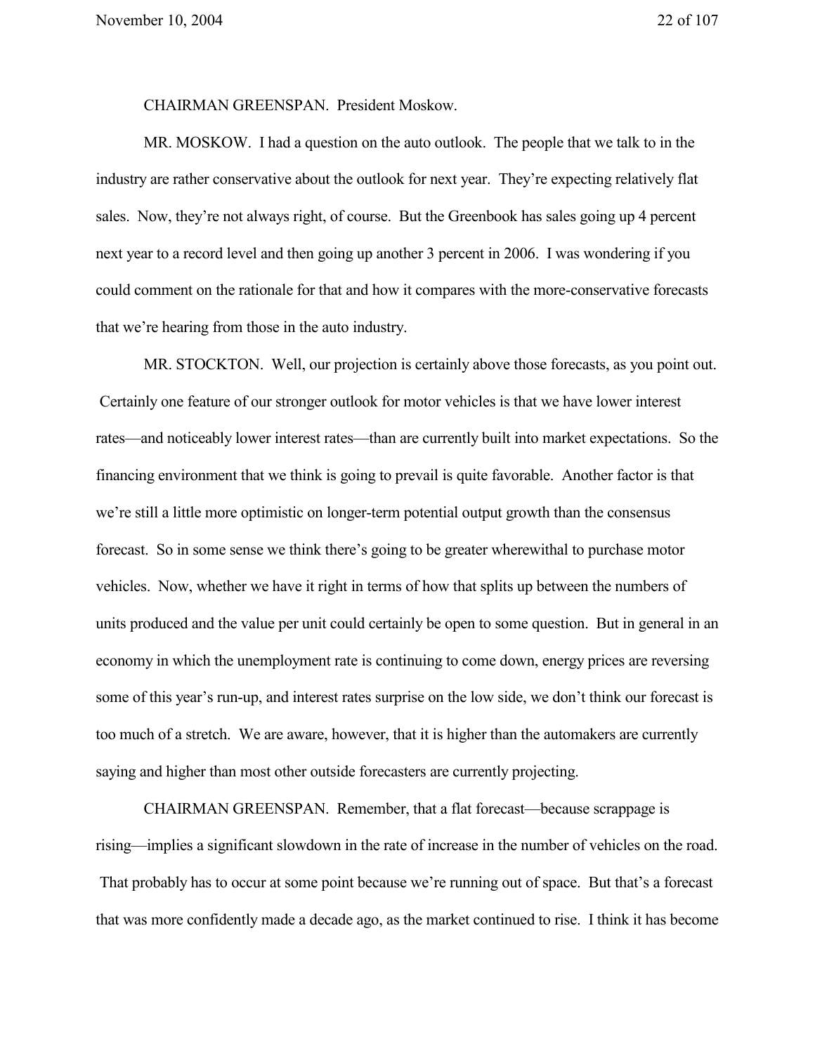CHAIRMAN GREENSPAN. President Moskow.

MR. MOSKOW. I had a question on the auto outlook. The people that we talk to in the industry are rather conservative about the outlook for next year. They're expecting relatively flat sales. Now, they're not always right, of course. But the Greenbook has sales going up 4 percent next year to a record level and then going up another 3 percent in 2006. I was wondering if you could comment on the rationale for that and how it compares with the more-conservative forecasts that we're hearing from those in the auto industry.

MR. STOCKTON. Well, our projection is certainly above those forecasts, as you point out. Certainly one feature of our stronger outlook for motor vehicles is that we have lower interest rates—and noticeably lower interest rates—than are currently built into market expectations. So the financing environment that we think is going to prevail is quite favorable. Another factor is that we're still a little more optimistic on longer-term potential output growth than the consensus forecast. So in some sense we think there's going to be greater wherewithal to purchase motor vehicles. Now, whether we have it right in terms of how that splits up between the numbers of units produced and the value per unit could certainly be open to some question. But in general in an economy in which the unemployment rate is continuing to come down, energy prices are reversing some of this year's run-up, and interest rates surprise on the low side, we don't think our forecast is too much of a stretch. We are aware, however, that it is higher than the automakers are currently saying and higher than most other outside forecasters are currently projecting.

CHAIRMAN GREENSPAN. Remember, that a flat forecast—because scrappage is rising—implies a significant slowdown in the rate of increase in the number of vehicles on the road. That probably has to occur at some point because we're running out of space. But that's a forecast that was more confidently made a decade ago, as the market continued to rise. I think it has become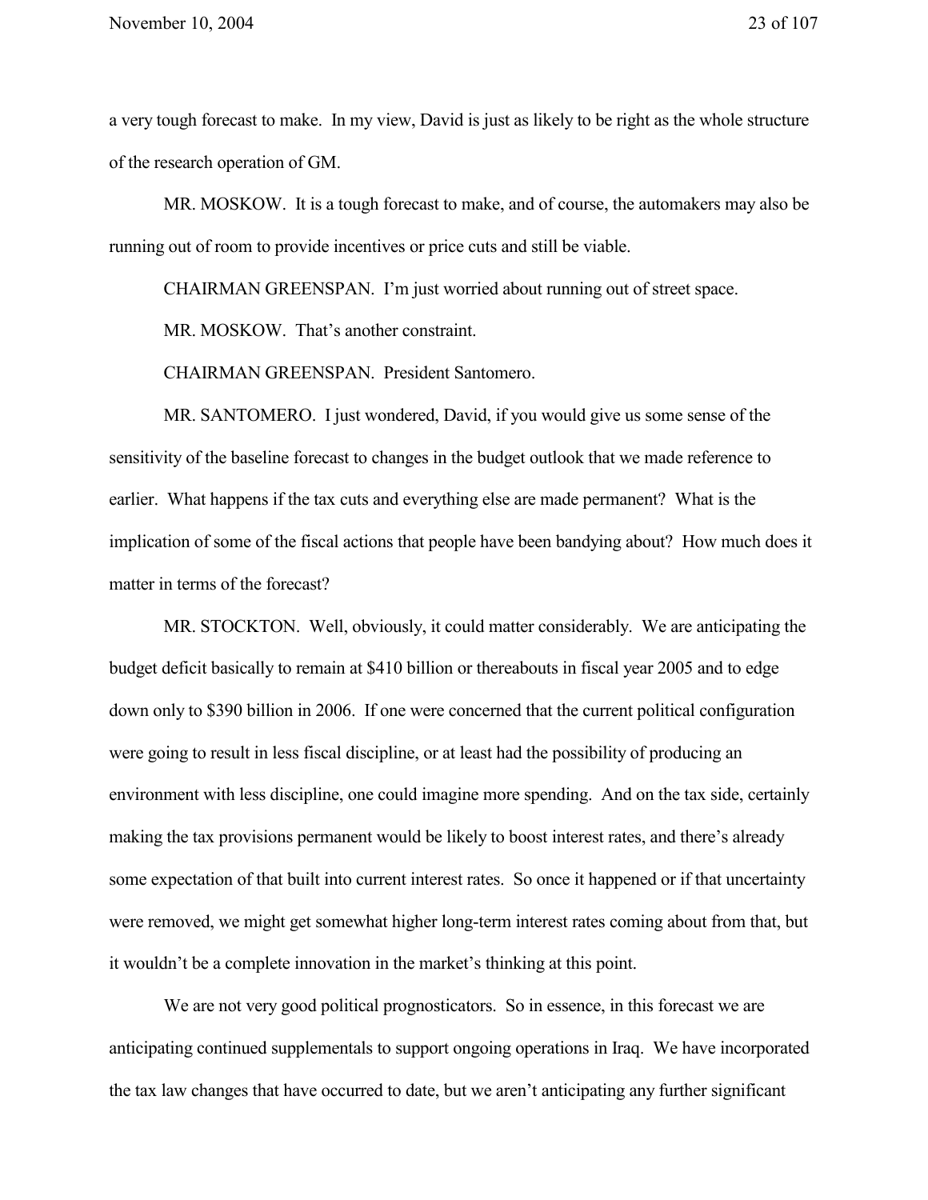a very tough forecast to make. In my view, David is just as likely to be right as the whole structure of the research operation of GM.

MR. MOSKOW. It is a tough forecast to make, and of course, the automakers may also be running out of room to provide incentives or price cuts and still be viable.

CHAIRMAN GREENSPAN. I'm just worried about running out of street space.

MR. MOSKOW. That's another constraint.

CHAIRMAN GREENSPAN. President Santomero.

MR. SANTOMERO. I just wondered, David, if you would give us some sense of the sensitivity of the baseline forecast to changes in the budget outlook that we made reference to earlier. What happens if the tax cuts and everything else are made permanent? What is the implication of some of the fiscal actions that people have been bandying about? How much does it matter in terms of the forecast?

MR. STOCKTON. Well, obviously, it could matter considerably. We are anticipating the budget deficit basically to remain at $410 billion or thereabouts in fiscal year 2005 and to edge down only to $390 billion in 2006. If one were concerned that the current political configuration were going to result in less fiscal discipline, or at least had the possibility of producing an environment with less discipline, one could imagine more spending. And on the tax side, certainly making the tax provisions permanent would be likely to boost interest rates, and there's already some expectation of that built into current interest rates. So once it happened or if that uncertainty were removed, we might get somewhat higher long-term interest rates coming about from that, but it wouldn't be a complete innovation in the market's thinking at this point.

We are not very good political prognosticators. So in essence, in this forecast we are anticipating continued supplementals to support ongoing operations in Iraq. We have incorporated the tax law changes that have occurred to date, but we aren't anticipating any further significant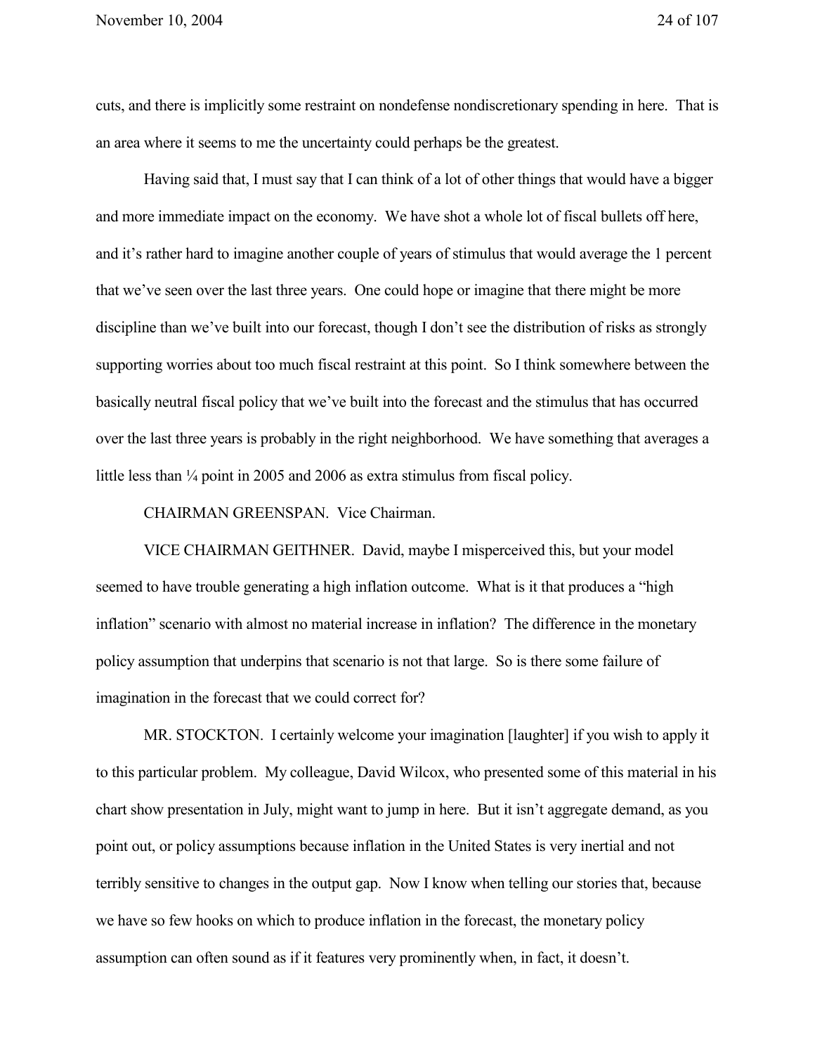cuts, and there is implicitly some restraint on nondefense nondiscretionary spending in here. That is an area where it seems to me the uncertainty could perhaps be the greatest.

Having said that, I must say that I can think of a lot of other things that would have a bigger and more immediate impact on the economy. We have shot a whole lot of fiscal bullets off here, and it's rather hard to imagine another couple of years of stimulus that would average the 1 percent that we've seen over the last three years. One could hope or imagine that there might be more discipline than we've built into our forecast, though I don't see the distribution of risks as strongly supporting worries about too much fiscal restraint at this point. So I think somewhere between the basically neutral fiscal policy that we've built into the forecast and the stimulus that has occurred over the last three years is probably in the right neighborhood. We have something that averages a little less than ¼ point in 2005 and 2006 as extra stimulus from fiscal policy.

CHAIRMAN GREENSPAN. Vice Chairman.

VICE CHAIRMAN GEITHNER. David, maybe I misperceived this, but your model seemed to have trouble generating a high inflation outcome. What is it that produces a "high inflation" scenario with almost no material increase in inflation? The difference in the monetary policy assumption that underpins that scenario is not that large. So is there some failure of imagination in the forecast that we could correct for?

MR. STOCKTON. I certainly welcome your imagination [laughter] if you wish to apply it to this particular problem. My colleague, David Wilcox, who presented some of this material in his chart show presentation in July, might want to jump in here. But it isn't aggregate demand, as you point out, or policy assumptions because inflation in the United States is very inertial and not terribly sensitive to changes in the output gap. Now I know when telling our stories that, because we have so few hooks on which to produce inflation in the forecast, the monetary policy assumption can often sound as if it features very prominently when, in fact, it doesn't.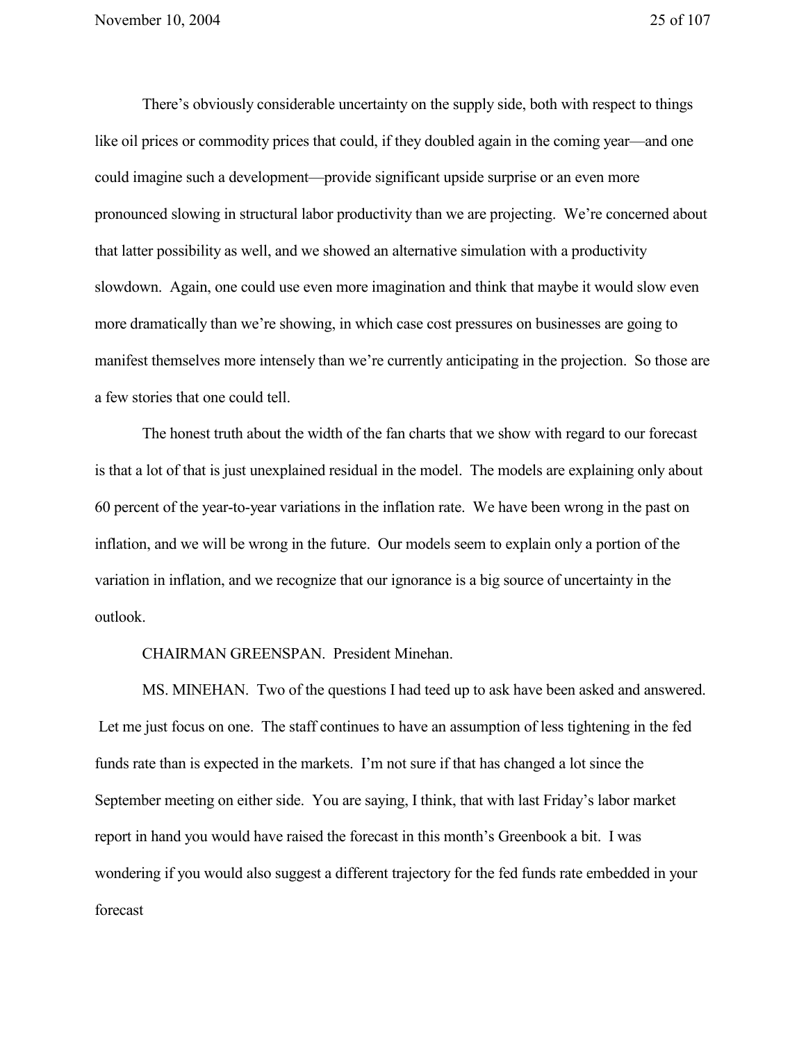There's obviously considerable uncertainty on the supply side, both with respect to things like oil prices or commodity prices that could, if they doubled again in the coming year—and one could imagine such a development—provide significant upside surprise or an even more pronounced slowing in structural labor productivity than we are projecting. We're concerned about that latter possibility as well, and we showed an alternative simulation with a productivity slowdown. Again, one could use even more imagination and think that maybe it would slow even more dramatically than we're showing, in which case cost pressures on businesses are going to manifest themselves more intensely than we're currently anticipating in the projection. So those are a few stories that one could tell.

The honest truth about the width of the fan charts that we show with regard to our forecast is that a lot of that is just unexplained residual in the model. The models are explaining only about 60 percent of the year-to-year variations in the inflation rate. We have been wrong in the past on inflation, and we will be wrong in the future. Our models seem to explain only a portion of the variation in inflation, and we recognize that our ignorance is a big source of uncertainty in the outlook.

CHAIRMAN GREENSPAN. President Minehan.

MS. MINEHAN. Two of the questions I had teed up to ask have been asked and answered. Let me just focus on one. The staff continues to have an assumption of less tightening in the fed funds rate than is expected in the markets. I'm not sure if that has changed a lot since the September meeting on either side. You are saying, I think, that with last Friday's labor market report in hand you would have raised the forecast in this month's Greenbook a bit. I was wondering if you would also suggest a different trajectory for the fed funds rate embedded in your forecast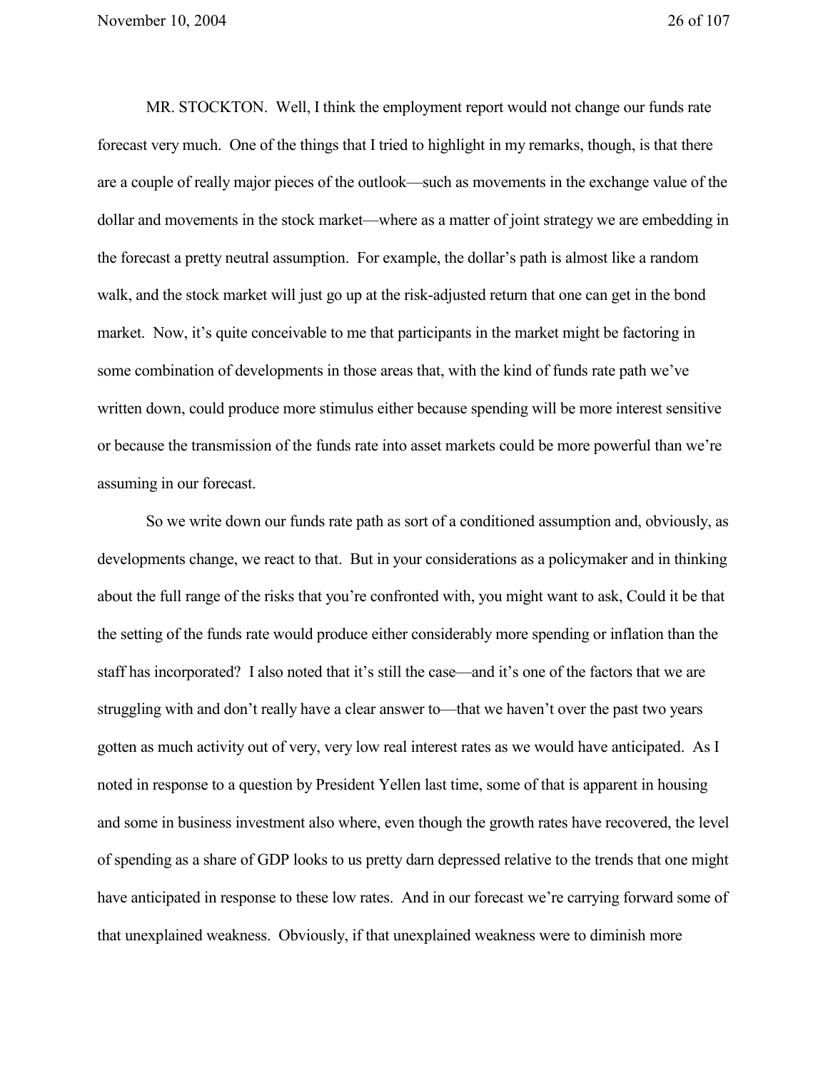MR. STOCKTON. Well, I think the employment report would not change our funds rate forecast very much. One of the things that I tried to highlight in my remarks, though, is that there are a couple of really major pieces of the outlook—such as movements in the exchange value of the dollar and movements in the stock market—where as a matter of joint strategy we are embedding in the forecast a pretty neutral assumption. For example, the dollar's path is almost like a random walk, and the stock market will just go up at the risk-adjusted return that one can get in the bond market. Now, it's quite conceivable to me that participants in the market might be factoring in some combination of developments in those areas that, with the kind of funds rate path we've written down, could produce more stimulus either because spending will be more interest sensitive or because the transmission of the funds rate into asset markets could be more powerful than we're assuming in our forecast.

So we write down our funds rate path as sort of a conditioned assumption and, obviously, as developments change, we react to that. But in your considerations as a policymaker and in thinking about the full range of the risks that you're confronted with, you might want to ask, Could it be that the setting of the funds rate would produce either considerably more spending or inflation than the staff has incorporated? I also noted that it's still the case—and it's one of the factors that we are struggling with and don't really have a clear answer to—that we haven't over the past two years gotten as much activity out of very, very low real interest rates as we would have anticipated. As I noted in response to a question by President Yellen last time, some of that is apparent in housing and some in business investment also where, even though the growth rates have recovered, the level of spending as a share of GDP looks to us pretty darn depressed relative to the trends that one might have anticipated in response to these low rates. And in our forecast we're carrying forward some of that unexplained weakness. Obviously, if that unexplained weakness were to diminish more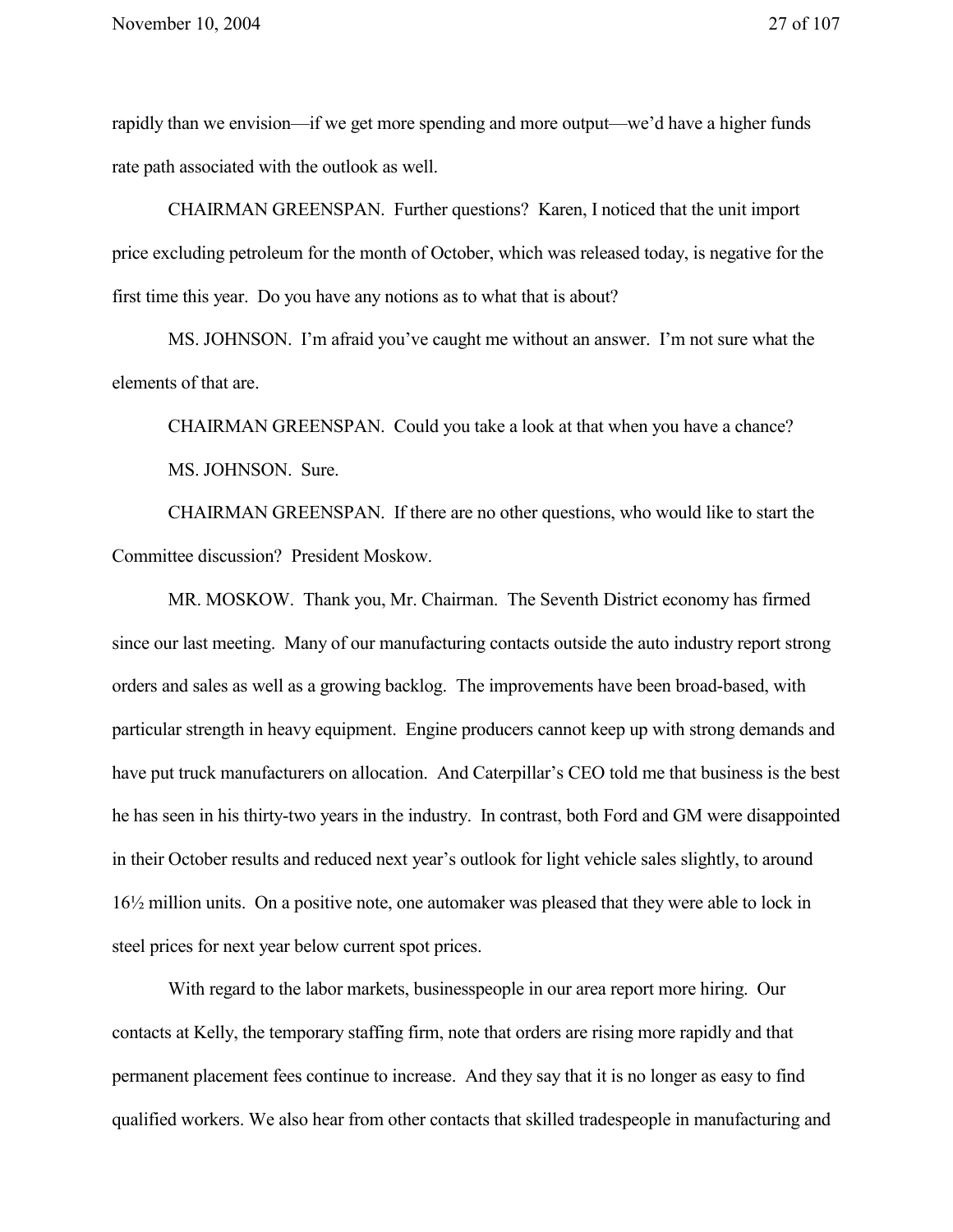rapidly than we envision—if we get more spending and more output—we'd have a higher funds rate path associated with the outlook as well.

CHAIRMAN GREENSPAN. Further questions? Karen, I noticed that the unit import price excluding petroleum for the month of October, which was released today, is negative for the first time this year. Do you have any notions as to what that is about?

MS. JOHNSON. I'm afraid you've caught me without an answer. I'm not sure what the elements of that are.

CHAIRMAN GREENSPAN. Could you take a look at that when you have a chance?

MS. JOHNSON. Sure.

CHAIRMAN GREENSPAN. If there are no other questions, who would like to start the Committee discussion? President Moskow.

MR. MOSKOW. Thank you, Mr. Chairman. The Seventh District economy has firmed since our last meeting. Many of our manufacturing contacts outside the auto industry report strong orders and sales as well as a growing backlog. The improvements have been broad-based, with particular strength in heavy equipment. Engine producers cannot keep up with strong demands and have put truck manufacturers on allocation. And Caterpillar's CEO told me that business is the best he has seen in his thirty-two years in the industry. In contrast, both Ford and GM were disappointed in their October results and reduced next year's outlook for light vehicle sales slightly, to around 16½ million units. On a positive note, one automaker was pleased that they were able to lock in steel prices for next year below current spot prices.

With regard to the labor markets, businesspeople in our area report more hiring. Our contacts at Kelly, the temporary staffing firm, note that orders are rising more rapidly and that permanent placement fees continue to increase. And they say that it is no longer as easy to find qualified workers. We also hear from other contacts that skilled tradespeople in manufacturing and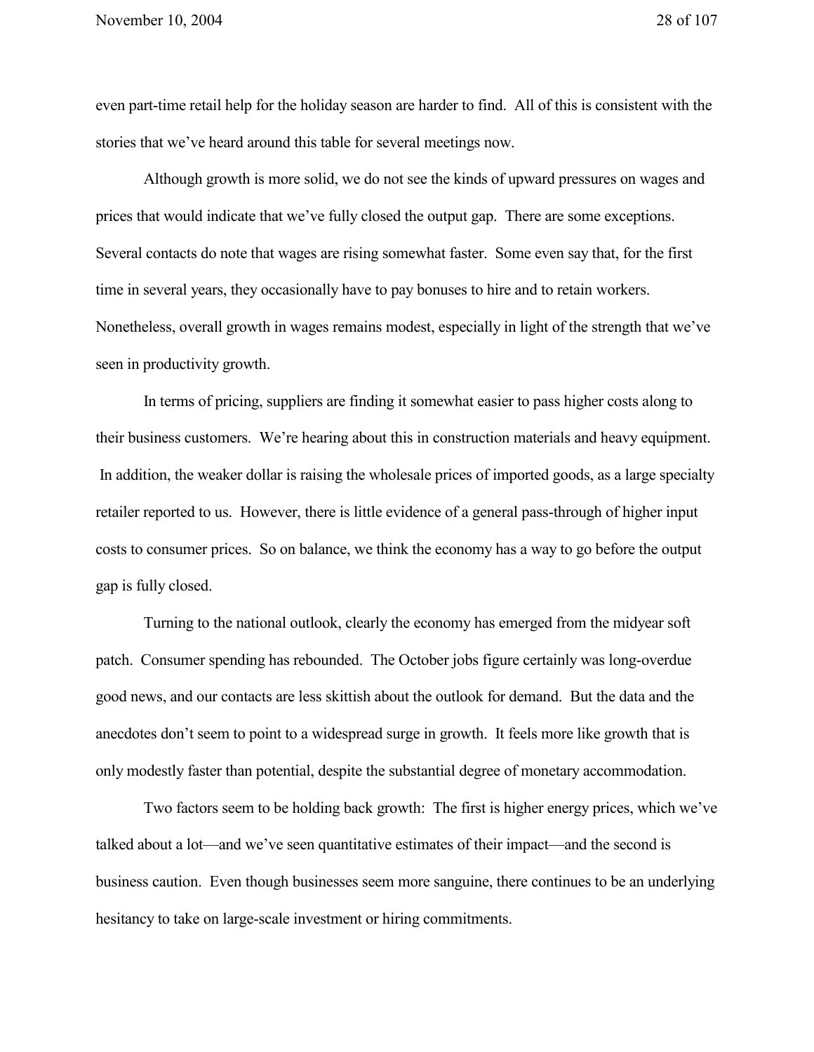even part-time retail help for the holiday season are harder to find. All of this is consistent with the stories that we've heard around this table for several meetings now.

Although growth is more solid, we do not see the kinds of upward pressures on wages and prices that would indicate that we've fully closed the output gap. There are some exceptions. Several contacts do note that wages are rising somewhat faster. Some even say that, for the first time in several years, they occasionally have to pay bonuses to hire and to retain workers. Nonetheless, overall growth in wages remains modest, especially in light of the strength that we've seen in productivity growth.

In terms of pricing, suppliers are finding it somewhat easier to pass higher costs along to their business customers. We're hearing about this in construction materials and heavy equipment. In addition, the weaker dollar is raising the wholesale prices of imported goods, as a large specialty retailer reported to us. However, there is little evidence of a general pass-through of higher input costs to consumer prices. So on balance, we think the economy has a way to go before the output gap is fully closed.

Turning to the national outlook, clearly the economy has emerged from the midyear soft patch. Consumer spending has rebounded. The October jobs figure certainly was long-overdue good news, and our contacts are less skittish about the outlook for demand. But the data and the anecdotes don't seem to point to a widespread surge in growth. It feels more like growth that is only modestly faster than potential, despite the substantial degree of monetary accommodation.

Two factors seem to be holding back growth: The first is higher energy prices, which we've talked about a lot—and we've seen quantitative estimates of their impact—and the second is business caution. Even though businesses seem more sanguine, there continues to be an underlying hesitancy to take on large-scale investment or hiring commitments.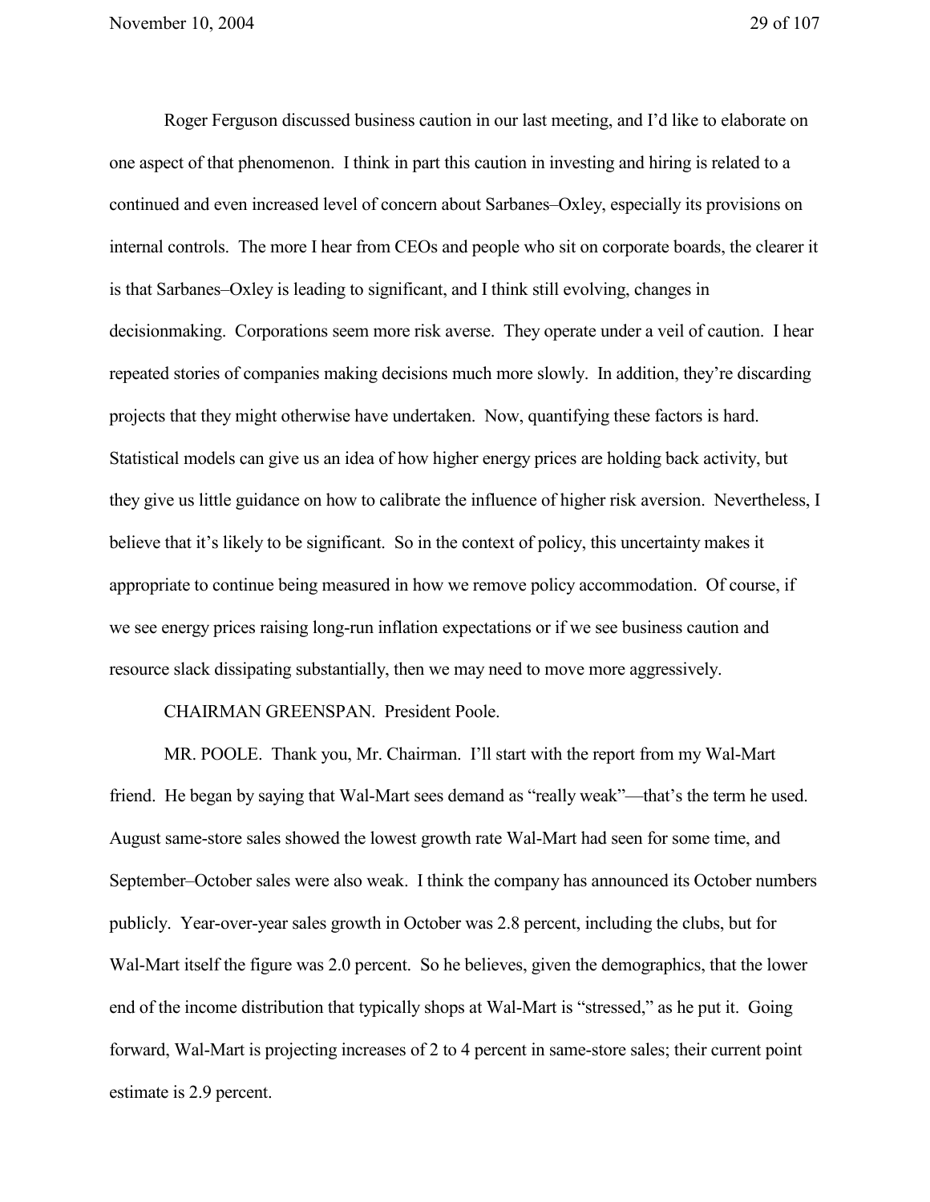Roger Ferguson discussed business caution in our last meeting, and I'd like to elaborate on one aspect of that phenomenon. I think in part this caution in investing and hiring is related to a continued and even increased level of concern about Sarbanes–Oxley, especially its provisions on internal controls. The more I hear from CEOs and people who sit on corporate boards, the clearer it is that Sarbanes–Oxley is leading to significant, and I think still evolving, changes in decisionmaking. Corporations seem more risk averse. They operate under a veil of caution. I hear repeated stories of companies making decisions much more slowly. In addition, they're discarding projects that they might otherwise have undertaken. Now, quantifying these factors is hard. Statistical models can give us an idea of how higher energy prices are holding back activity, but they give us little guidance on how to calibrate the influence of higher risk aversion. Nevertheless, I believe that it's likely to be significant. So in the context of policy, this uncertainty makes it appropriate to continue being measured in how we remove policy accommodation. Of course, if we see energy prices raising long-run inflation expectations or if we see business caution and resource slack dissipating substantially, then we may need to move more aggressively.

CHAIRMAN GREENSPAN. President Poole.

MR. POOLE. Thank you, Mr. Chairman. I'll start with the report from my Wal-Mart friend. He began by saying that Wal-Mart sees demand as "really weak"—that's the term he used. August same-store sales showed the lowest growth rate Wal-Mart had seen for some time, and September–October sales were also weak. I think the company has announced its October numbers publicly. Year-over-year sales growth in October was 2.8 percent, including the clubs, but for Wal-Mart itself the figure was 2.0 percent. So he believes, given the demographics, that the lower end of the income distribution that typically shops at Wal-Mart is "stressed," as he put it. Going forward, Wal-Mart is projecting increases of 2 to 4 percent in same-store sales; their current point estimate is 2.9 percent.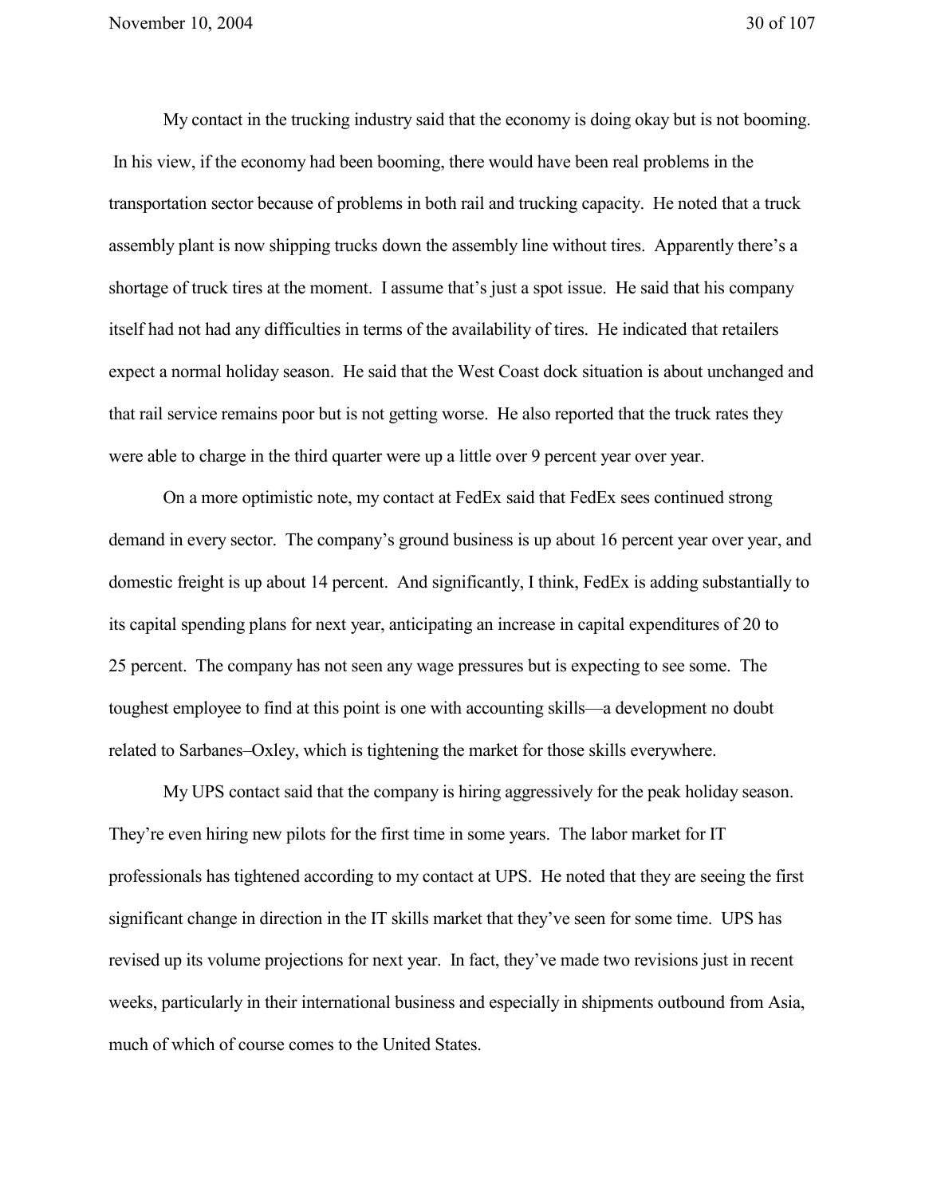My contact in the trucking industry said that the economy is doing okay but is not booming. In his view, if the economy had been booming, there would have been real problems in the transportation sector because of problems in both rail and trucking capacity. He noted that a truck assembly plant is now shipping trucks down the assembly line without tires. Apparently there's a shortage of truck tires at the moment. I assume that's just a spot issue. He said that his company itself had not had any difficulties in terms of the availability of tires. He indicated that retailers expect a normal holiday season. He said that the West Coast dock situation is about unchanged and that rail service remains poor but is not getting worse. He also reported that the truck rates they were able to charge in the third quarter were up a little over 9 percent year over year.

On a more optimistic note, my contact at FedEx said that FedEx sees continued strong demand in every sector. The company's ground business is up about 16 percent year over year, and domestic freight is up about 14 percent. And significantly, I think, FedEx is adding substantially to its capital spending plans for next year, anticipating an increase in capital expenditures of 20 to 25 percent. The company has not seen any wage pressures but is expecting to see some. The toughest employee to find at this point is one with accounting skills—a development no doubt related to Sarbanes–Oxley, which is tightening the market for those skills everywhere.

My UPS contact said that the company is hiring aggressively for the peak holiday season. They're even hiring new pilots for the first time in some years. The labor market for IT professionals has tightened according to my contact at UPS. He noted that they are seeing the first significant change in direction in the IT skills market that they've seen for some time. UPS has revised up its volume projections for next year. In fact, they've made two revisions just in recent weeks, particularly in their international business and especially in shipments outbound from Asia, much of which of course comes to the United States.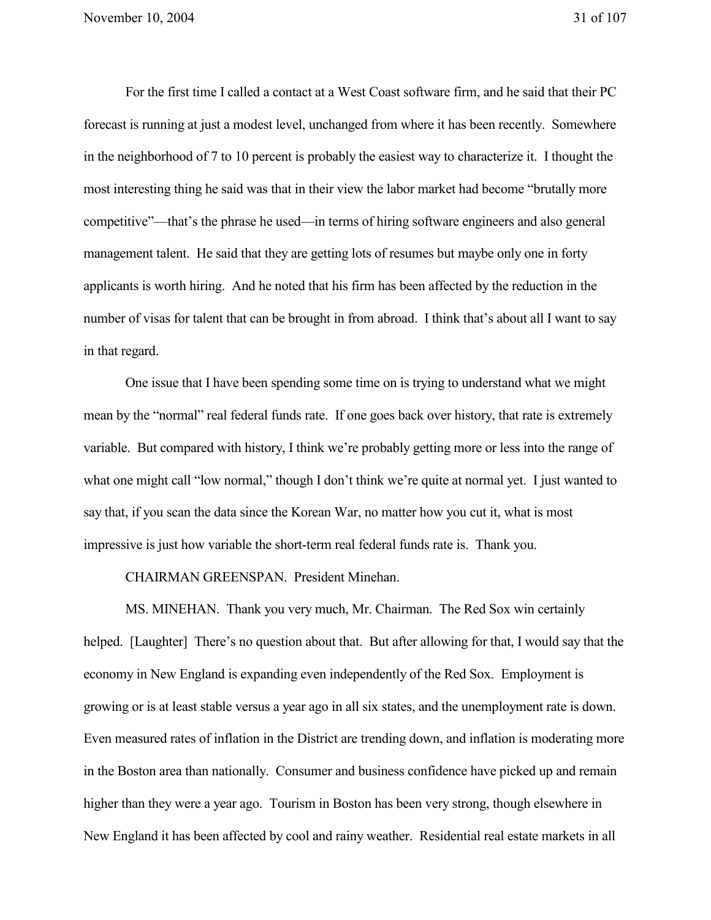For the first time I called a contact at a West Coast software firm, and he said that their PC forecast is running at just a modest level, unchanged from where it has been recently. Somewhere in the neighborhood of 7 to 10 percent is probably the easiest way to characterize it. I thought the most interesting thing he said was that in their view the labor market had become "brutally more competitive"—that's the phrase he used—in terms of hiring software engineers and also general management talent. He said that they are getting lots of resumes but maybe only one in forty applicants is worth hiring. And he noted that his firm has been affected by the reduction in the number of visas for talent that can be brought in from abroad. I think that's about all I want to say in that regard.

One issue that I have been spending some time on is trying to understand what we might mean by the "normal" real federal funds rate. If one goes back over history, that rate is extremely variable. But compared with history, I think we're probably getting more or less into the range of what one might call "low normal," though I don't think we're quite at normal yet. I just wanted to say that, if you scan the data since the Korean War, no matter how you cut it, what is most impressive is just how variable the short-term real federal funds rate is. Thank you.

CHAIRMAN GREENSPAN. President Minehan.

MS. MINEHAN. Thank you very much, Mr. Chairman. The Red Sox win certainly helped. [Laughter] There's no question about that. But after allowing for that, I would say that the economy in New England is expanding even independently of the Red Sox. Employment is growing or is at least stable versus a year ago in all six states, and the unemployment rate is down. Even measured rates of inflation in the District are trending down, and inflation is moderating more in the Boston area than nationally. Consumer and business confidence have picked up and remain higher than they were a year ago. Tourism in Boston has been very strong, though elsewhere in New England it has been affected by cool and rainy weather. Residential real estate markets in all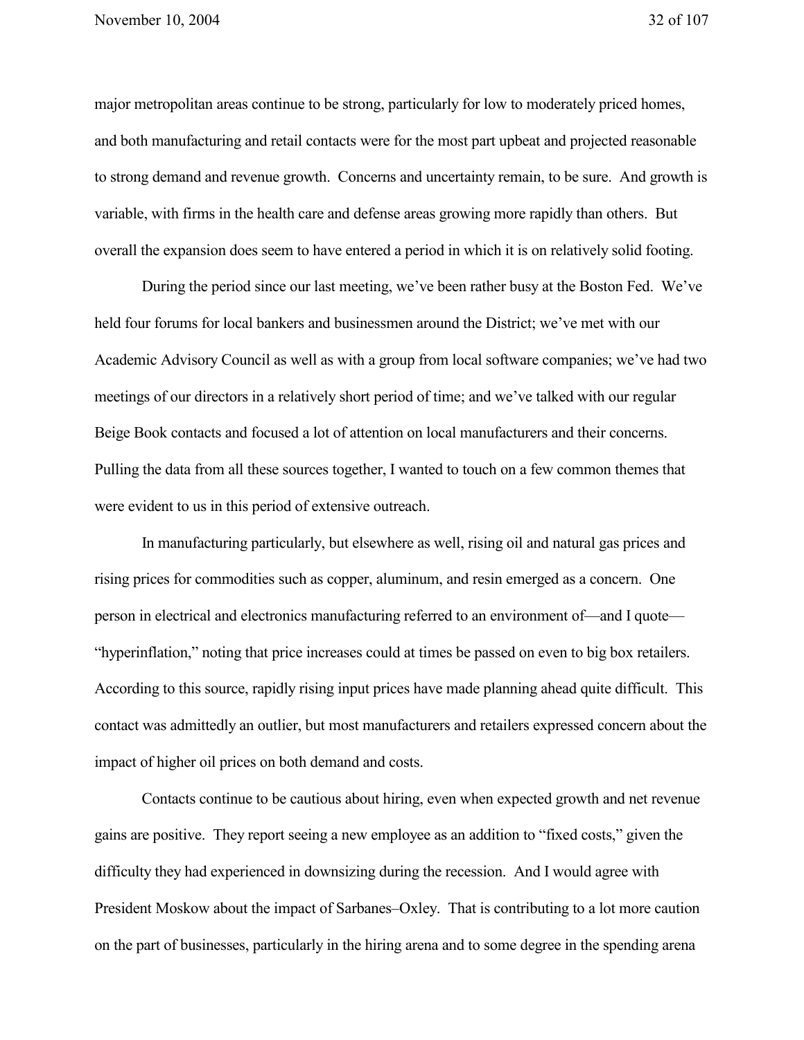major metropolitan areas continue to be strong, particularly for low to moderately priced homes, and both manufacturing and retail contacts were for the most part upbeat and projected reasonable to strong demand and revenue growth. Concerns and uncertainty remain, to be sure. And growth is variable, with firms in the health care and defense areas growing more rapidly than others. But overall the expansion does seem to have entered a period in which it is on relatively solid footing.

During the period since our last meeting, we've been rather busy at the Boston Fed. We've held four forums for local bankers and businessmen around the District; we've met with our Academic Advisory Council as well as with a group from local software companies; we've had two meetings of our directors in a relatively short period of time; and we've talked with our regular Beige Book contacts and focused a lot of attention on local manufacturers and their concerns. Pulling the data from all these sources together, I wanted to touch on a few common themes that were evident to us in this period of extensive outreach.

In manufacturing particularly, but elsewhere as well, rising oil and natural gas prices and rising prices for commodities such as copper, aluminum, and resin emerged as a concern. One person in electrical and electronics manufacturing referred to an environment of—and I quote—"hyperinflation," noting that price increases could at times be passed on even to big box retailers. According to this source, rapidly rising input prices have made planning ahead quite difficult. This contact was admittedly an outlier, but most manufacturers and retailers expressed concern about the impact of higher oil prices on both demand and costs.

Contacts continue to be cautious about hiring, even when expected growth and net revenue gains are positive. They report seeing a new employee as an addition to "fixed costs," given the difficulty they had experienced in downsizing during the recession. And I would agree with President Moskow about the impact of Sarbanes–Oxley. That is contributing to a lot more caution on the part of businesses, particularly in the hiring arena and to some degree in the spending arena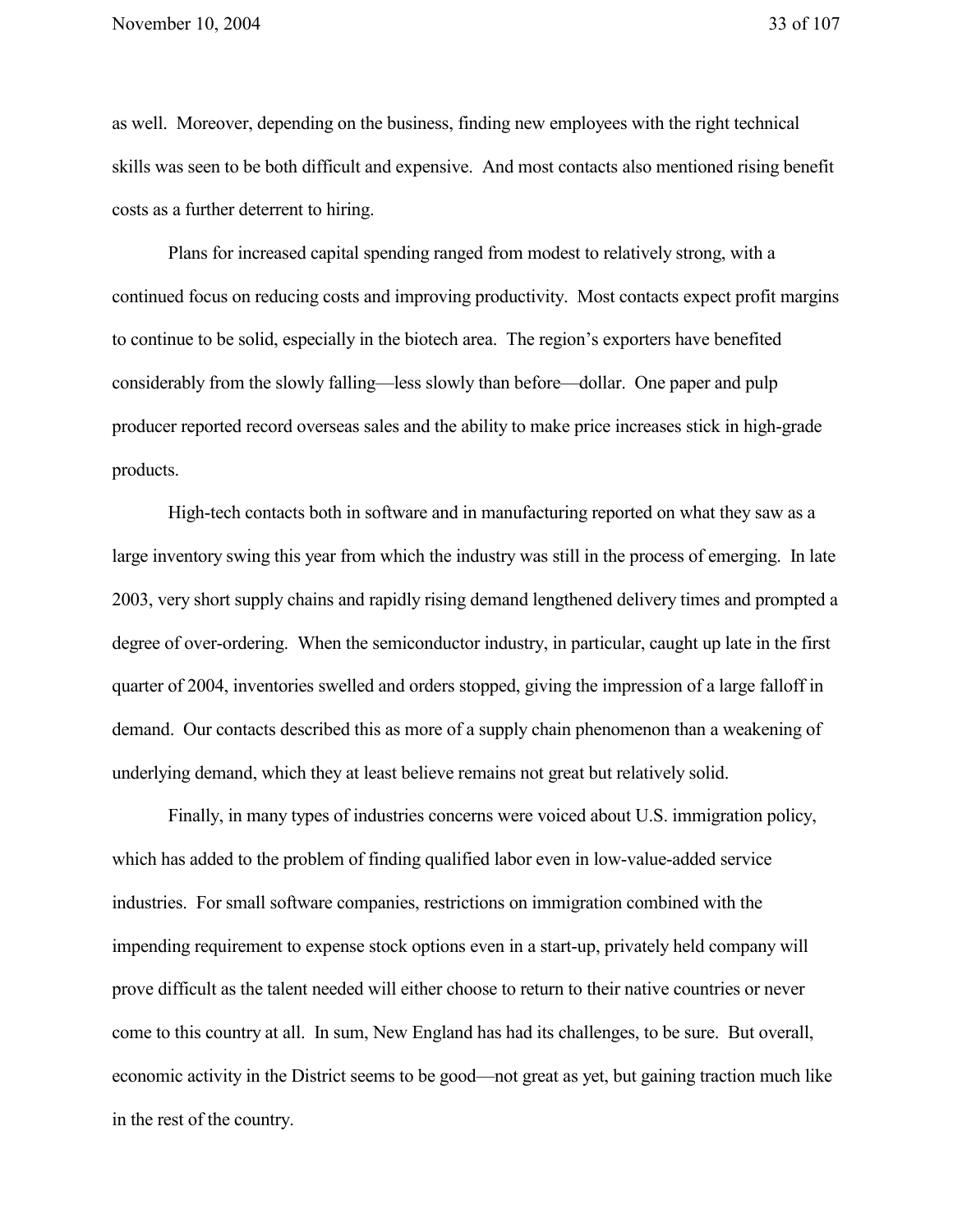as well. Moreover, depending on the business, finding new employees with the right technical skills was seen to be both difficult and expensive. And most contacts also mentioned rising benefit costs as a further deterrent to hiring.

Plans for increased capital spending ranged from modest to relatively strong, with a continued focus on reducing costs and improving productivity. Most contacts expect profit margins to continue to be solid, especially in the biotech area. The region's exporters have benefited considerably from the slowly falling—less slowly than before—dollar. One paper and pulp producer reported record overseas sales and the ability to make price increases stick in high-grade products.

High-tech contacts both in software and in manufacturing reported on what they saw as a large inventory swing this year from which the industry was still in the process of emerging. In late 2003, very short supply chains and rapidly rising demand lengthened delivery times and prompted a degree of over-ordering. When the semiconductor industry, in particular, caught up late in the first quarter of 2004, inventories swelled and orders stopped, giving the impression of a large falloff in demand. Our contacts described this as more of a supply chain phenomenon than a weakening of underlying demand, which they at least believe remains not great but relatively solid.

Finally, in many types of industries concerns were voiced about U.S. immigration policy, which has added to the problem of finding qualified labor even in low-value-added service industries. For small software companies, restrictions on immigration combined with the impending requirement to expense stock options even in a start-up, privately held company will prove difficult as the talent needed will either choose to return to their native countries or never come to this country at all. In sum, New England has had its challenges, to be sure. But overall, economic activity in the District seems to be good—not great as yet, but gaining traction much like in the rest of the country.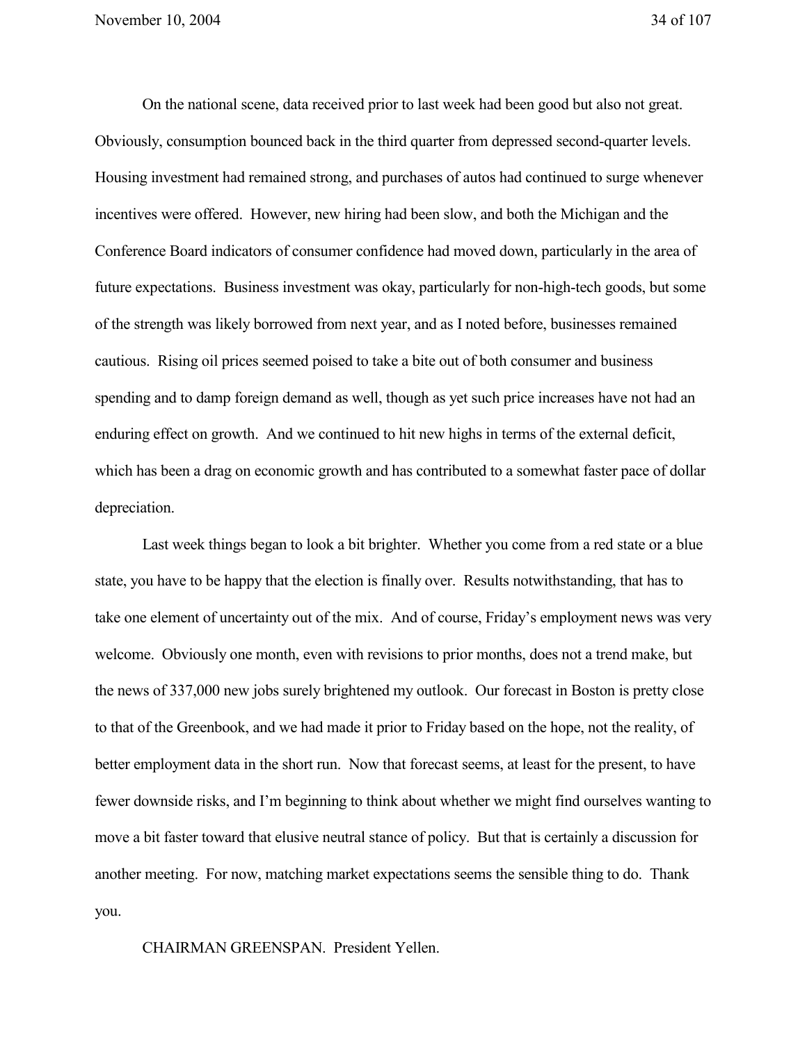On the national scene, data received prior to last week had been good but also not great. Obviously, consumption bounced back in the third quarter from depressed second-quarter levels. Housing investment had remained strong, and purchases of autos had continued to surge whenever incentives were offered. However, new hiring had been slow, and both the Michigan and the Conference Board indicators of consumer confidence had moved down, particularly in the area of future expectations. Business investment was okay, particularly for non-high-tech goods, but some of the strength was likely borrowed from next year, and as I noted before, businesses remained cautious. Rising oil prices seemed poised to take a bite out of both consumer and business spending and to damp foreign demand as well, though as yet such price increases have not had an enduring effect on growth. And we continued to hit new highs in terms of the external deficit, which has been a drag on economic growth and has contributed to a somewhat faster pace of dollar depreciation.

Last week things began to look a bit brighter. Whether you come from a red state or a blue state, you have to be happy that the election is finally over. Results notwithstanding, that has to take one element of uncertainty out of the mix. And of course, Friday's employment news was very welcome. Obviously one month, even with revisions to prior months, does not a trend make, but the news of 337,000 new jobs surely brightened my outlook. Our forecast in Boston is pretty close to that of the Greenbook, and we had made it prior to Friday based on the hope, not the reality, of better employment data in the short run. Now that forecast seems, at least for the present, to have fewer downside risks, and I'm beginning to think about whether we might find ourselves wanting to move a bit faster toward that elusive neutral stance of policy. But that is certainly a discussion for another meeting. For now, matching market expectations seems the sensible thing to do. Thank you.

CHAIRMAN GREENSPAN. President Yellen.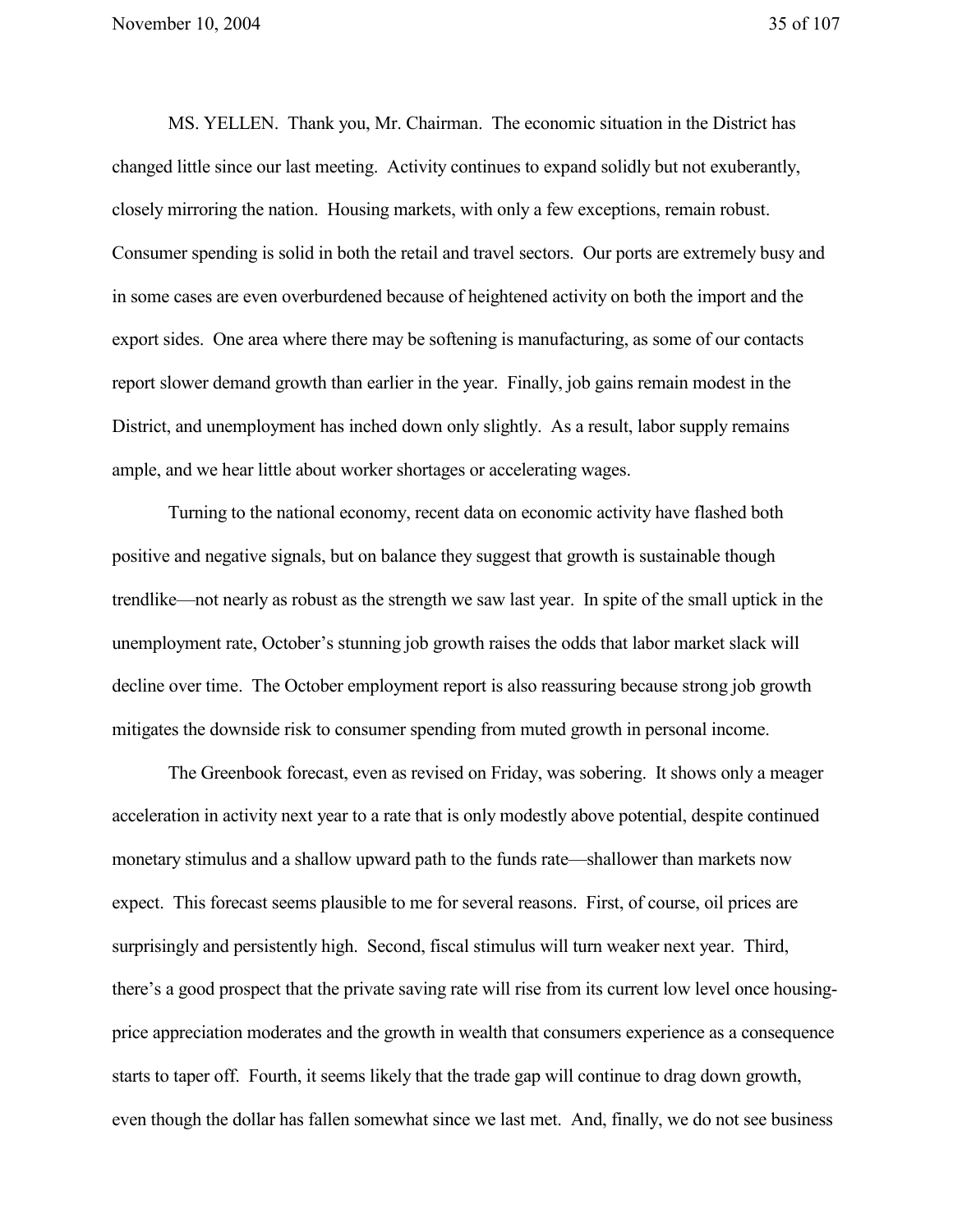MS. YELLEN. Thank you, Mr. Chairman. The economic situation in the District has changed little since our last meeting. Activity continues to expand solidly but not exuberantly, closely mirroring the nation. Housing markets, with only a few exceptions, remain robust. Consumer spending is solid in both the retail and travel sectors. Our ports are extremely busy and in some cases are even overburdened because of heightened activity on both the import and the export sides. One area where there may be softening is manufacturing, as some of our contacts report slower demand growth than earlier in the year. Finally, job gains remain modest in the District, and unemployment has inched down only slightly. As a result, labor supply remains ample, and we hear little about worker shortages or accelerating wages.

Turning to the national economy, recent data on economic activity have flashed both positive and negative signals, but on balance they suggest that growth is sustainable though trendlike—not nearly as robust as the strength we saw last year. In spite of the small uptick in the unemployment rate, October's stunning job growth raises the odds that labor market slack will decline over time. The October employment report is also reassuring because strong job growth mitigates the downside risk to consumer spending from muted growth in personal income.

The Greenbook forecast, even as revised on Friday, was sobering. It shows only a meager acceleration in activity next year to a rate that is only modestly above potential, despite continued monetary stimulus and a shallow upward path to the funds rate—shallower than markets now expect. This forecast seems plausible to me for several reasons. First, of course, oil prices are surprisingly and persistently high. Second, fiscal stimulus will turn weaker next year. Third, there's a good prospect that the private saving rate will rise from its current low level once housing-price appreciation moderates and the growth in wealth that consumers experience as a consequence starts to taper off. Fourth, it seems likely that the trade gap will continue to drag down growth, even though the dollar has fallen somewhat since we last met. And, finally, we do not see business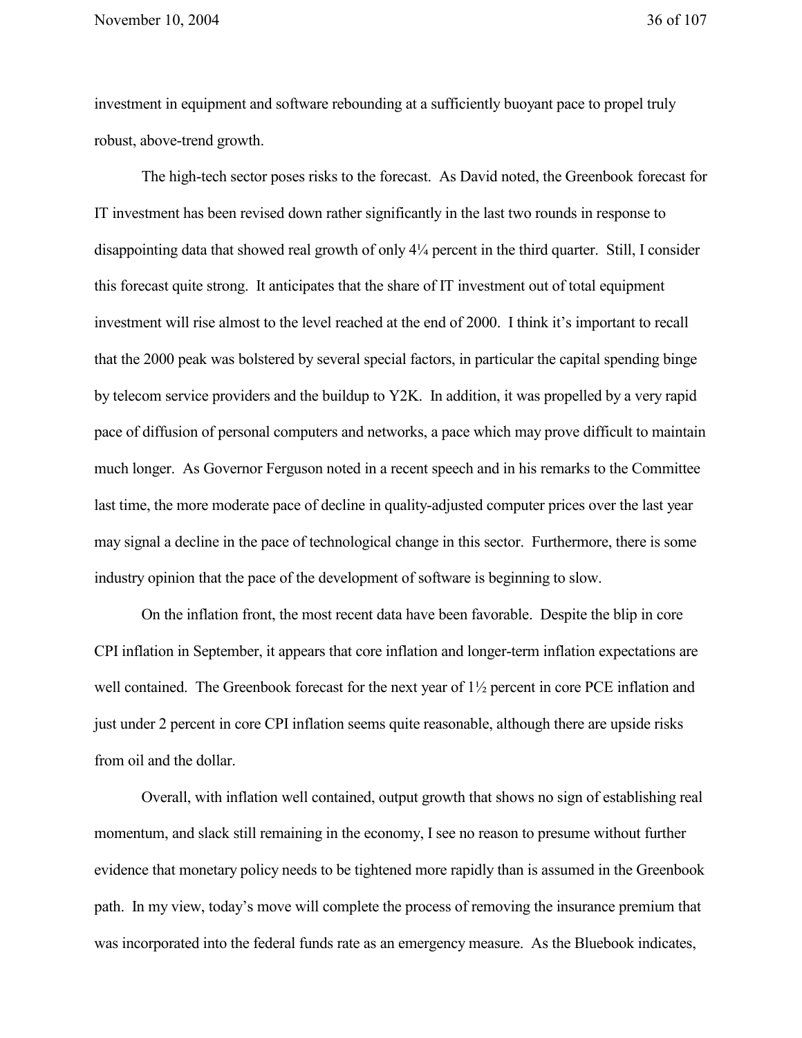investment in equipment and software rebounding at a sufficiently buoyant pace to propel truly robust, above-trend growth.

The high-tech sector poses risks to the forecast. As David noted, the Greenbook forecast for IT investment has been revised down rather significantly in the last two rounds in response to disappointing data that showed real growth of only 4¼ percent in the third quarter. Still, I consider this forecast quite strong. It anticipates that the share of IT investment out of total equipment investment will rise almost to the level reached at the end of 2000. I think it's important to recall that the 2000 peak was bolstered by several special factors, in particular the capital spending binge by telecom service providers and the buildup to Y2K. In addition, it was propelled by a very rapid pace of diffusion of personal computers and networks, a pace which may prove difficult to maintain much longer. As Governor Ferguson noted in a recent speech and in his remarks to the Committee last time, the more moderate pace of decline in quality-adjusted computer prices over the last year may signal a decline in the pace of technological change in this sector. Furthermore, there is some industry opinion that the pace of the development of software is beginning to slow.

On the inflation front, the most recent data have been favorable. Despite the blip in core CPI inflation in September, it appears that core inflation and longer-term inflation expectations are well contained. The Greenbook forecast for the next year of 1½ percent in core PCE inflation and just under 2 percent in core CPI inflation seems quite reasonable, although there are upside risks from oil and the dollar.

Overall, with inflation well contained, output growth that shows no sign of establishing real momentum, and slack still remaining in the economy, I see no reason to presume without further evidence that monetary policy needs to be tightened more rapidly than is assumed in the Greenbook path. In my view, today's move will complete the process of removing the insurance premium that was incorporated into the federal funds rate as an emergency measure. As the Bluebook indicates,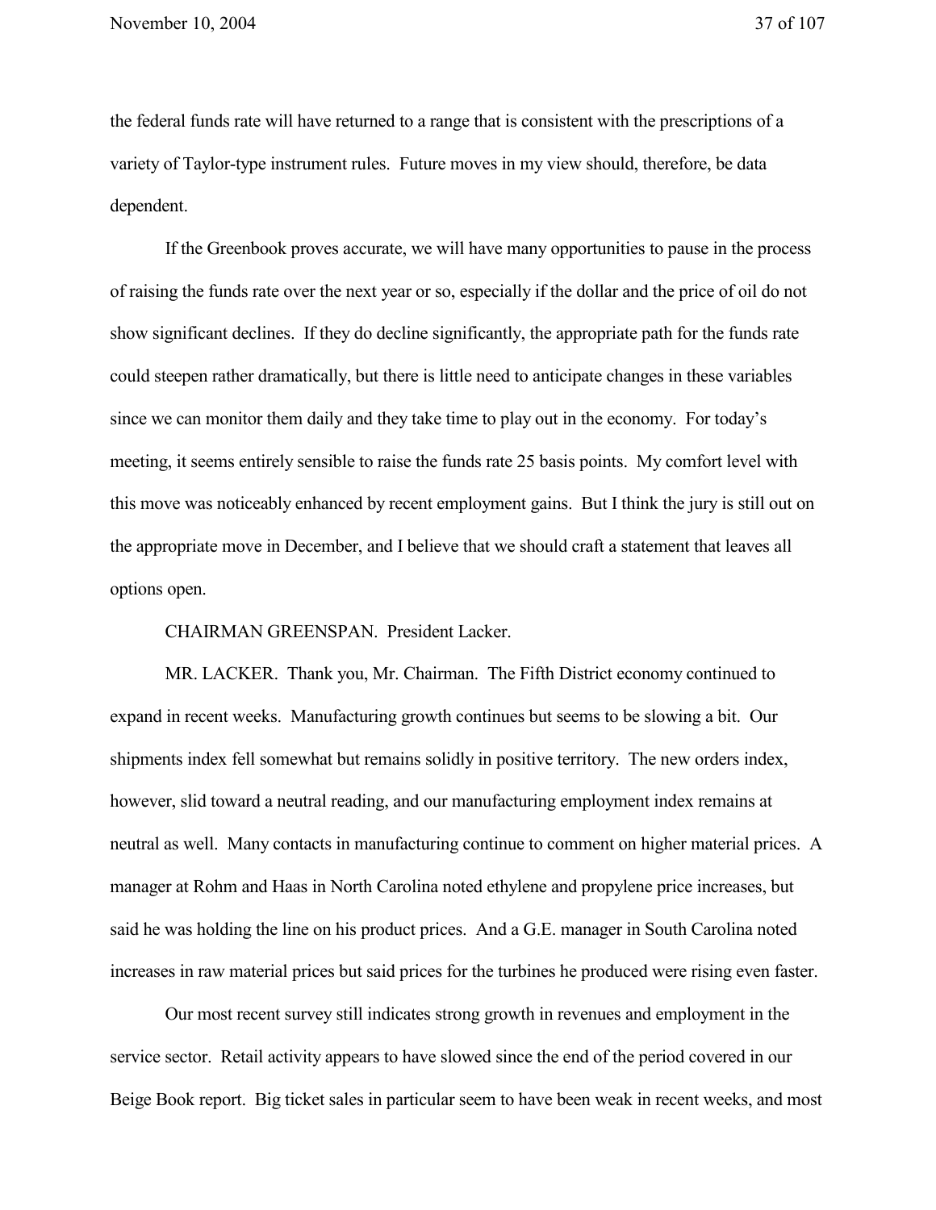the federal funds rate will have returned to a range that is consistent with the prescriptions of a variety of Taylor-type instrument rules. Future moves in my view should, therefore, be data dependent.

If the Greenbook proves accurate, we will have many opportunities to pause in the process of raising the funds rate over the next year or so, especially if the dollar and the price of oil do not show significant declines. If they do decline significantly, the appropriate path for the funds rate could steepen rather dramatically, but there is little need to anticipate changes in these variables since we can monitor them daily and they take time to play out in the economy. For today's meeting, it seems entirely sensible to raise the funds rate 25 basis points. My comfort level with this move was noticeably enhanced by recent employment gains. But I think the jury is still out on the appropriate move in December, and I believe that we should craft a statement that leaves all options open.

CHAIRMAN GREENSPAN. President Lacker.

MR. LACKER. Thank you, Mr. Chairman. The Fifth District economy continued to expand in recent weeks. Manufacturing growth continues but seems to be slowing a bit. Our shipments index fell somewhat but remains solidly in positive territory. The new orders index, however, slid toward a neutral reading, and our manufacturing employment index remains at neutral as well. Many contacts in manufacturing continue to comment on higher material prices. A manager at Rohm and Haas in North Carolina noted ethylene and propylene price increases, but said he was holding the line on his product prices. And a G.E. manager in South Carolina noted increases in raw material prices but said prices for the turbines he produced were rising even faster.

Our most recent survey still indicates strong growth in revenues and employment in the service sector. Retail activity appears to have slowed since the end of the period covered in our Beige Book report. Big ticket sales in particular seem to have been weak in recent weeks, and most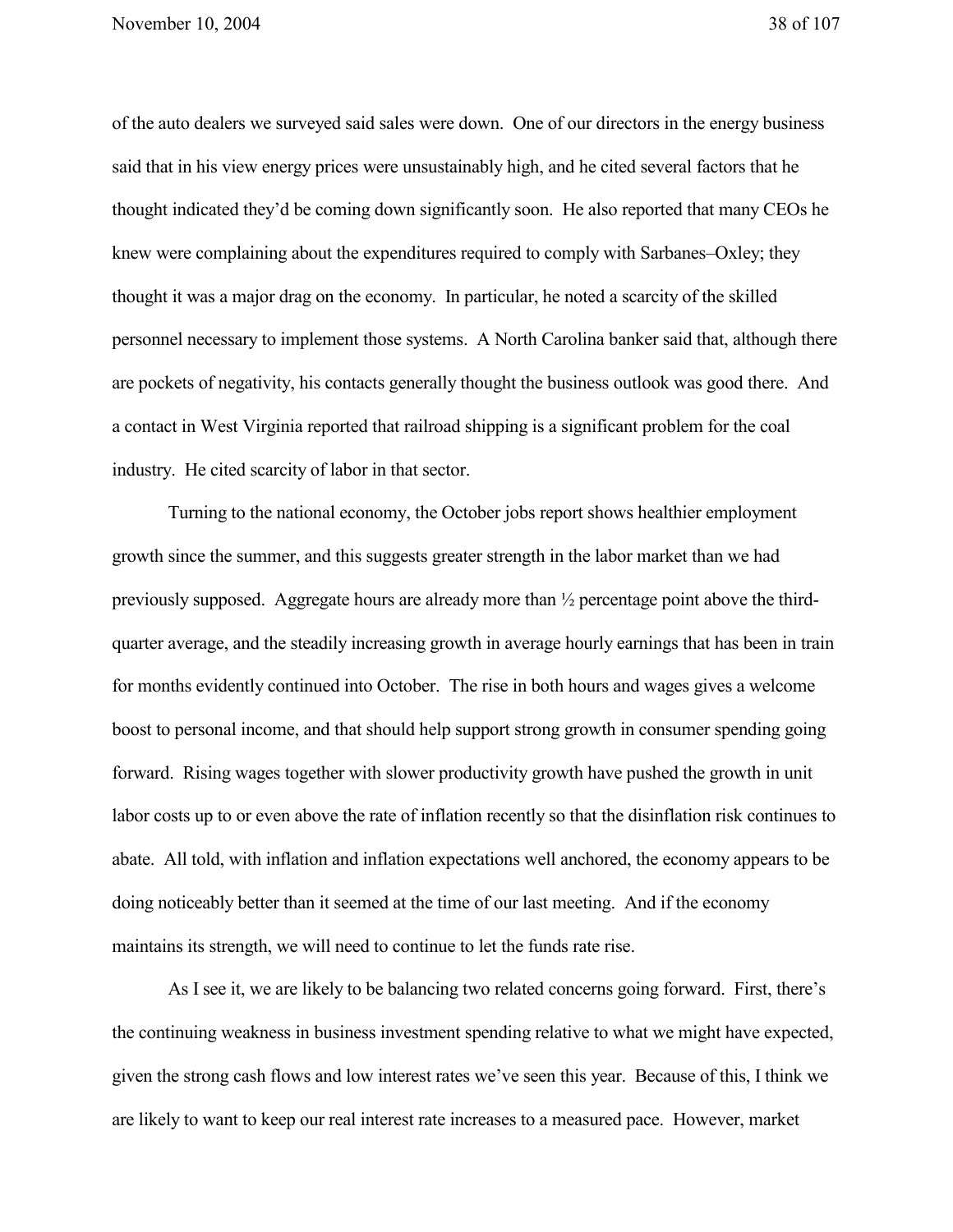of the auto dealers we surveyed said sales were down. One of our directors in the energy business said that in his view energy prices were unsustainably high, and he cited several factors that he thought indicated they'd be coming down significantly soon. He also reported that many CEOs he knew were complaining about the expenditures required to comply with Sarbanes–Oxley; they thought it was a major drag on the economy. In particular, he noted a scarcity of the skilled personnel necessary to implement those systems. A North Carolina banker said that, although there are pockets of negativity, his contacts generally thought the business outlook was good there. And a contact in West Virginia reported that railroad shipping is a significant problem for the coal industry. He cited scarcity of labor in that sector.

Turning to the national economy, the October jobs report shows healthier employment growth since the summer, and this suggests greater strength in the labor market than we had previously supposed. Aggregate hours are already more than ½ percentage point above the third-quarter average, and the steadily increasing growth in average hourly earnings that has been in train for months evidently continued into October. The rise in both hours and wages gives a welcome boost to personal income, and that should help support strong growth in consumer spending going forward. Rising wages together with slower productivity growth have pushed the growth in unit labor costs up to or even above the rate of inflation recently so that the disinflation risk continues to abate. All told, with inflation and inflation expectations well anchored, the economy appears to be doing noticeably better than it seemed at the time of our last meeting. And if the economy maintains its strength, we will need to continue to let the funds rate rise.

As I see it, we are likely to be balancing two related concerns going forward. First, there's the continuing weakness in business investment spending relative to what we might have expected, given the strong cash flows and low interest rates we've seen this year. Because of this, I think we are likely to want to keep our real interest rate increases to a measured pace. However, market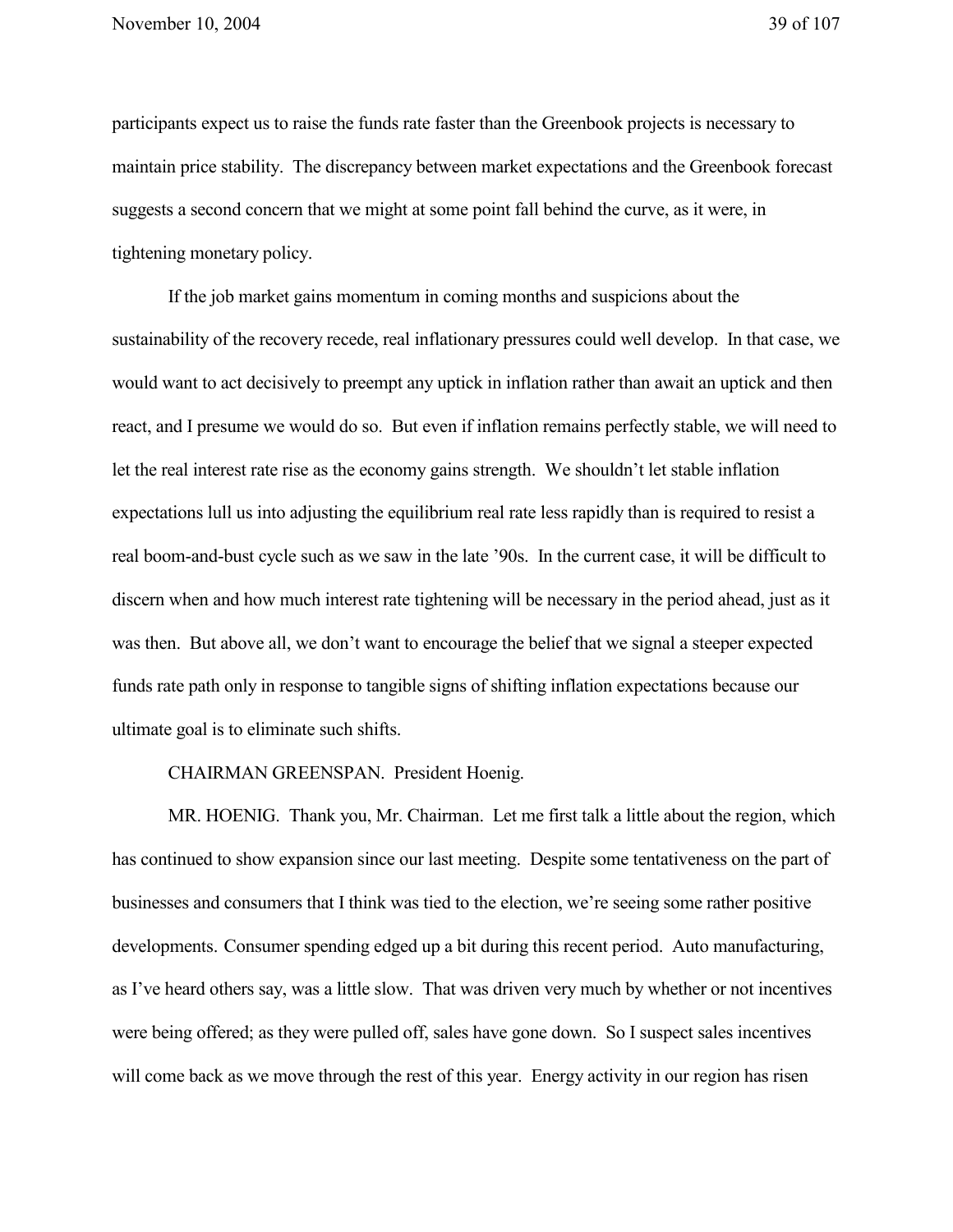participants expect us to raise the funds rate faster than the Greenbook projects is necessary to maintain price stability. The discrepancy between market expectations and the Greenbook forecast suggests a second concern that we might at some point fall behind the curve, as it were, in tightening monetary policy.

If the job market gains momentum in coming months and suspicions about the sustainability of the recovery recede, real inflationary pressures could well develop. In that case, we would want to act decisively to preempt any uptick in inflation rather than await an uptick and then react, and I presume we would do so. But even if inflation remains perfectly stable, we will need to let the real interest rate rise as the economy gains strength. We shouldn't let stable inflation expectations lull us into adjusting the equilibrium real rate less rapidly than is required to resist a real boom-and-bust cycle such as we saw in the late '90s. In the current case, it will be difficult to discern when and how much interest rate tightening will be necessary in the period ahead, just as it was then. But above all, we don't want to encourage the belief that we signal a steeper expected funds rate path only in response to tangible signs of shifting inflation expectations because our ultimate goal is to eliminate such shifts.

CHAIRMAN GREENSPAN. President Hoenig.

MR. HOENIG. Thank you, Mr. Chairman. Let me first talk a little about the region, which has continued to show expansion since our last meeting. Despite some tentativeness on the part of businesses and consumers that I think was tied to the election, we're seeing some rather positive developments. Consumer spending edged up a bit during this recent period. Auto manufacturing, as I've heard others say, was a little slow. That was driven very much by whether or not incentives were being offered; as they were pulled off, sales have gone down. So I suspect sales incentives will come back as we move through the rest of this year. Energy activity in our region has risen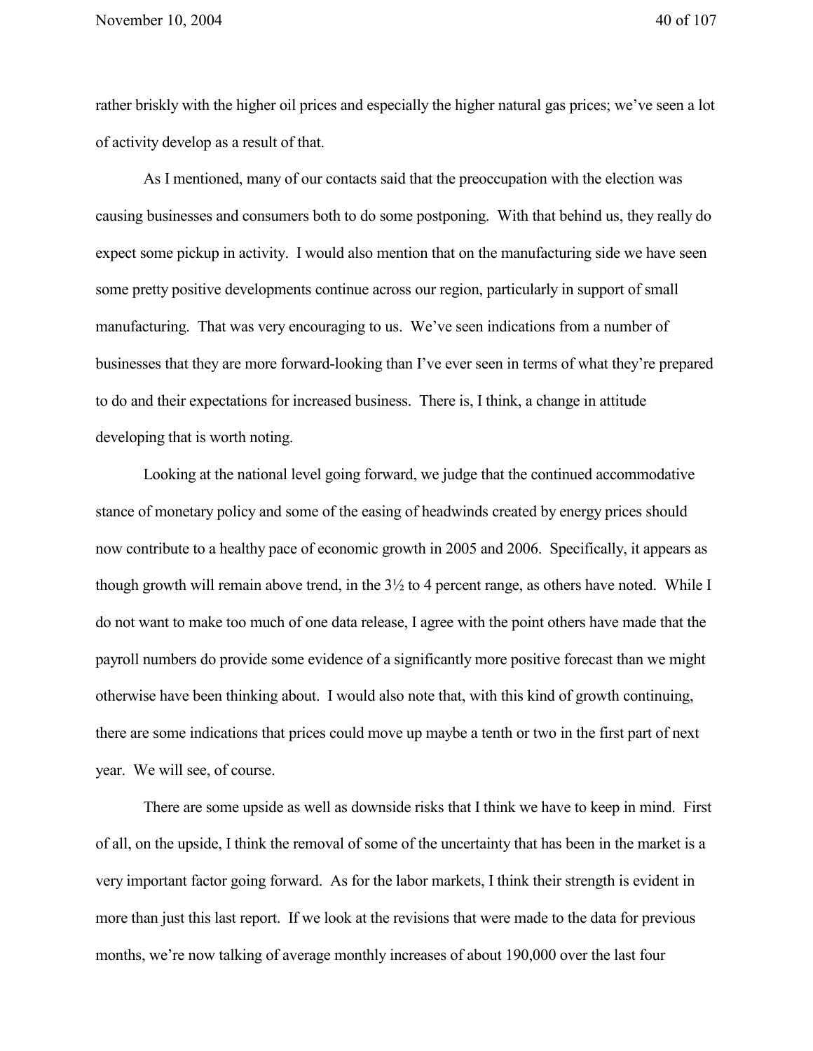rather briskly with the higher oil prices and especially the higher natural gas prices; we've seen a lot of activity develop as a result of that.

As I mentioned, many of our contacts said that the preoccupation with the election was causing businesses and consumers both to do some postponing. With that behind us, they really do expect some pickup in activity. I would also mention that on the manufacturing side we have seen some pretty positive developments continue across our region, particularly in support of small manufacturing. That was very encouraging to us. We've seen indications from a number of businesses that they are more forward-looking than I've ever seen in terms of what they're prepared to do and their expectations for increased business. There is, I think, a change in attitude developing that is worth noting.

Looking at the national level going forward, we judge that the continued accommodative stance of monetary policy and some of the easing of headwinds created by energy prices should now contribute to a healthy pace of economic growth in 2005 and 2006. Specifically, it appears as though growth will remain above trend, in the 3½ to 4 percent range, as others have noted. While I do not want to make too much of one data release, I agree with the point others have made that the payroll numbers do provide some evidence of a significantly more positive forecast than we might otherwise have been thinking about. I would also note that, with this kind of growth continuing, there are some indications that prices could move up maybe a tenth or two in the first part of next year. We will see, of course.

There are some upside as well as downside risks that I think we have to keep in mind. First of all, on the upside, I think the removal of some of the uncertainty that has been in the market is a very important factor going forward. As for the labor markets, I think their strength is evident in more than just this last report. If we look at the revisions that were made to the data for previous months, we're now talking of average monthly increases of about 190,000 over the last four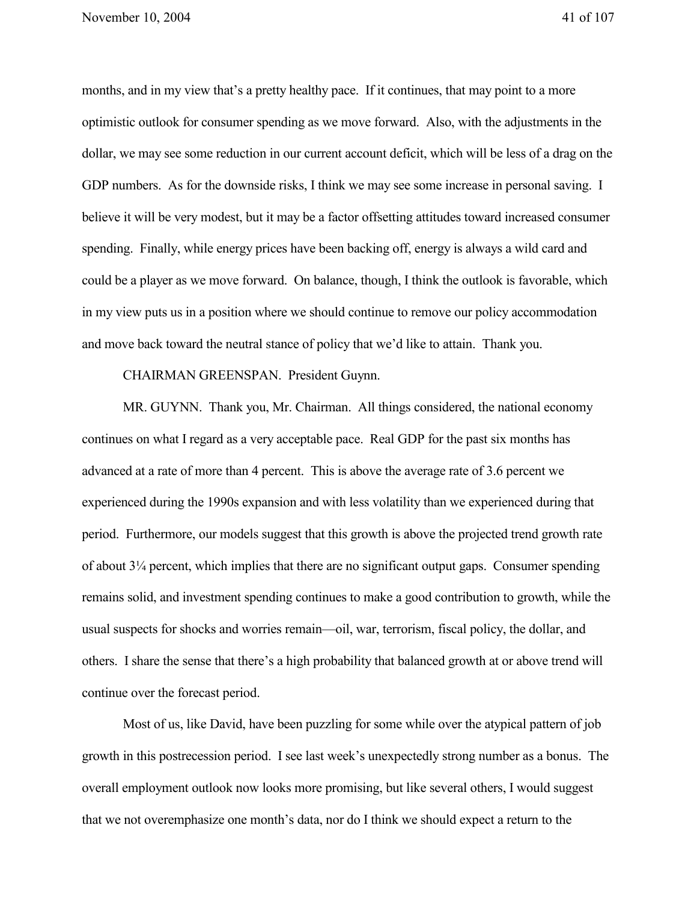months, and in my view that's a pretty healthy pace. If it continues, that may point to a more optimistic outlook for consumer spending as we move forward. Also, with the adjustments in the dollar, we may see some reduction in our current account deficit, which will be less of a drag on the GDP numbers. As for the downside risks, I think we may see some increase in personal saving. I believe it will be very modest, but it may be a factor offsetting attitudes toward increased consumer spending. Finally, while energy prices have been backing off, energy is always a wild card and could be a player as we move forward. On balance, though, I think the outlook is favorable, which in my view puts us in a position where we should continue to remove our policy accommodation and move back toward the neutral stance of policy that we'd like to attain. Thank you.

CHAIRMAN GREENSPAN. President Guynn.

MR. GUYNN. Thank you, Mr. Chairman. All things considered, the national economy continues on what I regard as a very acceptable pace. Real GDP for the past six months has advanced at a rate of more than 4 percent. This is above the average rate of 3.6 percent we experienced during the 1990s expansion and with less volatility than we experienced during that period. Furthermore, our models suggest that this growth is above the projected trend growth rate of about 3¼ percent, which implies that there are no significant output gaps. Consumer spending remains solid, and investment spending continues to make a good contribution to growth, while the usual suspects for shocks and worries remain—oil, war, terrorism, fiscal policy, the dollar, and others. I share the sense that there's a high probability that balanced growth at or above trend will continue over the forecast period.

Most of us, like David, have been puzzling for some while over the atypical pattern of job growth in this postrecession period. I see last week's unexpectedly strong number as a bonus. The overall employment outlook now looks more promising, but like several others, I would suggest that we not overemphasize one month's data, nor do I think we should expect a return to the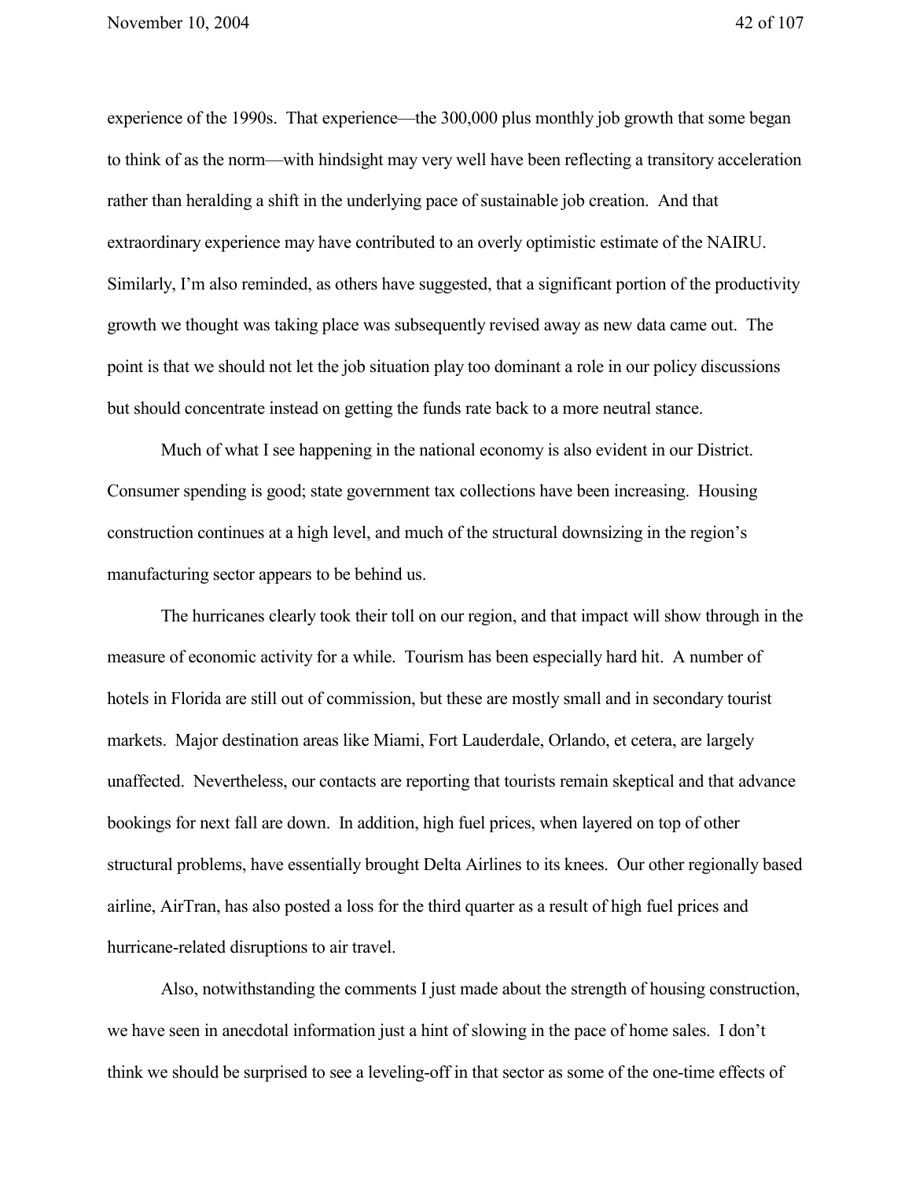experience of the 1990s. That experience—the 300,000 plus monthly job growth that some began to think of as the norm—with hindsight may very well have been reflecting a transitory acceleration rather than heralding a shift in the underlying pace of sustainable job creation. And that extraordinary experience may have contributed to an overly optimistic estimate of the NAIRU. Similarly, I'm also reminded, as others have suggested, that a significant portion of the productivity growth we thought was taking place was subsequently revised away as new data came out. The point is that we should not let the job situation play too dominant a role in our policy discussions but should concentrate instead on getting the funds rate back to a more neutral stance.

Much of what I see happening in the national economy is also evident in our District. Consumer spending is good; state government tax collections have been increasing. Housing construction continues at a high level, and much of the structural downsizing in the region's manufacturing sector appears to be behind us.

The hurricanes clearly took their toll on our region, and that impact will show through in the measure of economic activity for a while. Tourism has been especially hard hit. A number of hotels in Florida are still out of commission, but these are mostly small and in secondary tourist markets. Major destination areas like Miami, Fort Lauderdale, Orlando, et cetera, are largely unaffected. Nevertheless, our contacts are reporting that tourists remain skeptical and that advance bookings for next fall are down. In addition, high fuel prices, when layered on top of other structural problems, have essentially brought Delta Airlines to its knees. Our other regionally based airline, AirTran, has also posted a loss for the third quarter as a result of high fuel prices and hurricane-related disruptions to air travel.

Also, notwithstanding the comments I just made about the strength of housing construction, we have seen in anecdotal information just a hint of slowing in the pace of home sales. I don't think we should be surprised to see a leveling-off in that sector as some of the one-time effects of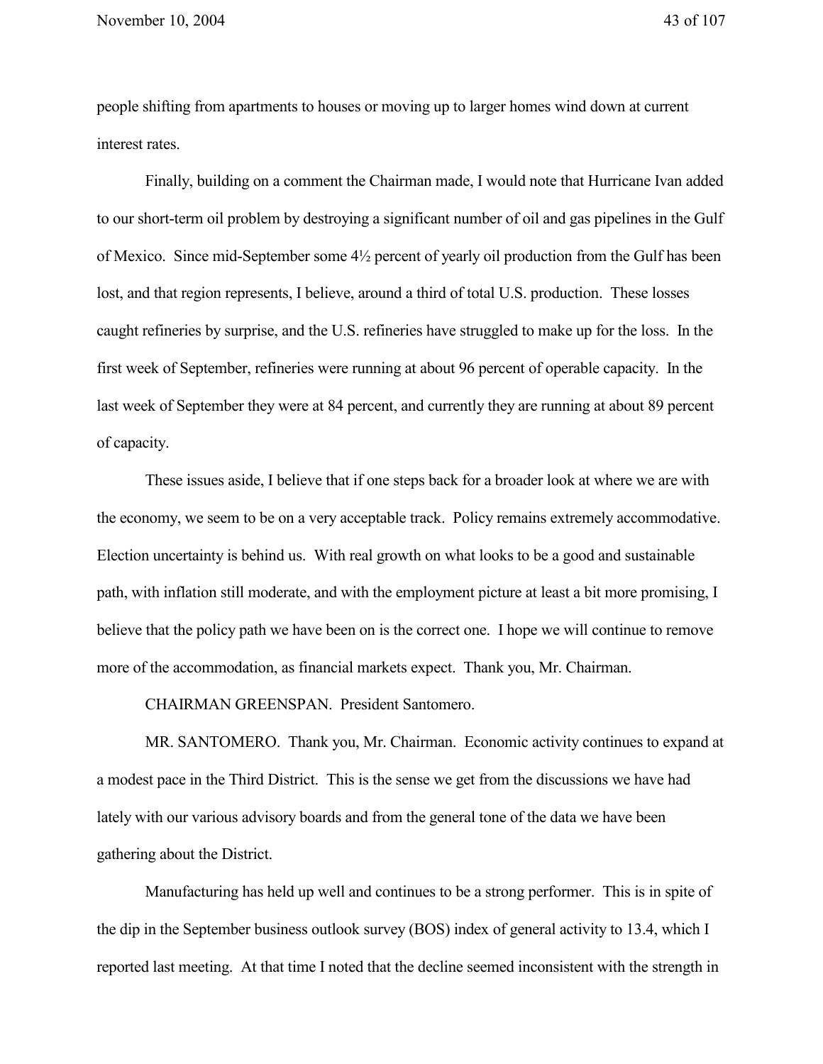people shifting from apartments to houses or moving up to larger homes wind down at current interest rates.

Finally, building on a comment the Chairman made, I would note that Hurricane Ivan added to our short-term oil problem by destroying a significant number of oil and gas pipelines in the Gulf of Mexico. Since mid-September some 4½ percent of yearly oil production from the Gulf has been lost, and that region represents, I believe, around a third of total U.S. production. These losses caught refineries by surprise, and the U.S. refineries have struggled to make up for the loss. In the first week of September, refineries were running at about 96 percent of operable capacity. In the last week of September they were at 84 percent, and currently they are running at about 89 percent of capacity.

These issues aside, I believe that if one steps back for a broader look at where we are with the economy, we seem to be on a very acceptable track. Policy remains extremely accommodative. Election uncertainty is behind us. With real growth on what looks to be a good and sustainable path, with inflation still moderate, and with the employment picture at least a bit more promising, I believe that the policy path we have been on is the correct one. I hope we will continue to remove more of the accommodation, as financial markets expect. Thank you, Mr. Chairman.

CHAIRMAN GREENSPAN. President Santomero.

MR. SANTOMERO. Thank you, Mr. Chairman. Economic activity continues to expand at a modest pace in the Third District. This is the sense we get from the discussions we have had lately with our various advisory boards and from the general tone of the data we have been gathering about the District.

Manufacturing has held up well and continues to be a strong performer. This is in spite of the dip in the September business outlook survey (BOS) index of general activity to 13.4, which I reported last meeting. At that time I noted that the decline seemed inconsistent with the strength in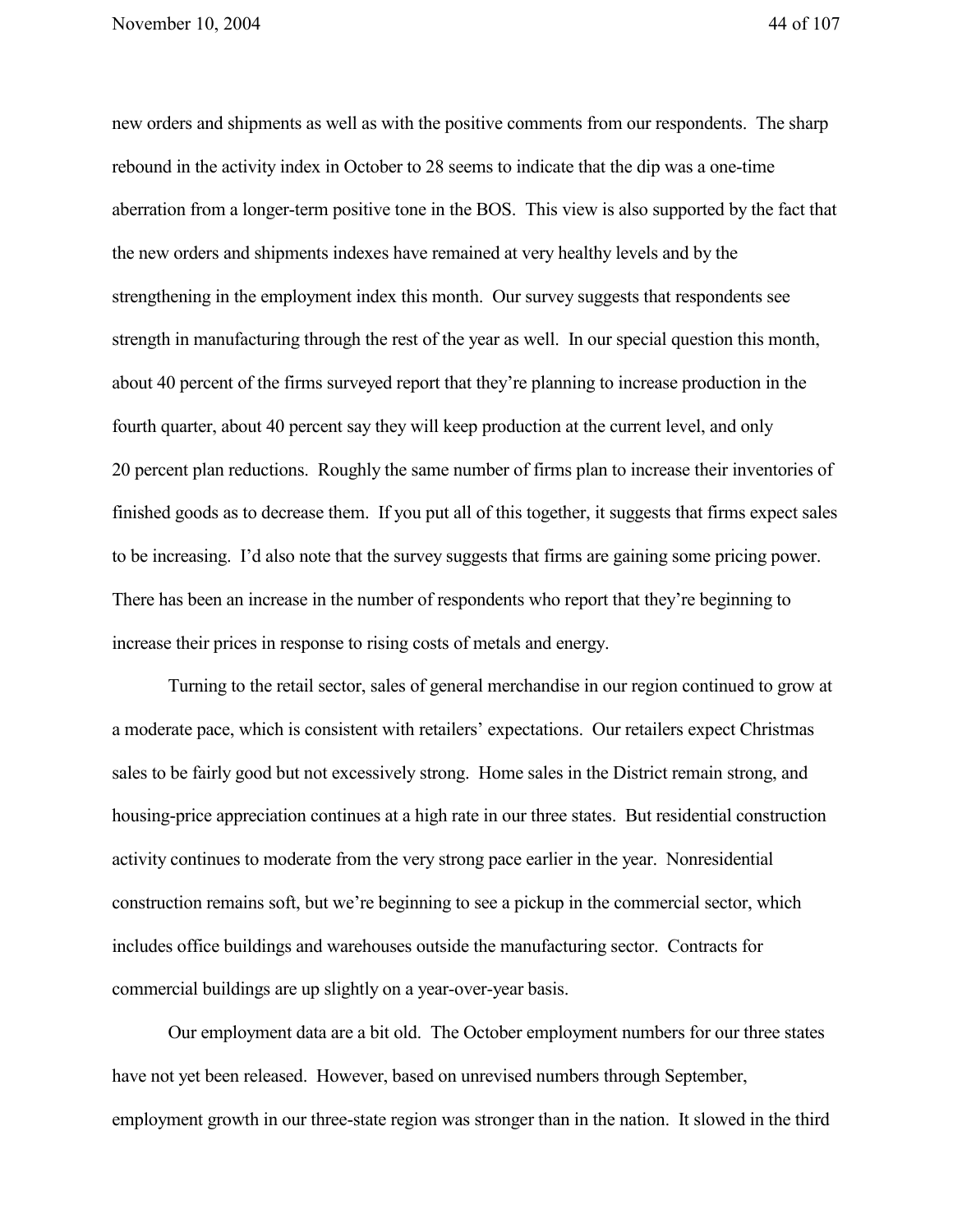new orders and shipments as well as with the positive comments from our respondents. The sharp rebound in the activity index in October to 28 seems to indicate that the dip was a one-time aberration from a longer-term positive tone in the BOS. This view is also supported by the fact that the new orders and shipments indexes have remained at very healthy levels and by the strengthening in the employment index this month. Our survey suggests that respondents see strength in manufacturing through the rest of the year as well. In our special question this month, about 40 percent of the firms surveyed report that they're planning to increase production in the fourth quarter, about 40 percent say they will keep production at the current level, and only 20 percent plan reductions. Roughly the same number of firms plan to increase their inventories of finished goods as to decrease them. If you put all of this together, it suggests that firms expect sales to be increasing. I'd also note that the survey suggests that firms are gaining some pricing power. There has been an increase in the number of respondents who report that they're beginning to increase their prices in response to rising costs of metals and energy.

Turning to the retail sector, sales of general merchandise in our region continued to grow at a moderate pace, which is consistent with retailers' expectations. Our retailers expect Christmas sales to be fairly good but not excessively strong. Home sales in the District remain strong, and housing-price appreciation continues at a high rate in our three states. But residential construction activity continues to moderate from the very strong pace earlier in the year. Nonresidential construction remains soft, but we're beginning to see a pickup in the commercial sector, which includes office buildings and warehouses outside the manufacturing sector. Contracts for commercial buildings are up slightly on a year-over-year basis.

Our employment data are a bit old. The October employment numbers for our three states have not yet been released. However, based on unrevised numbers through September, employment growth in our three-state region was stronger than in the nation. It slowed in the third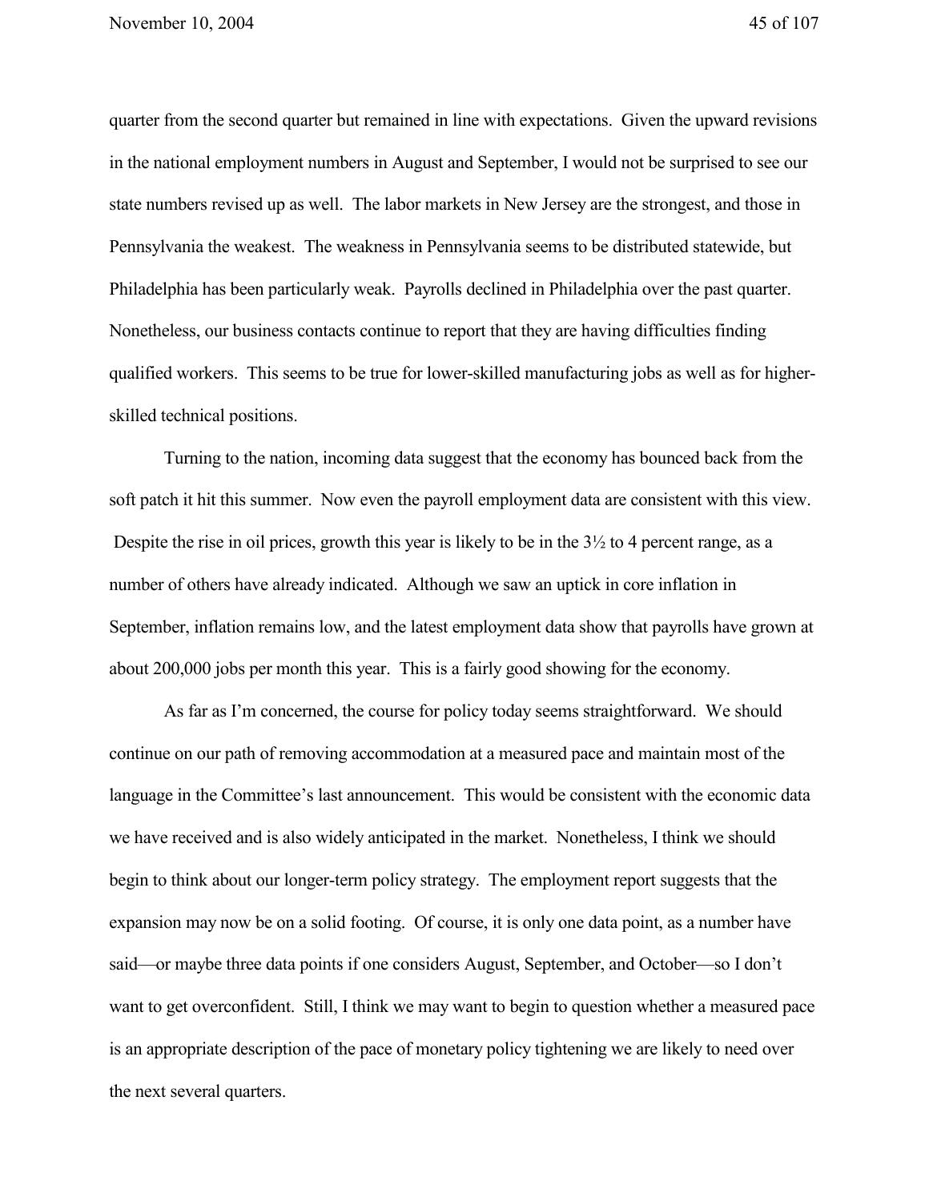quarter from the second quarter but remained in line with expectations. Given the upward revisions in the national employment numbers in August and September, I would not be surprised to see our state numbers revised up as well. The labor markets in New Jersey are the strongest, and those in Pennsylvania the weakest. The weakness in Pennsylvania seems to be distributed statewide, but Philadelphia has been particularly weak. Payrolls declined in Philadelphia over the past quarter. Nonetheless, our business contacts continue to report that they are having difficulties finding qualified workers. This seems to be true for lower-skilled manufacturing jobs as well as for higher-skilled technical positions.

Turning to the nation, incoming data suggest that the economy has bounced back from the soft patch it hit this summer. Now even the payroll employment data are consistent with this view. Despite the rise in oil prices, growth this year is likely to be in the 3½ to 4 percent range, as a number of others have already indicated. Although we saw an uptick in core inflation in September, inflation remains low, and the latest employment data show that payrolls have grown at about 200,000 jobs per month this year. This is a fairly good showing for the economy.

As far as I'm concerned, the course for policy today seems straightforward. We should continue on our path of removing accommodation at a measured pace and maintain most of the language in the Committee's last announcement. This would be consistent with the economic data we have received and is also widely anticipated in the market. Nonetheless, I think we should begin to think about our longer-term policy strategy. The employment report suggests that the expansion may now be on a solid footing. Of course, it is only one data point, as a number have said—or maybe three data points if one considers August, September, and October—so I don't want to get overconfident. Still, I think we may want to begin to question whether a measured pace is an appropriate description of the pace of monetary policy tightening we are likely to need over the next several quarters.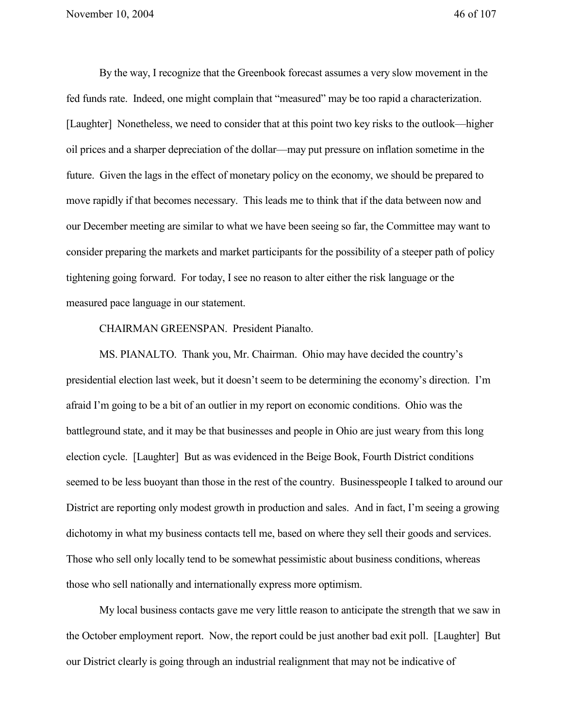By the way, I recognize that the Greenbook forecast assumes a very slow movement in the fed funds rate. Indeed, one might complain that "measured" may be too rapid a characterization. [Laughter] Nonetheless, we need to consider that at this point two key risks to the outlook—higher oil prices and a sharper depreciation of the dollar—may put pressure on inflation sometime in the future. Given the lags in the effect of monetary policy on the economy, we should be prepared to move rapidly if that becomes necessary. This leads me to think that if the data between now and our December meeting are similar to what we have been seeing so far, the Committee may want to consider preparing the markets and market participants for the possibility of a steeper path of policy tightening going forward. For today, I see no reason to alter either the risk language or the measured pace language in our statement.

CHAIRMAN GREENSPAN. President Pianalto.

MS. PIANALTO. Thank you, Mr. Chairman. Ohio may have decided the country's presidential election last week, but it doesn't seem to be determining the economy's direction. I'm afraid I'm going to be a bit of an outlier in my report on economic conditions. Ohio was the battleground state, and it may be that businesses and people in Ohio are just weary from this long election cycle. [Laughter] But as was evidenced in the Beige Book, Fourth District conditions seemed to be less buoyant than those in the rest of the country. Businesspeople I talked to around our District are reporting only modest growth in production and sales. And in fact, I'm seeing a growing dichotomy in what my business contacts tell me, based on where they sell their goods and services. Those who sell only locally tend to be somewhat pessimistic about business conditions, whereas those who sell nationally and internationally express more optimism.

My local business contacts gave me very little reason to anticipate the strength that we saw in the October employment report. Now, the report could be just another bad exit poll. [Laughter] But our District clearly is going through an industrial realignment that may not be indicative of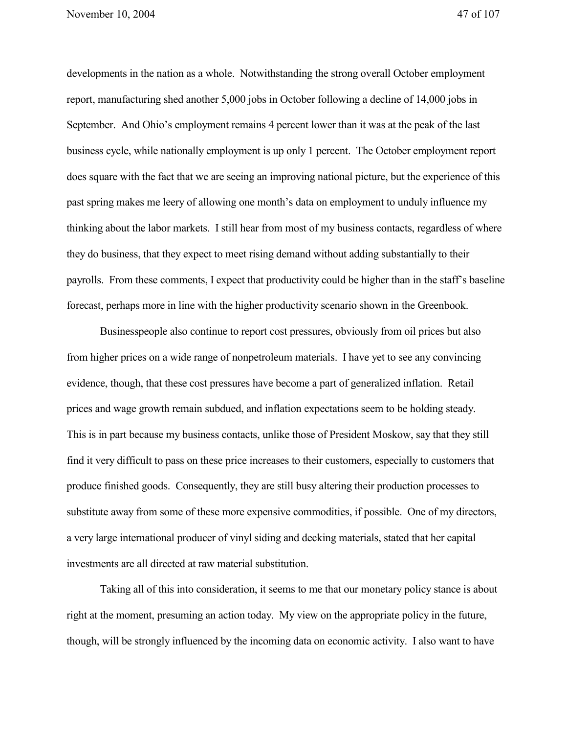developments in the nation as a whole. Notwithstanding the strong overall October employment report, manufacturing shed another 5,000 jobs in October following a decline of 14,000 jobs in September. And Ohio's employment remains 4 percent lower than it was at the peak of the last business cycle, while nationally employment is up only 1 percent. The October employment report does square with the fact that we are seeing an improving national picture, but the experience of this past spring makes me leery of allowing one month's data on employment to unduly influence my thinking about the labor markets. I still hear from most of my business contacts, regardless of where they do business, that they expect to meet rising demand without adding substantially to their payrolls. From these comments, I expect that productivity could be higher than in the staff's baseline forecast, perhaps more in line with the higher productivity scenario shown in the Greenbook.

Businesspeople also continue to report cost pressures, obviously from oil prices but also from higher prices on a wide range of nonpetroleum materials. I have yet to see any convincing evidence, though, that these cost pressures have become a part of generalized inflation. Retail prices and wage growth remain subdued, and inflation expectations seem to be holding steady. This is in part because my business contacts, unlike those of President Moskow, say that they still find it very difficult to pass on these price increases to their customers, especially to customers that produce finished goods. Consequently, they are still busy altering their production processes to substitute away from some of these more expensive commodities, if possible. One of my directors, a very large international producer of vinyl siding and decking materials, stated that her capital investments are all directed at raw material substitution.

Taking all of this into consideration, it seems to me that our monetary policy stance is about right at the moment, presuming an action today. My view on the appropriate policy in the future, though, will be strongly influenced by the incoming data on economic activity. I also want to have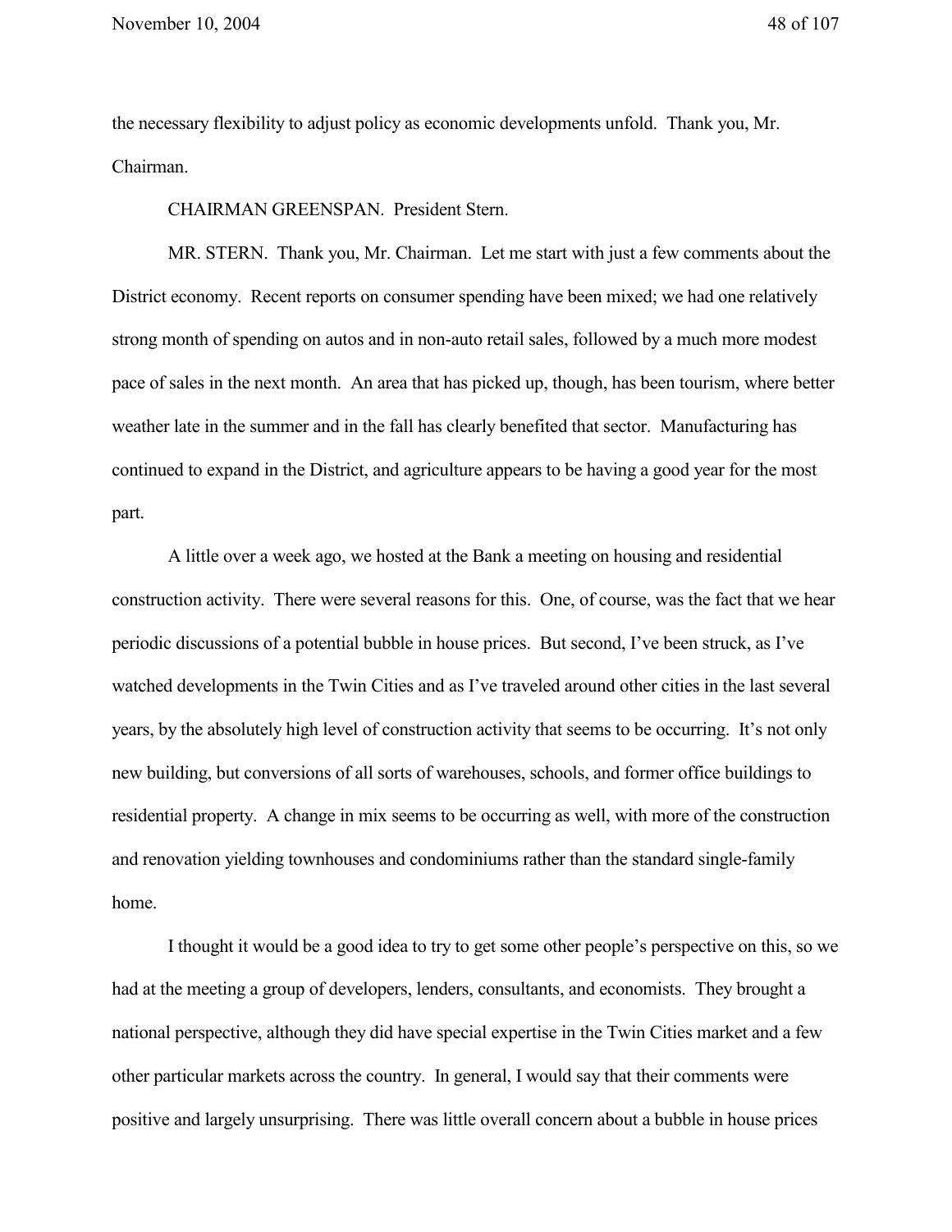the necessary flexibility to adjust policy as economic developments unfold. Thank you, Mr. Chairman.

CHAIRMAN GREENSPAN. President Stern.

MR. STERN. Thank you, Mr. Chairman. Let me start with just a few comments about the District economy. Recent reports on consumer spending have been mixed; we had one relatively strong month of spending on autos and in non-auto retail sales, followed by a much more modest pace of sales in the next month. An area that has picked up, though, has been tourism, where better weather late in the summer and in the fall has clearly benefited that sector. Manufacturing has continued to expand in the District, and agriculture appears to be having a good year for the most part.

A little over a week ago, we hosted at the Bank a meeting on housing and residential construction activity. There were several reasons for this. One, of course, was the fact that we hear periodic discussions of a potential bubble in house prices. But second, I've been struck, as I've watched developments in the Twin Cities and as I've traveled around other cities in the last several years, by the absolutely high level of construction activity that seems to be occurring. It's not only new building, but conversions of all sorts of warehouses, schools, and former office buildings to residential property. A change in mix seems to be occurring as well, with more of the construction and renovation yielding townhouses and condominiums rather than the standard single-family home.

I thought it would be a good idea to try to get some other people's perspective on this, so we had at the meeting a group of developers, lenders, consultants, and economists. They brought a national perspective, although they did have special expertise in the Twin Cities market and a few other particular markets across the country. In general, I would say that their comments were positive and largely unsurprising. There was little overall concern about a bubble in house prices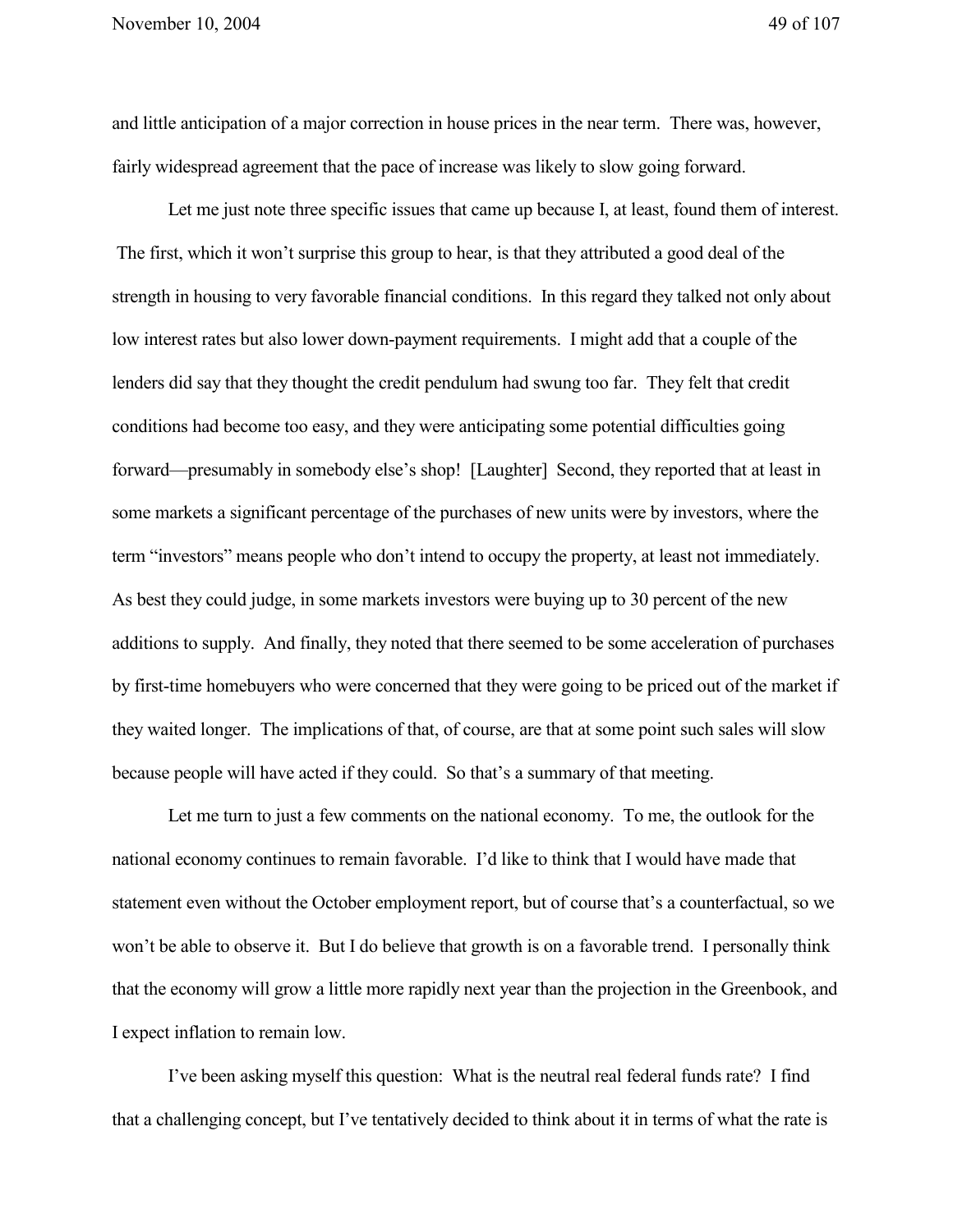and little anticipation of a major correction in house prices in the near term. There was, however, fairly widespread agreement that the pace of increase was likely to slow going forward.

Let me just note three specific issues that came up because I, at least, found them of interest. The first, which it won't surprise this group to hear, is that they attributed a good deal of the strength in housing to very favorable financial conditions. In this regard they talked not only about low interest rates but also lower down-payment requirements. I might add that a couple of the lenders did say that they thought the credit pendulum had swung too far. They felt that credit conditions had become too easy, and they were anticipating some potential difficulties going forward—presumably in somebody else's shop! [Laughter] Second, they reported that at least in some markets a significant percentage of the purchases of new units were by investors, where the term "investors" means people who don't intend to occupy the property, at least not immediately. As best they could judge, in some markets investors were buying up to 30 percent of the new additions to supply. And finally, they noted that there seemed to be some acceleration of purchases by first-time homebuyers who were concerned that they were going to be priced out of the market if they waited longer. The implications of that, of course, are that at some point such sales will slow because people will have acted if they could. So that's a summary of that meeting.

Let me turn to just a few comments on the national economy. To me, the outlook for the national economy continues to remain favorable. I'd like to think that I would have made that statement even without the October employment report, but of course that's a counterfactual, so we won't be able to observe it. But I do believe that growth is on a favorable trend. I personally think that the economy will grow a little more rapidly next year than the projection in the Greenbook, and I expect inflation to remain low.

I've been asking myself this question: What is the neutral real federal funds rate? I find that a challenging concept, but I've tentatively decided to think about it in terms of what the rate is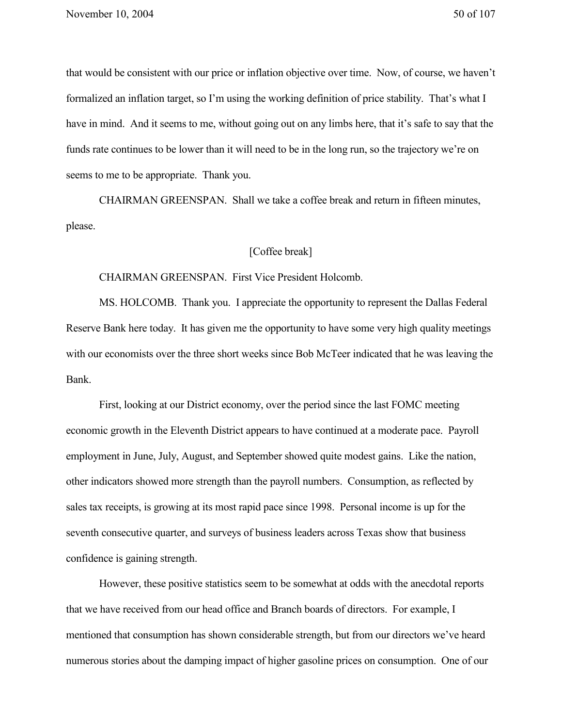that would be consistent with our price or inflation objective over time. Now, of course, we haven't formalized an inflation target, so I'm using the working definition of price stability. That's what I have in mind. And it seems to me, without going out on any limbs here, that it's safe to say that the funds rate continues to be lower than it will need to be in the long run, so the trajectory we're on seems to me to be appropriate. Thank you.

CHAIRMAN GREENSPAN. Shall we take a coffee break and return in fifteen minutes, please.

[Coffee break]

CHAIRMAN GREENSPAN. First Vice President Holcomb.

MS. HOLCOMB. Thank you. I appreciate the opportunity to represent the Dallas Federal Reserve Bank here today. It has given me the opportunity to have some very high quality meetings with our economists over the three short weeks since Bob McTeer indicated that he was leaving the Bank.

First, looking at our District economy, over the period since the last FOMC meeting economic growth in the Eleventh District appears to have continued at a moderate pace. Payroll employment in June, July, August, and September showed quite modest gains. Like the nation, other indicators showed more strength than the payroll numbers. Consumption, as reflected by sales tax receipts, is growing at its most rapid pace since 1998. Personal income is up for the seventh consecutive quarter, and surveys of business leaders across Texas show that business confidence is gaining strength.

However, these positive statistics seem to be somewhat at odds with the anecdotal reports that we have received from our head office and Branch boards of directors. For example, I mentioned that consumption has shown considerable strength, but from our directors we've heard numerous stories about the damping impact of higher gasoline prices on consumption. One of our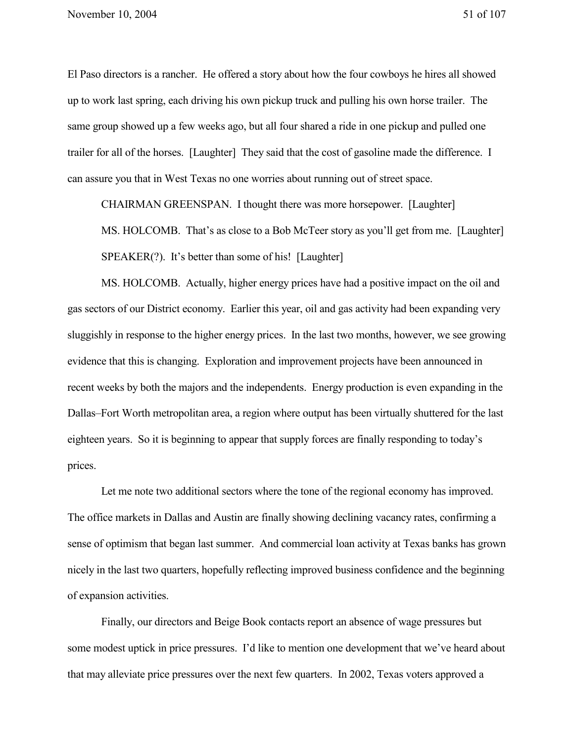El Paso directors is a rancher. He offered a story about how the four cowboys he hires all showed up to work last spring, each driving his own pickup truck and pulling his own horse trailer. The same group showed up a few weeks ago, but all four shared a ride in one pickup and pulled one trailer for all of the horses. [Laughter] They said that the cost of gasoline made the difference. I can assure you that in West Texas no one worries about running out of street space.

CHAIRMAN GREENSPAN. I thought there was more horsepower. [Laughter]

MS. HOLCOMB. That's as close to a Bob McTeer story as you'll get from me. [Laughter]

SPEAKER(?). It's better than some of his! [Laughter]

MS. HOLCOMB. Actually, higher energy prices have had a positive impact on the oil and gas sectors of our District economy. Earlier this year, oil and gas activity had been expanding very sluggishly in response to the higher energy prices. In the last two months, however, we see growing evidence that this is changing. Exploration and improvement projects have been announced in recent weeks by both the majors and the independents. Energy production is even expanding in the Dallas–Fort Worth metropolitan area, a region where output has been virtually shuttered for the last eighteen years. So it is beginning to appear that supply forces are finally responding to today's prices.

Let me note two additional sectors where the tone of the regional economy has improved. The office markets in Dallas and Austin are finally showing declining vacancy rates, confirming a sense of optimism that began last summer. And commercial loan activity at Texas banks has grown nicely in the last two quarters, hopefully reflecting improved business confidence and the beginning of expansion activities.

Finally, our directors and Beige Book contacts report an absence of wage pressures but some modest uptick in price pressures. I'd like to mention one development that we've heard about that may alleviate price pressures over the next few quarters. In 2002, Texas voters approved a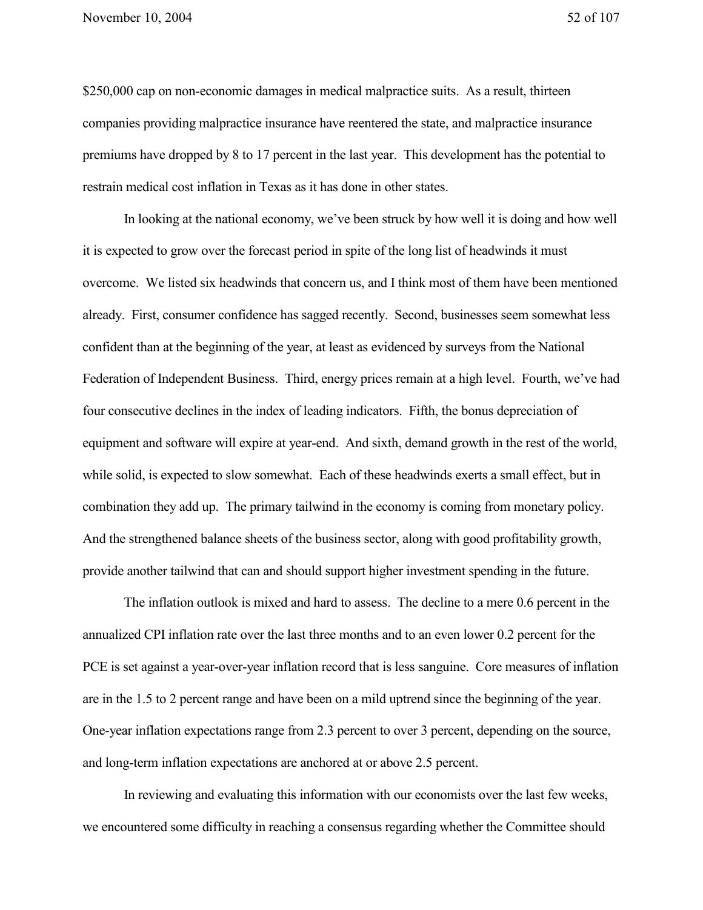$250,000 cap on non-economic damages in medical malpractice suits. As a result, thirteen companies providing malpractice insurance have reentered the state, and malpractice insurance premiums have dropped by 8 to 17 percent in the last year. This development has the potential to restrain medical cost inflation in Texas as it has done in other states.

In looking at the national economy, we've been struck by how well it is doing and how well it is expected to grow over the forecast period in spite of the long list of headwinds it must overcome. We listed six headwinds that concern us, and I think most of them have been mentioned already. First, consumer confidence has sagged recently. Second, businesses seem somewhat less confident than at the beginning of the year, at least as evidenced by surveys from the National Federation of Independent Business. Third, energy prices remain at a high level. Fourth, we've had four consecutive declines in the index of leading indicators. Fifth, the bonus depreciation of equipment and software will expire at year-end. And sixth, demand growth in the rest of the world, while solid, is expected to slow somewhat. Each of these headwinds exerts a small effect, but in combination they add up. The primary tailwind in the economy is coming from monetary policy. And the strengthened balance sheets of the business sector, along with good profitability growth, provide another tailwind that can and should support higher investment spending in the future.

The inflation outlook is mixed and hard to assess. The decline to a mere 0.6 percent in the annualized CPI inflation rate over the last three months and to an even lower 0.2 percent for the PCE is set against a year-over-year inflation record that is less sanguine. Core measures of inflation are in the 1.5 to 2 percent range and have been on a mild uptrend since the beginning of the year. One-year inflation expectations range from 2.3 percent to over 3 percent, depending on the source, and long-term inflation expectations are anchored at or above 2.5 percent.

In reviewing and evaluating this information with our economists over the last few weeks, we encountered some difficulty in reaching a consensus regarding whether the Committee should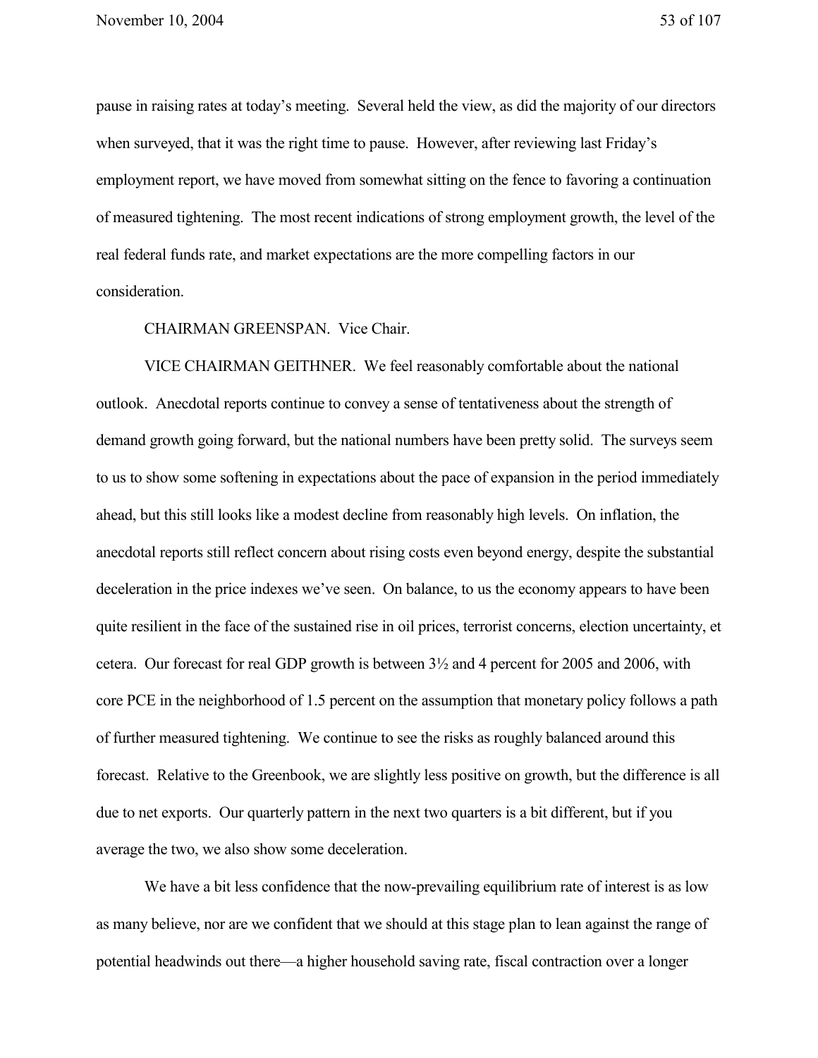pause in raising rates at today's meeting. Several held the view, as did the majority of our directors when surveyed, that it was the right time to pause. However, after reviewing last Friday's employment report, we have moved from somewhat sitting on the fence to favoring a continuation of measured tightening. The most recent indications of strong employment growth, the level of the real federal funds rate, and market expectations are the more compelling factors in our consideration.

CHAIRMAN GREENSPAN. Vice Chair.

VICE CHAIRMAN GEITHNER. We feel reasonably comfortable about the national outlook. Anecdotal reports continue to convey a sense of tentativeness about the strength of demand growth going forward, but the national numbers have been pretty solid. The surveys seem to us to show some softening in expectations about the pace of expansion in the period immediately ahead, but this still looks like a modest decline from reasonably high levels. On inflation, the anecdotal reports still reflect concern about rising costs even beyond energy, despite the substantial deceleration in the price indexes we've seen. On balance, to us the economy appears to have been quite resilient in the face of the sustained rise in oil prices, terrorist concerns, election uncertainty, et cetera. Our forecast for real GDP growth is between 3½ and 4 percent for 2005 and 2006, with core PCE in the neighborhood of 1.5 percent on the assumption that monetary policy follows a path of further measured tightening. We continue to see the risks as roughly balanced around this forecast. Relative to the Greenbook, we are slightly less positive on growth, but the difference is all due to net exports. Our quarterly pattern in the next two quarters is a bit different, but if you average the two, we also show some deceleration.

We have a bit less confidence that the now-prevailing equilibrium rate of interest is as low as many believe, nor are we confident that we should at this stage plan to lean against the range of potential headwinds out there—a higher household saving rate, fiscal contraction over a longer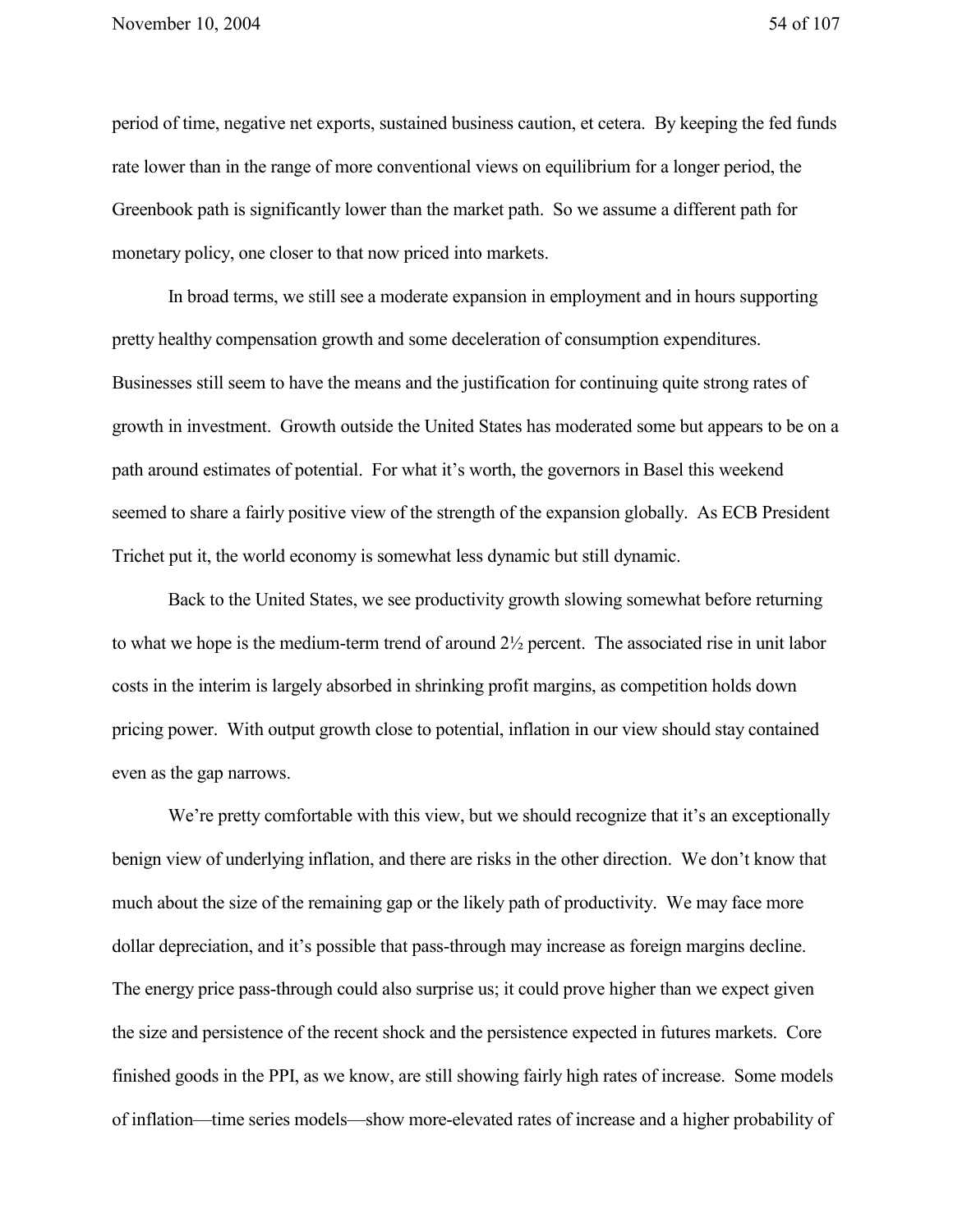period of time, negative net exports, sustained business caution, et cetera. By keeping the fed funds rate lower than in the range of more conventional views on equilibrium for a longer period, the Greenbook path is significantly lower than the market path. So we assume a different path for monetary policy, one closer to that now priced into markets.

In broad terms, we still see a moderate expansion in employment and in hours supporting pretty healthy compensation growth and some deceleration of consumption expenditures. Businesses still seem to have the means and the justification for continuing quite strong rates of growth in investment. Growth outside the United States has moderated some but appears to be on a path around estimates of potential. For what it's worth, the governors in Basel this weekend seemed to share a fairly positive view of the strength of the expansion globally. As ECB President Trichet put it, the world economy is somewhat less dynamic but still dynamic.

Back to the United States, we see productivity growth slowing somewhat before returning to what we hope is the medium-term trend of around 2½ percent. The associated rise in unit labor costs in the interim is largely absorbed in shrinking profit margins, as competition holds down pricing power. With output growth close to potential, inflation in our view should stay contained even as the gap narrows.

We're pretty comfortable with this view, but we should recognize that it's an exceptionally benign view of underlying inflation, and there are risks in the other direction. We don't know that much about the size of the remaining gap or the likely path of productivity. We may face more dollar depreciation, and it's possible that pass-through may increase as foreign margins decline. The energy price pass-through could also surprise us; it could prove higher than we expect given the size and persistence of the recent shock and the persistence expected in futures markets. Core finished goods in the PPI, as we know, are still showing fairly high rates of increase. Some models of inflation—time series models—show more-elevated rates of increase and a higher probability of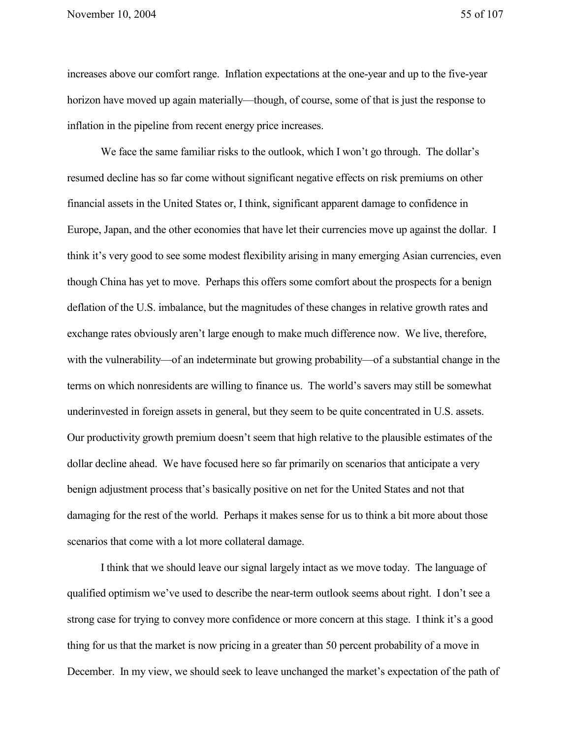increases above our comfort range. Inflation expectations at the one-year and up to the five-year horizon have moved up again materially—though, of course, some of that is just the response to inflation in the pipeline from recent energy price increases.

We face the same familiar risks to the outlook, which I won't go through. The dollar's resumed decline has so far come without significant negative effects on risk premiums on other financial assets in the United States or, I think, significant apparent damage to confidence in Europe, Japan, and the other economies that have let their currencies move up against the dollar. I think it's very good to see some modest flexibility arising in many emerging Asian currencies, even though China has yet to move. Perhaps this offers some comfort about the prospects for a benign deflation of the U.S. imbalance, but the magnitudes of these changes in relative growth rates and exchange rates obviously aren't large enough to make much difference now. We live, therefore, with the vulnerability—of an indeterminate but growing probability—of a substantial change in the terms on which nonresidents are willing to finance us. The world's savers may still be somewhat underinvested in foreign assets in general, but they seem to be quite concentrated in U.S. assets. Our productivity growth premium doesn't seem that high relative to the plausible estimates of the dollar decline ahead. We have focused here so far primarily on scenarios that anticipate a very benign adjustment process that's basically positive on net for the United States and not that damaging for the rest of the world. Perhaps it makes sense for us to think a bit more about those scenarios that come with a lot more collateral damage.

I think that we should leave our signal largely intact as we move today. The language of qualified optimism we've used to describe the near-term outlook seems about right. I don't see a strong case for trying to convey more confidence or more concern at this stage. I think it's a good thing for us that the market is now pricing in a greater than 50 percent probability of a move in December. In my view, we should seek to leave unchanged the market's expectation of the path of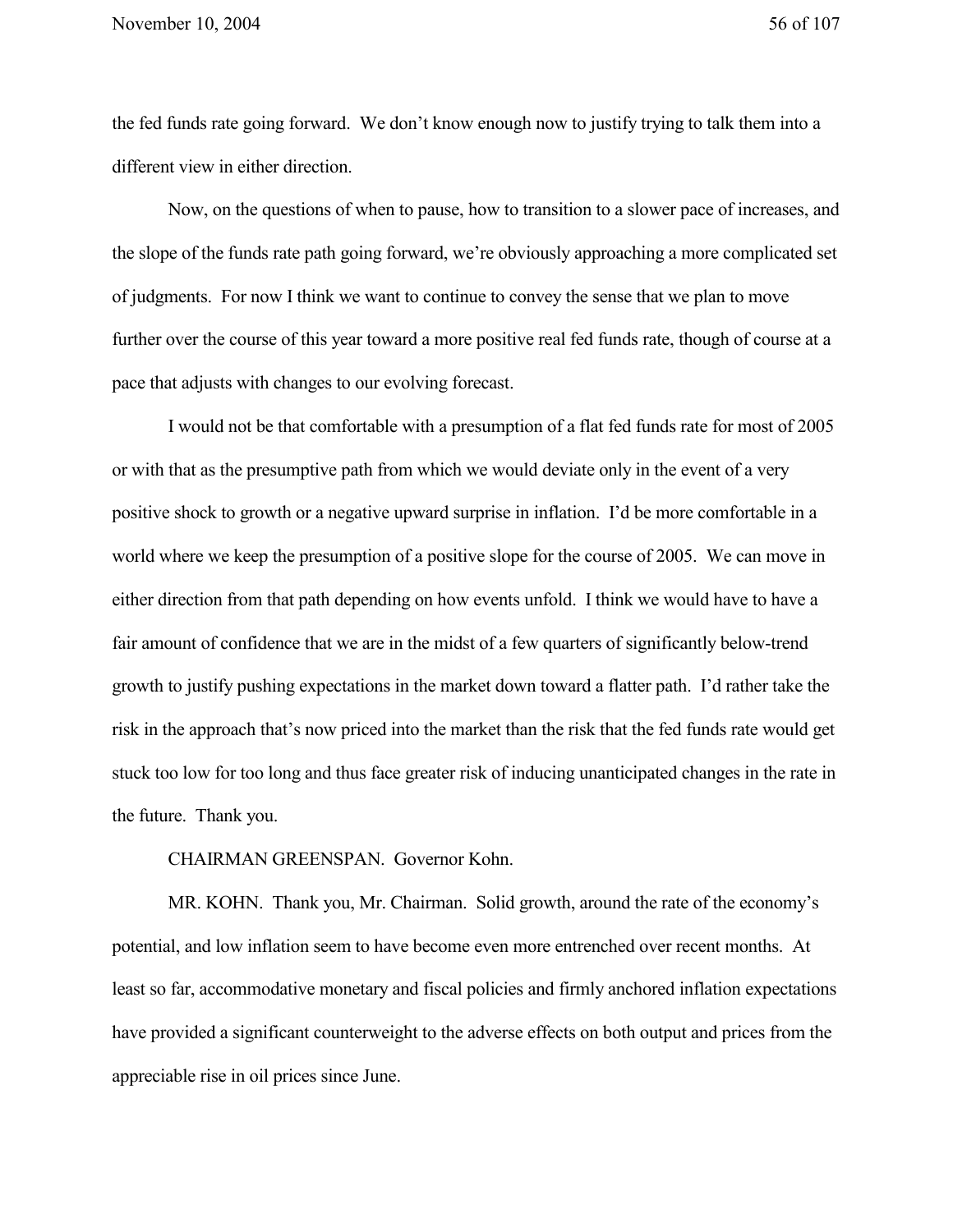the fed funds rate going forward. We don't know enough now to justify trying to talk them into a different view in either direction.

Now, on the questions of when to pause, how to transition to a slower pace of increases, and the slope of the funds rate path going forward, we're obviously approaching a more complicated set of judgments. For now I think we want to continue to convey the sense that we plan to move further over the course of this year toward a more positive real fed funds rate, though of course at a pace that adjusts with changes to our evolving forecast.

I would not be that comfortable with a presumption of a flat fed funds rate for most of 2005 or with that as the presumptive path from which we would deviate only in the event of a very positive shock to growth or a negative upward surprise in inflation. I'd be more comfortable in a world where we keep the presumption of a positive slope for the course of 2005. We can move in either direction from that path depending on how events unfold. I think we would have to have a fair amount of confidence that we are in the midst of a few quarters of significantly below-trend growth to justify pushing expectations in the market down toward a flatter path. I'd rather take the risk in the approach that's now priced into the market than the risk that the fed funds rate would get stuck too low for too long and thus face greater risk of inducing unanticipated changes in the rate in the future. Thank you.

CHAIRMAN GREENSPAN. Governor Kohn.

MR. KOHN. Thank you, Mr. Chairman. Solid growth, around the rate of the economy's potential, and low inflation seem to have become even more entrenched over recent months. At least so far, accommodative monetary and fiscal policies and firmly anchored inflation expectations have provided a significant counterweight to the adverse effects on both output and prices from the appreciable rise in oil prices since June.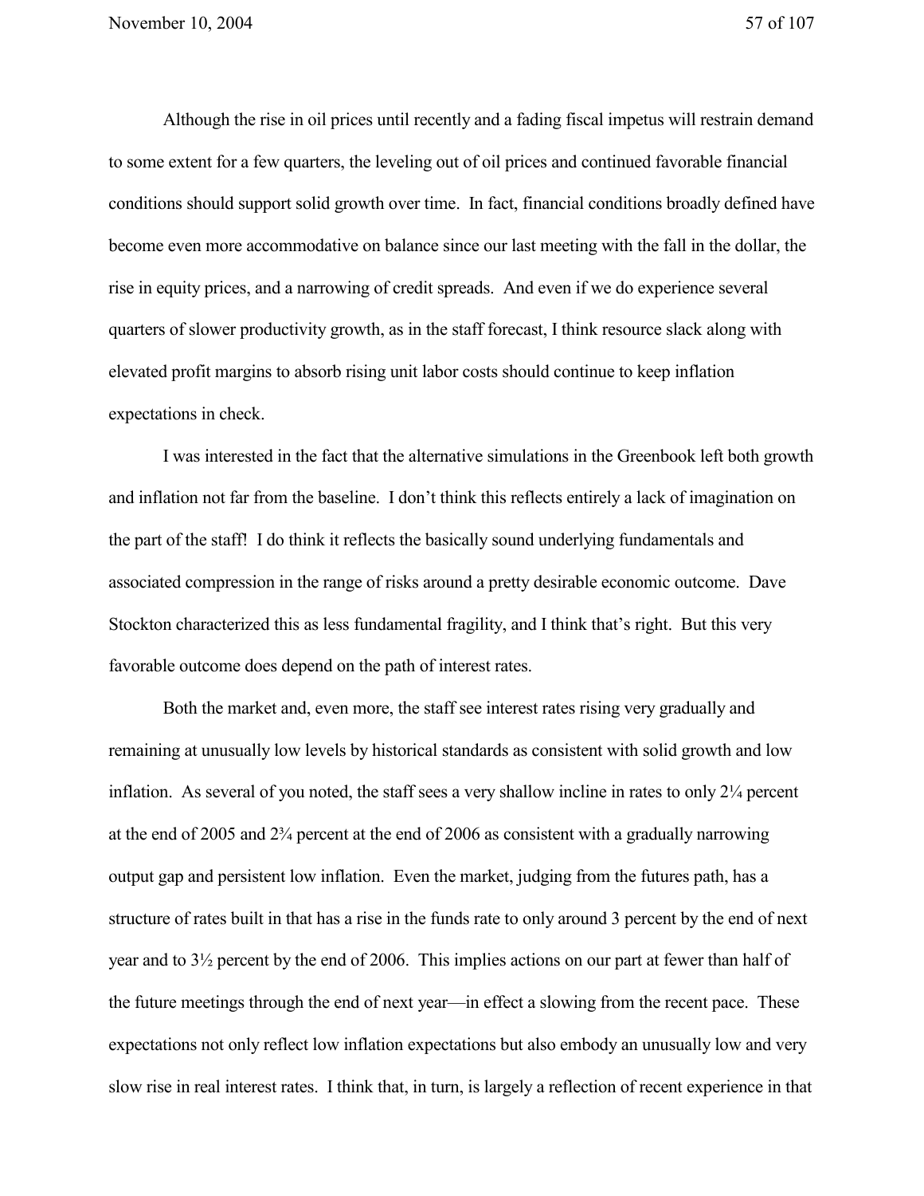Although the rise in oil prices until recently and a fading fiscal impetus will restrain demand to some extent for a few quarters, the leveling out of oil prices and continued favorable financial conditions should support solid growth over time. In fact, financial conditions broadly defined have become even more accommodative on balance since our last meeting with the fall in the dollar, the rise in equity prices, and a narrowing of credit spreads. And even if we do experience several quarters of slower productivity growth, as in the staff forecast, I think resource slack along with elevated profit margins to absorb rising unit labor costs should continue to keep inflation expectations in check.

I was interested in the fact that the alternative simulations in the Greenbook left both growth and inflation not far from the baseline. I don't think this reflects entirely a lack of imagination on the part of the staff! I do think it reflects the basically sound underlying fundamentals and associated compression in the range of risks around a pretty desirable economic outcome. Dave Stockton characterized this as less fundamental fragility, and I think that's right. But this very favorable outcome does depend on the path of interest rates.

Both the market and, even more, the staff see interest rates rising very gradually and remaining at unusually low levels by historical standards as consistent with solid growth and low inflation. As several of you noted, the staff sees a very shallow incline in rates to only 2¼ percent at the end of 2005 and 2¾ percent at the end of 2006 as consistent with a gradually narrowing output gap and persistent low inflation. Even the market, judging from the futures path, has a structure of rates built in that has a rise in the funds rate to only around 3 percent by the end of next year and to 3½ percent by the end of 2006. This implies actions on our part at fewer than half of the future meetings through the end of next year—in effect a slowing from the recent pace. These expectations not only reflect low inflation expectations but also embody an unusually low and very slow rise in real interest rates. I think that, in turn, is largely a reflection of recent experience in that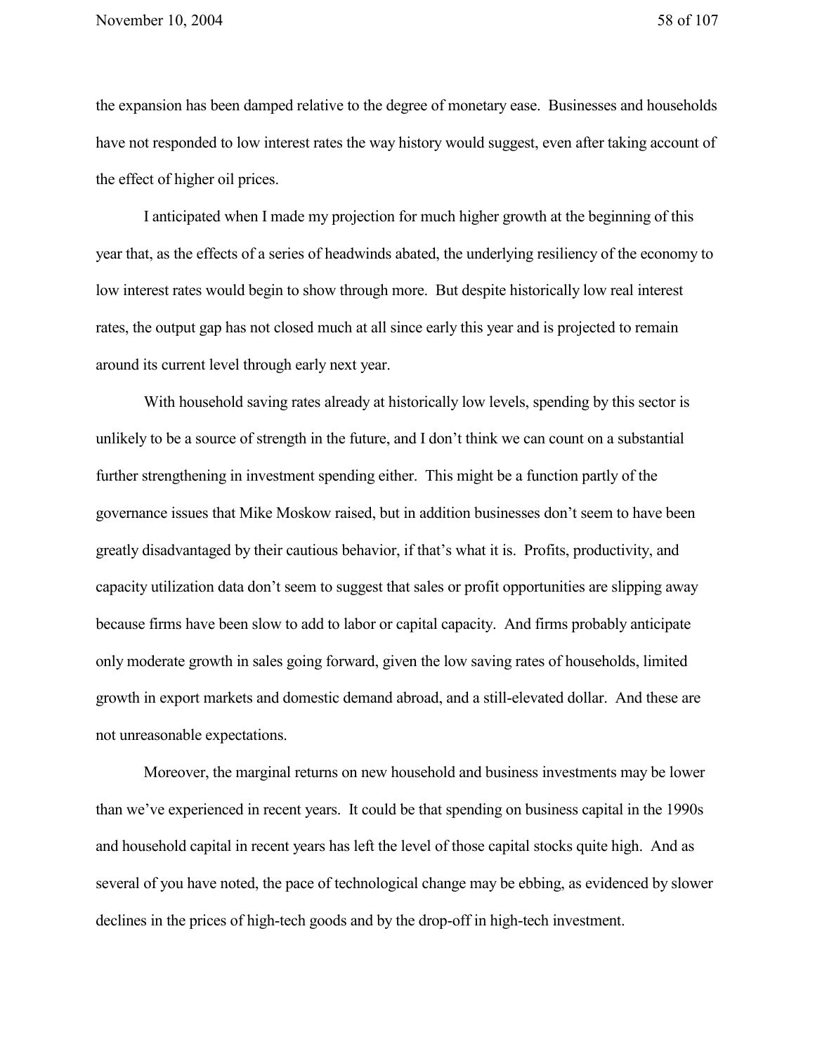the expansion has been damped relative to the degree of monetary ease. Businesses and households have not responded to low interest rates the way history would suggest, even after taking account of the effect of higher oil prices.

I anticipated when I made my projection for much higher growth at the beginning of this year that, as the effects of a series of headwinds abated, the underlying resiliency of the economy to low interest rates would begin to show through more. But despite historically low real interest rates, the output gap has not closed much at all since early this year and is projected to remain around its current level through early next year.

With household saving rates already at historically low levels, spending by this sector is unlikely to be a source of strength in the future, and I don't think we can count on a substantial further strengthening in investment spending either. This might be a function partly of the governance issues that Mike Moskow raised, but in addition businesses don't seem to have been greatly disadvantaged by their cautious behavior, if that's what it is. Profits, productivity, and capacity utilization data don't seem to suggest that sales or profit opportunities are slipping away because firms have been slow to add to labor or capital capacity. And firms probably anticipate only moderate growth in sales going forward, given the low saving rates of households, limited growth in export markets and domestic demand abroad, and a still-elevated dollar. And these are not unreasonable expectations.

Moreover, the marginal returns on new household and business investments may be lower than we've experienced in recent years. It could be that spending on business capital in the 1990s and household capital in recent years has left the level of those capital stocks quite high. And as several of you have noted, the pace of technological change may be ebbing, as evidenced by slower declines in the prices of high-tech goods and by the drop-off in high-tech investment.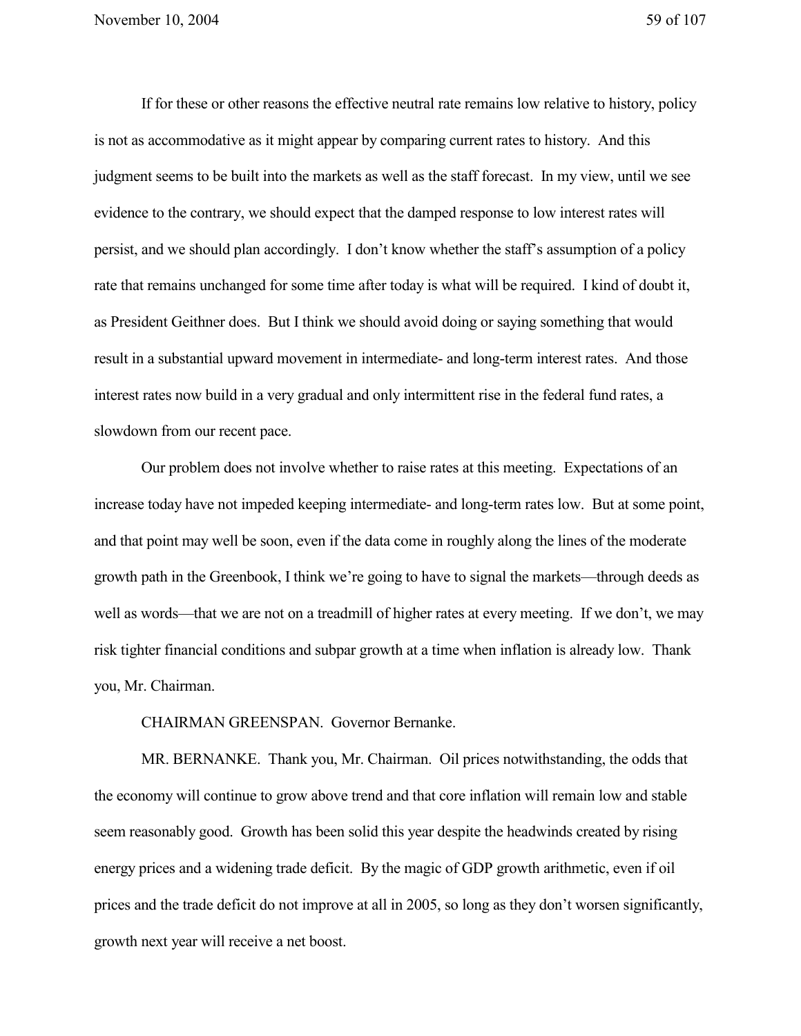If for these or other reasons the effective neutral rate remains low relative to history, policy is not as accommodative as it might appear by comparing current rates to history. And this judgment seems to be built into the markets as well as the staff forecast. In my view, until we see evidence to the contrary, we should expect that the damped response to low interest rates will persist, and we should plan accordingly. I don't know whether the staff's assumption of a policy rate that remains unchanged for some time after today is what will be required. I kind of doubt it, as President Geithner does. But I think we should avoid doing or saying something that would result in a substantial upward movement in intermediate- and long-term interest rates. And those interest rates now build in a very gradual and only intermittent rise in the federal fund rates, a slowdown from our recent pace.

Our problem does not involve whether to raise rates at this meeting. Expectations of an increase today have not impeded keeping intermediate- and long-term rates low. But at some point, and that point may well be soon, even if the data come in roughly along the lines of the moderate growth path in the Greenbook, I think we're going to have to signal the markets—through deeds as well as words—that we are not on a treadmill of higher rates at every meeting. If we don't, we may risk tighter financial conditions and subpar growth at a time when inflation is already low. Thank you, Mr. Chairman.

CHAIRMAN GREENSPAN. Governor Bernanke.

MR. BERNANKE. Thank you, Mr. Chairman. Oil prices notwithstanding, the odds that the economy will continue to grow above trend and that core inflation will remain low and stable seem reasonably good. Growth has been solid this year despite the headwinds created by rising energy prices and a widening trade deficit. By the magic of GDP growth arithmetic, even if oil prices and the trade deficit do not improve at all in 2005, so long as they don't worsen significantly, growth next year will receive a net boost.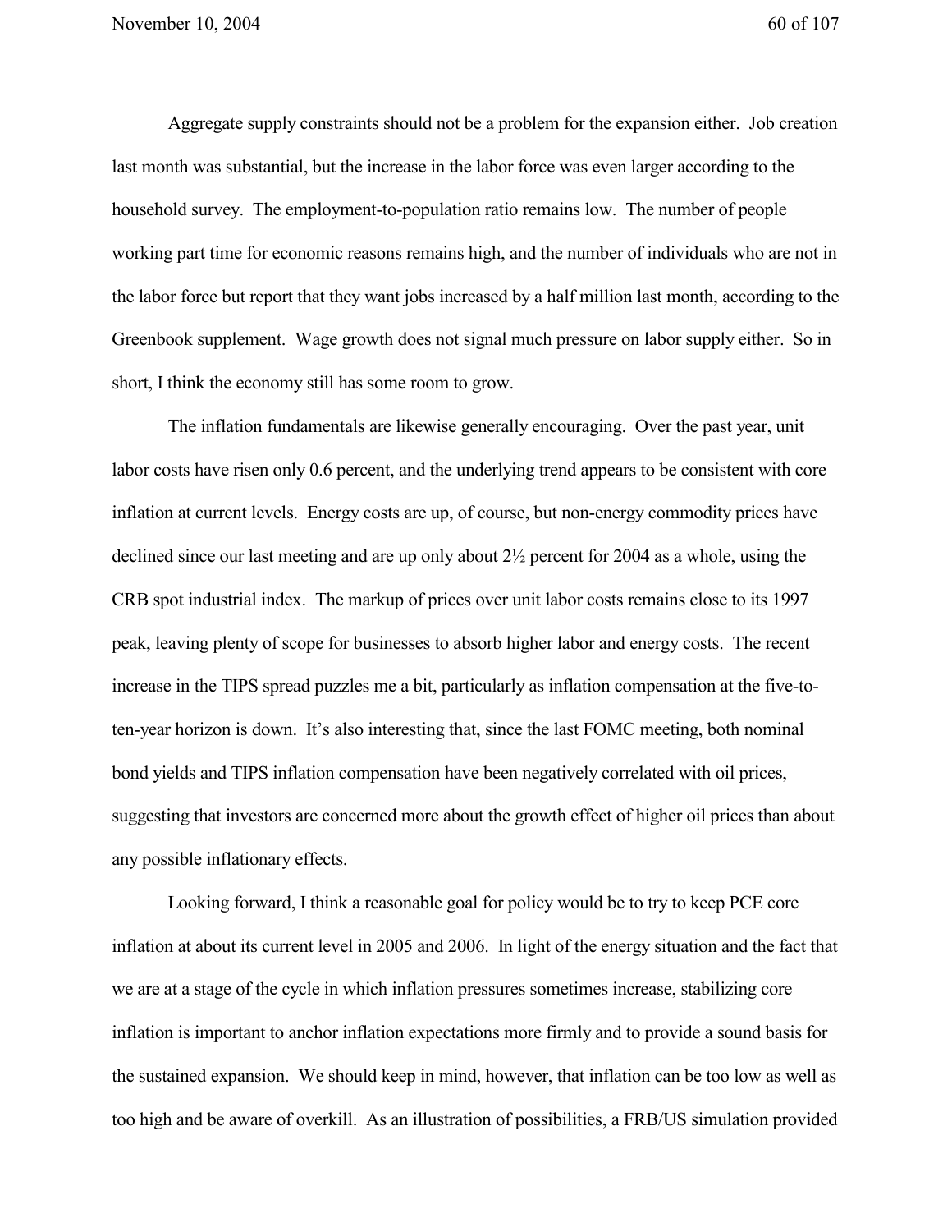Aggregate supply constraints should not be a problem for the expansion either. Job creation last month was substantial, but the increase in the labor force was even larger according to the household survey. The employment-to-population ratio remains low. The number of people working part time for economic reasons remains high, and the number of individuals who are not in the labor force but report that they want jobs increased by a half million last month, according to the Greenbook supplement. Wage growth does not signal much pressure on labor supply either. So in short, I think the economy still has some room to grow.

The inflation fundamentals are likewise generally encouraging. Over the past year, unit labor costs have risen only 0.6 percent, and the underlying trend appears to be consistent with core inflation at current levels. Energy costs are up, of course, but non-energy commodity prices have declined since our last meeting and are up only about 2½ percent for 2004 as a whole, using the CRB spot industrial index. The markup of prices over unit labor costs remains close to its 1997 peak, leaving plenty of scope for businesses to absorb higher labor and energy costs. The recent increase in the TIPS spread puzzles me a bit, particularly as inflation compensation at the five-to-ten-year horizon is down. It's also interesting that, since the last FOMC meeting, both nominal bond yields and TIPS inflation compensation have been negatively correlated with oil prices, suggesting that investors are concerned more about the growth effect of higher oil prices than about any possible inflationary effects.

Looking forward, I think a reasonable goal for policy would be to try to keep PCE core inflation at about its current level in 2005 and 2006. In light of the energy situation and the fact that we are at a stage of the cycle in which inflation pressures sometimes increase, stabilizing core inflation is important to anchor inflation expectations more firmly and to provide a sound basis for the sustained expansion. We should keep in mind, however, that inflation can be too low as well as too high and be aware of overkill. As an illustration of possibilities, a FRB/US simulation provided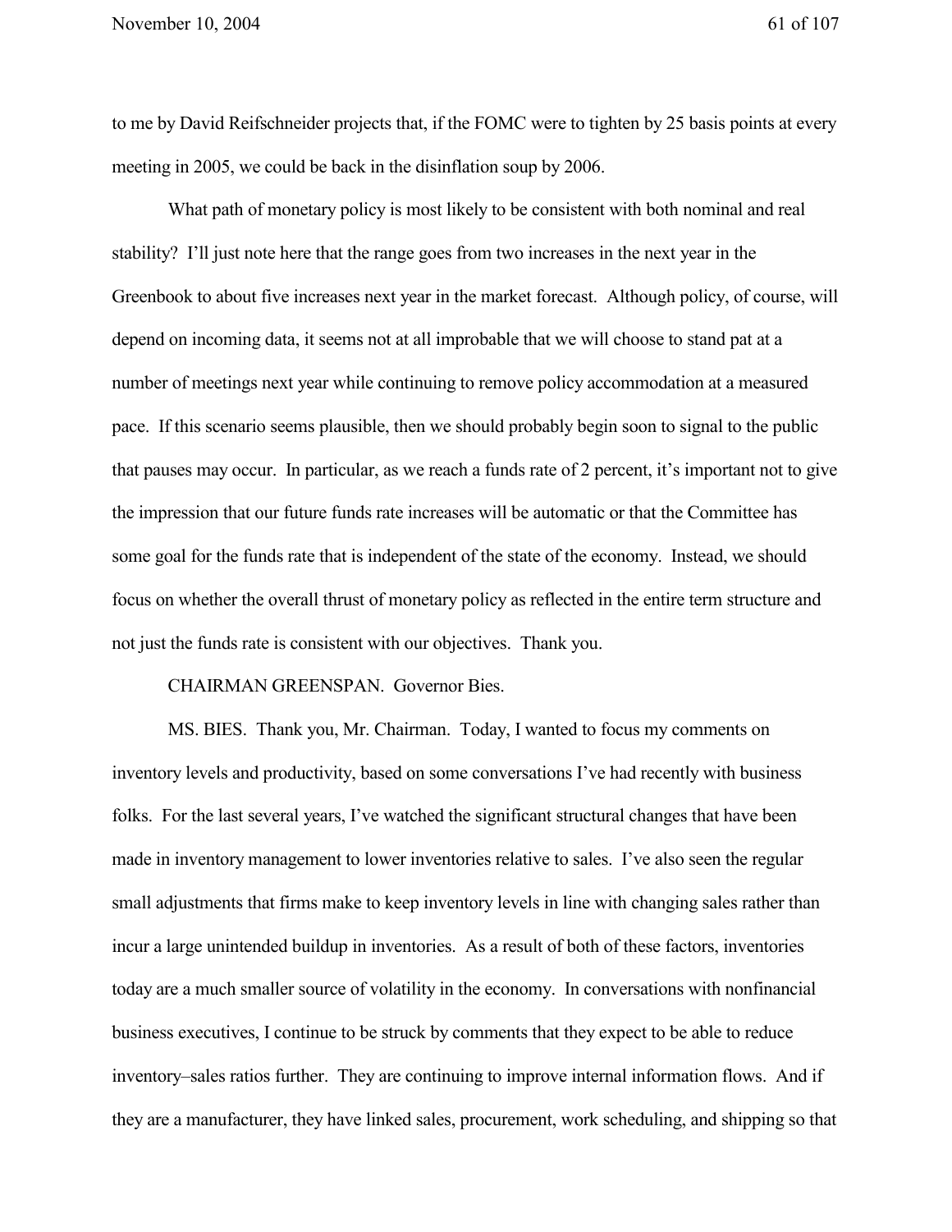to me by David Reifschneider projects that, if the FOMC were to tighten by 25 basis points at every meeting in 2005, we could be back in the disinflation soup by 2006.

What path of monetary policy is most likely to be consistent with both nominal and real stability? I'll just note here that the range goes from two increases in the next year in the Greenbook to about five increases next year in the market forecast. Although policy, of course, will depend on incoming data, it seems not at all improbable that we will choose to stand pat at a number of meetings next year while continuing to remove policy accommodation at a measured pace. If this scenario seems plausible, then we should probably begin soon to signal to the public that pauses may occur. In particular, as we reach a funds rate of 2 percent, it's important not to give the impression that our future funds rate increases will be automatic or that the Committee has some goal for the funds rate that is independent of the state of the economy. Instead, we should focus on whether the overall thrust of monetary policy as reflected in the entire term structure and not just the funds rate is consistent with our objectives. Thank you.

CHAIRMAN GREENSPAN. Governor Bies.

MS. BIES. Thank you, Mr. Chairman. Today, I wanted to focus my comments on inventory levels and productivity, based on some conversations I've had recently with business folks. For the last several years, I've watched the significant structural changes that have been made in inventory management to lower inventories relative to sales. I've also seen the regular small adjustments that firms make to keep inventory levels in line with changing sales rather than incur a large unintended buildup in inventories. As a result of both of these factors, inventories today are a much smaller source of volatility in the economy. In conversations with nonfinancial business executives, I continue to be struck by comments that they expect to be able to reduce inventory–sales ratios further. They are continuing to improve internal information flows. And if they are a manufacturer, they have linked sales, procurement, work scheduling, and shipping so that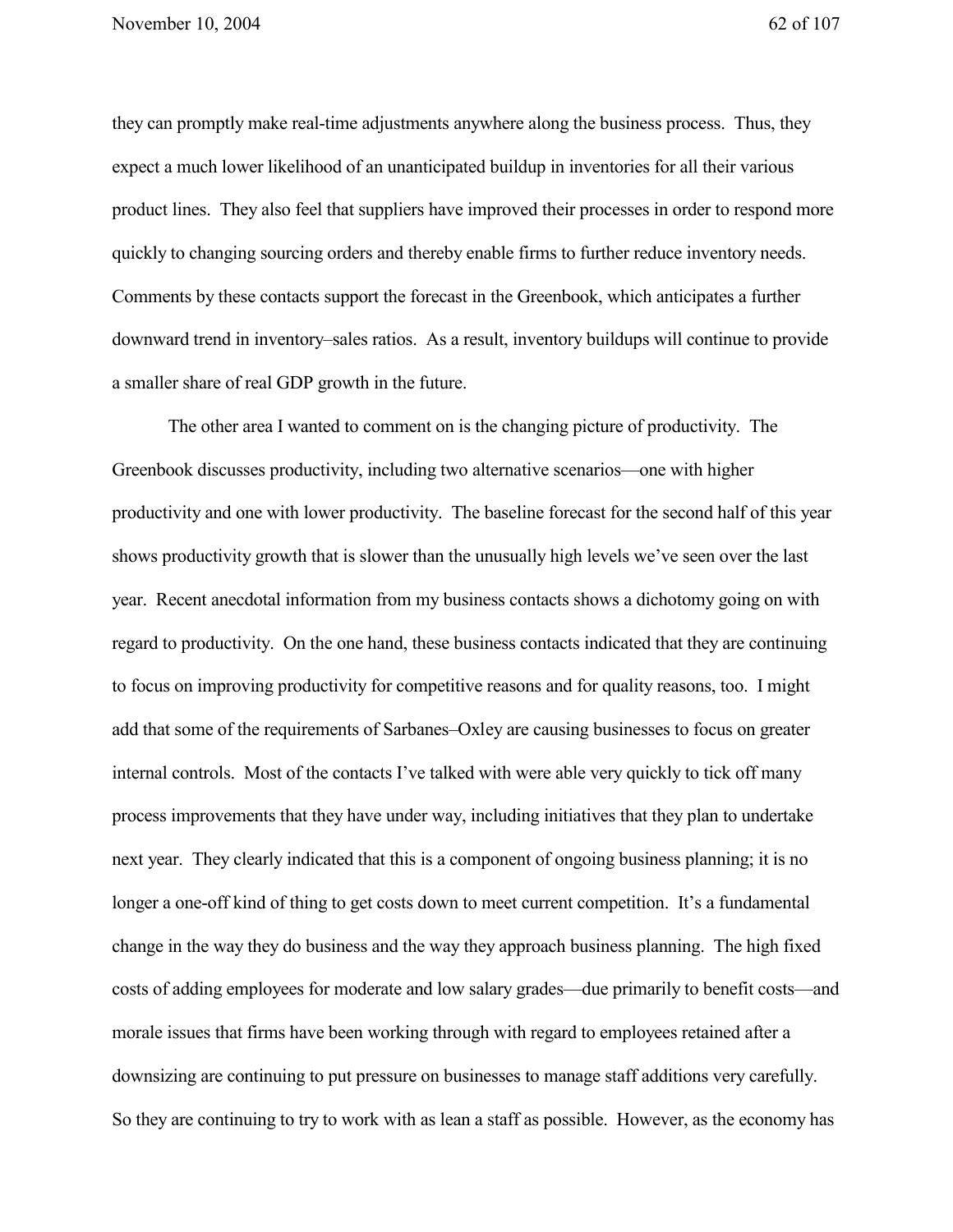they can promptly make real-time adjustments anywhere along the business process. Thus, they expect a much lower likelihood of an unanticipated buildup in inventories for all their various product lines. They also feel that suppliers have improved their processes in order to respond more quickly to changing sourcing orders and thereby enable firms to further reduce inventory needs. Comments by these contacts support the forecast in the Greenbook, which anticipates a further downward trend in inventory–sales ratios. As a result, inventory buildups will continue to provide a smaller share of real GDP growth in the future.

The other area I wanted to comment on is the changing picture of productivity. The Greenbook discusses productivity, including two alternative scenarios—one with higher productivity and one with lower productivity. The baseline forecast for the second half of this year shows productivity growth that is slower than the unusually high levels we've seen over the last year. Recent anecdotal information from my business contacts shows a dichotomy going on with regard to productivity. On the one hand, these business contacts indicated that they are continuing to focus on improving productivity for competitive reasons and for quality reasons, too. I might add that some of the requirements of Sarbanes–Oxley are causing businesses to focus on greater internal controls. Most of the contacts I've talked with were able very quickly to tick off many process improvements that they have under way, including initiatives that they plan to undertake next year. They clearly indicated that this is a component of ongoing business planning; it is no longer a one-off kind of thing to get costs down to meet current competition. It's a fundamental change in the way they do business and the way they approach business planning. The high fixed costs of adding employees for moderate and low salary grades—due primarily to benefit costs—and morale issues that firms have been working through with regard to employees retained after a downsizing are continuing to put pressure on businesses to manage staff additions very carefully. So they are continuing to try to work with as lean a staff as possible. However, as the economy has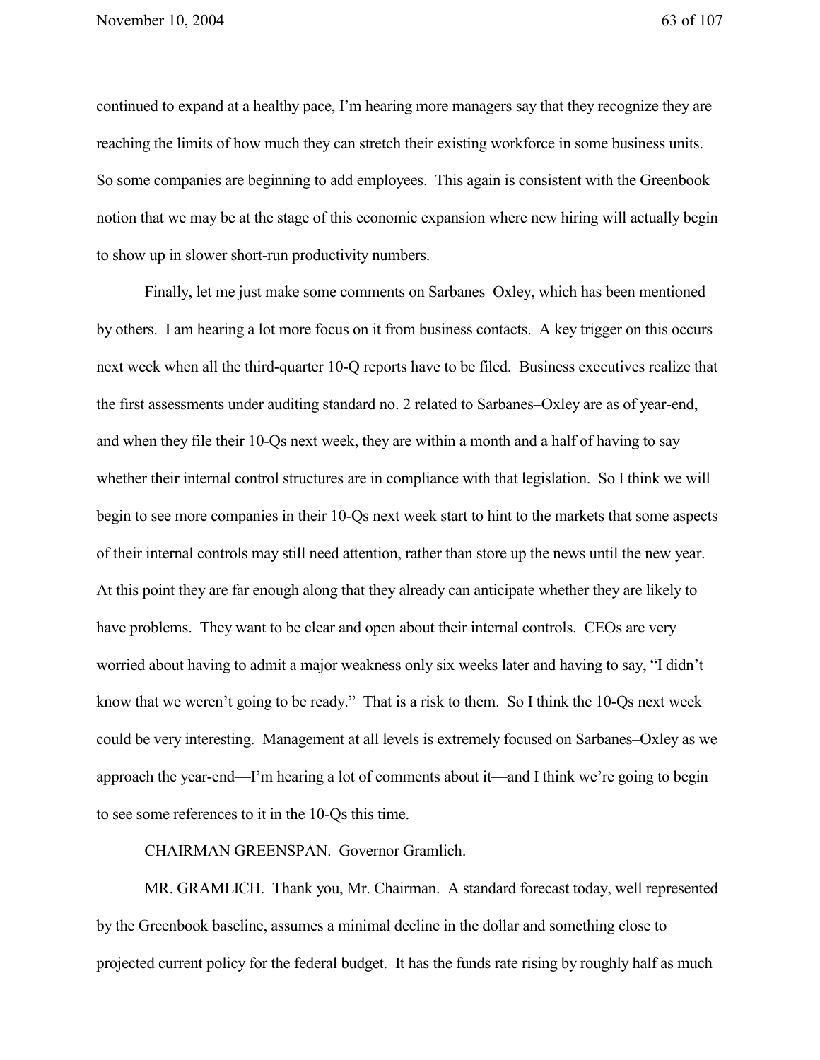continued to expand at a healthy pace, I'm hearing more managers say that they recognize they are reaching the limits of how much they can stretch their existing workforce in some business units. So some companies are beginning to add employees. This again is consistent with the Greenbook notion that we may be at the stage of this economic expansion where new hiring will actually begin to show up in slower short-run productivity numbers.

Finally, let me just make some comments on Sarbanes–Oxley, which has been mentioned by others. I am hearing a lot more focus on it from business contacts. A key trigger on this occurs next week when all the third-quarter 10-Q reports have to be filed. Business executives realize that the first assessments under auditing standard no. 2 related to Sarbanes–Oxley are as of year-end, and when they file their 10-Qs next week, they are within a month and a half of having to say whether their internal control structures are in compliance with that legislation. So I think we will begin to see more companies in their 10-Qs next week start to hint to the markets that some aspects of their internal controls may still need attention, rather than store up the news until the new year. At this point they are far enough along that they already can anticipate whether they are likely to have problems. They want to be clear and open about their internal controls. CEOs are very worried about having to admit a major weakness only six weeks later and having to say, "I didn't know that we weren't going to be ready." That is a risk to them. So I think the 10-Qs next week could be very interesting. Management at all levels is extremely focused on Sarbanes–Oxley as we approach the year-end—I'm hearing a lot of comments about it—and I think we're going to begin to see some references to it in the 10-Qs this time.

CHAIRMAN GREENSPAN. Governor Gramlich.

MR. GRAMLICH. Thank you, Mr. Chairman. A standard forecast today, well represented by the Greenbook baseline, assumes a minimal decline in the dollar and something close to projected current policy for the federal budget. It has the funds rate rising by roughly half as much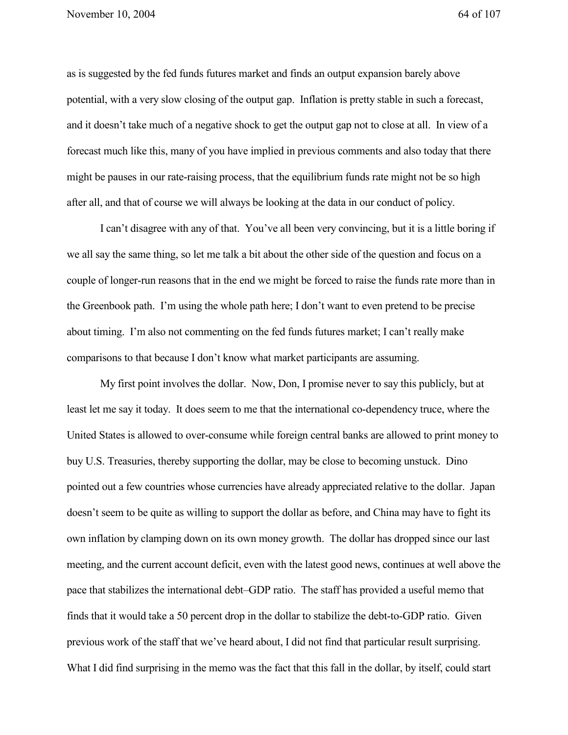as is suggested by the fed funds futures market and finds an output expansion barely above potential, with a very slow closing of the output gap. Inflation is pretty stable in such a forecast, and it doesn't take much of a negative shock to get the output gap not to close at all. In view of a forecast much like this, many of you have implied in previous comments and also today that there might be pauses in our rate-raising process, that the equilibrium funds rate might not be so high after all, and that of course we will always be looking at the data in our conduct of policy.

I can't disagree with any of that. You've all been very convincing, but it is a little boring if we all say the same thing, so let me talk a bit about the other side of the question and focus on a couple of longer-run reasons that in the end we might be forced to raise the funds rate more than in the Greenbook path. I'm using the whole path here; I don't want to even pretend to be precise about timing. I'm also not commenting on the fed funds futures market; I can't really make comparisons to that because I don't know what market participants are assuming.

My first point involves the dollar. Now, Don, I promise never to say this publicly, but at least let me say it today. It does seem to me that the international co-dependency truce, where the United States is allowed to over-consume while foreign central banks are allowed to print money to buy U.S. Treasuries, thereby supporting the dollar, may be close to becoming unstuck. Dino pointed out a few countries whose currencies have already appreciated relative to the dollar. Japan doesn't seem to be quite as willing to support the dollar as before, and China may have to fight its own inflation by clamping down on its own money growth. The dollar has dropped since our last meeting, and the current account deficit, even with the latest good news, continues at well above the pace that stabilizes the international debt–GDP ratio. The staff has provided a useful memo that finds that it would take a 50 percent drop in the dollar to stabilize the debt-to-GDP ratio. Given previous work of the staff that we've heard about, I did not find that particular result surprising. What I did find surprising in the memo was the fact that this fall in the dollar, by itself, could start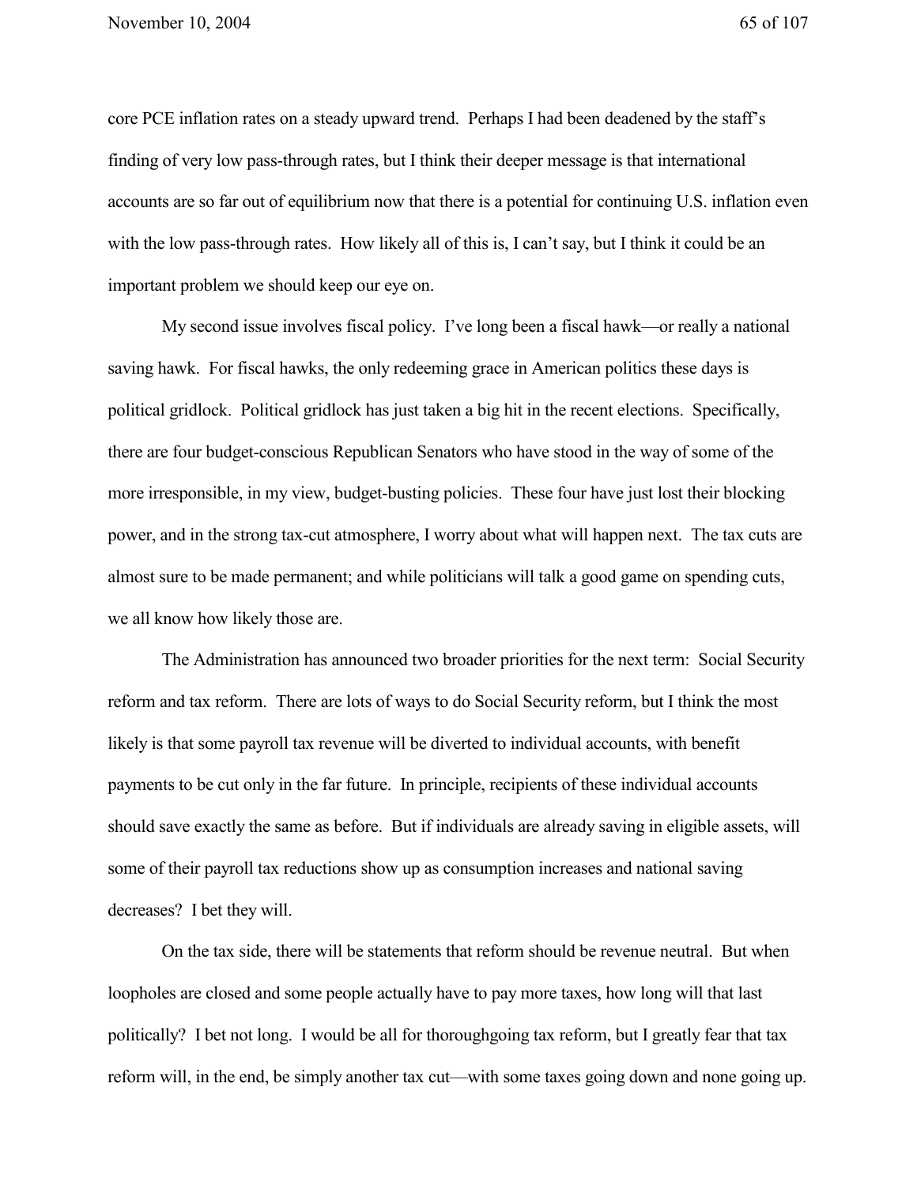core PCE inflation rates on a steady upward trend. Perhaps I had been deadened by the staff's finding of very low pass-through rates, but I think their deeper message is that international accounts are so far out of equilibrium now that there is a potential for continuing U.S. inflation even with the low pass-through rates. How likely all of this is, I can't say, but I think it could be an important problem we should keep our eye on.

My second issue involves fiscal policy. I've long been a fiscal hawk—or really a national saving hawk. For fiscal hawks, the only redeeming grace in American politics these days is political gridlock. Political gridlock has just taken a big hit in the recent elections. Specifically, there are four budget-conscious Republican Senators who have stood in the way of some of the more irresponsible, in my view, budget-busting policies. These four have just lost their blocking power, and in the strong tax-cut atmosphere, I worry about what will happen next. The tax cuts are almost sure to be made permanent; and while politicians will talk a good game on spending cuts, we all know how likely those are.

The Administration has announced two broader priorities for the next term: Social Security reform and tax reform. There are lots of ways to do Social Security reform, but I think the most likely is that some payroll tax revenue will be diverted to individual accounts, with benefit payments to be cut only in the far future. In principle, recipients of these individual accounts should save exactly the same as before. But if individuals are already saving in eligible assets, will some of their payroll tax reductions show up as consumption increases and national saving decreases? I bet they will.

On the tax side, there will be statements that reform should be revenue neutral. But when loopholes are closed and some people actually have to pay more taxes, how long will that last politically? I bet not long. I would be all for thoroughgoing tax reform, but I greatly fear that tax reform will, in the end, be simply another tax cut—with some taxes going down and none going up.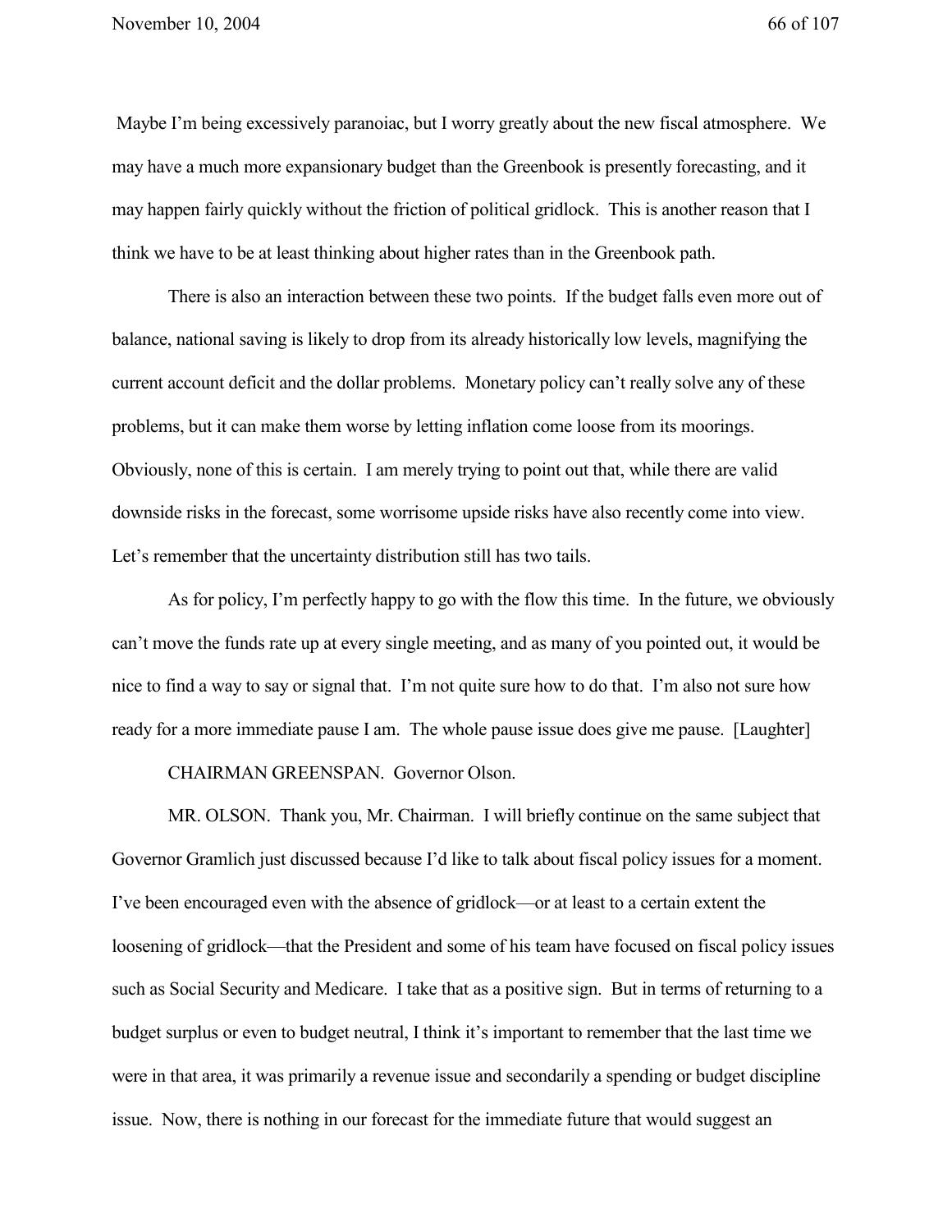Maybe I'm being excessively paranoiac, but I worry greatly about the new fiscal atmosphere. We may have a much more expansionary budget than the Greenbook is presently forecasting, and it may happen fairly quickly without the friction of political gridlock. This is another reason that I think we have to be at least thinking about higher rates than in the Greenbook path.

There is also an interaction between these two points. If the budget falls even more out of balance, national saving is likely to drop from its already historically low levels, magnifying the current account deficit and the dollar problems. Monetary policy can't really solve any of these problems, but it can make them worse by letting inflation come loose from its moorings. Obviously, none of this is certain. I am merely trying to point out that, while there are valid downside risks in the forecast, some worrisome upside risks have also recently come into view. Let's remember that the uncertainty distribution still has two tails.

As for policy, I'm perfectly happy to go with the flow this time. In the future, we obviously can't move the funds rate up at every single meeting, and as many of you pointed out, it would be nice to find a way to say or signal that. I'm not quite sure how to do that. I'm also not sure how ready for a more immediate pause I am. The whole pause issue does give me pause. [Laughter]

CHAIRMAN GREENSPAN. Governor Olson.

MR. OLSON. Thank you, Mr. Chairman. I will briefly continue on the same subject that Governor Gramlich just discussed because I'd like to talk about fiscal policy issues for a moment. I've been encouraged even with the absence of gridlock—or at least to a certain extent the loosening of gridlock—that the President and some of his team have focused on fiscal policy issues such as Social Security and Medicare. I take that as a positive sign. But in terms of returning to a budget surplus or even to budget neutral, I think it's important to remember that the last time we were in that area, it was primarily a revenue issue and secondarily a spending or budget discipline issue. Now, there is nothing in our forecast for the immediate future that would suggest an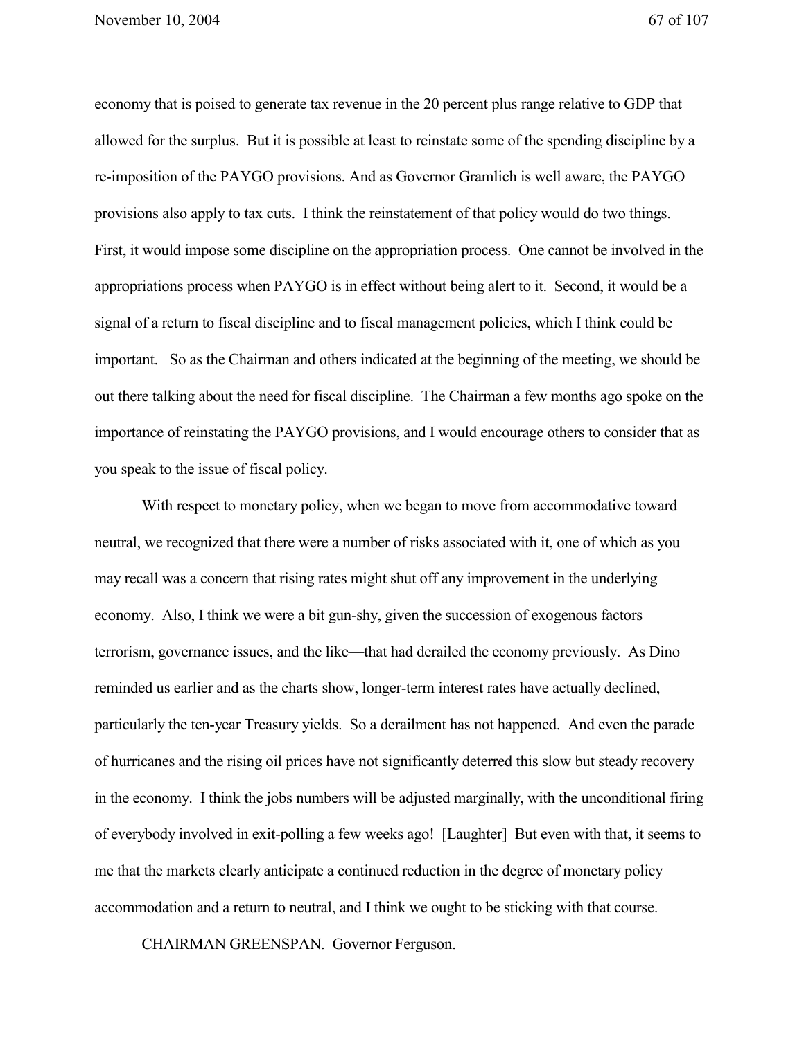economy that is poised to generate tax revenue in the 20 percent plus range relative to GDP that allowed for the surplus. But it is possible at least to reinstate some of the spending discipline by a re-imposition of the PAYGO provisions. And as Governor Gramlich is well aware, the PAYGO provisions also apply to tax cuts. I think the reinstatement of that policy would do two things. First, it would impose some discipline on the appropriation process. One cannot be involved in the appropriations process when PAYGO is in effect without being alert to it. Second, it would be a signal of a return to fiscal discipline and to fiscal management policies, which I think could be important. So as the Chairman and others indicated at the beginning of the meeting, we should be out there talking about the need for fiscal discipline. The Chairman a few months ago spoke on the importance of reinstating the PAYGO provisions, and I would encourage others to consider that as you speak to the issue of fiscal policy.

With respect to monetary policy, when we began to move from accommodative toward neutral, we recognized that there were a number of risks associated with it, one of which as you may recall was a concern that rising rates might shut off any improvement in the underlying economy. Also, I think we were a bit gun-shy, given the succession of exogenous factors—terrorism, governance issues, and the like—that had derailed the economy previously. As Dino reminded us earlier and as the charts show, longer-term interest rates have actually declined, particularly the ten-year Treasury yields. So a derailment has not happened. And even the parade of hurricanes and the rising oil prices have not significantly deterred this slow but steady recovery in the economy. I think the jobs numbers will be adjusted marginally, with the unconditional firing of everybody involved in exit-polling a few weeks ago! [Laughter] But even with that, it seems to me that the markets clearly anticipate a continued reduction in the degree of monetary policy accommodation and a return to neutral, and I think we ought to be sticking with that course.

CHAIRMAN GREENSPAN. Governor Ferguson.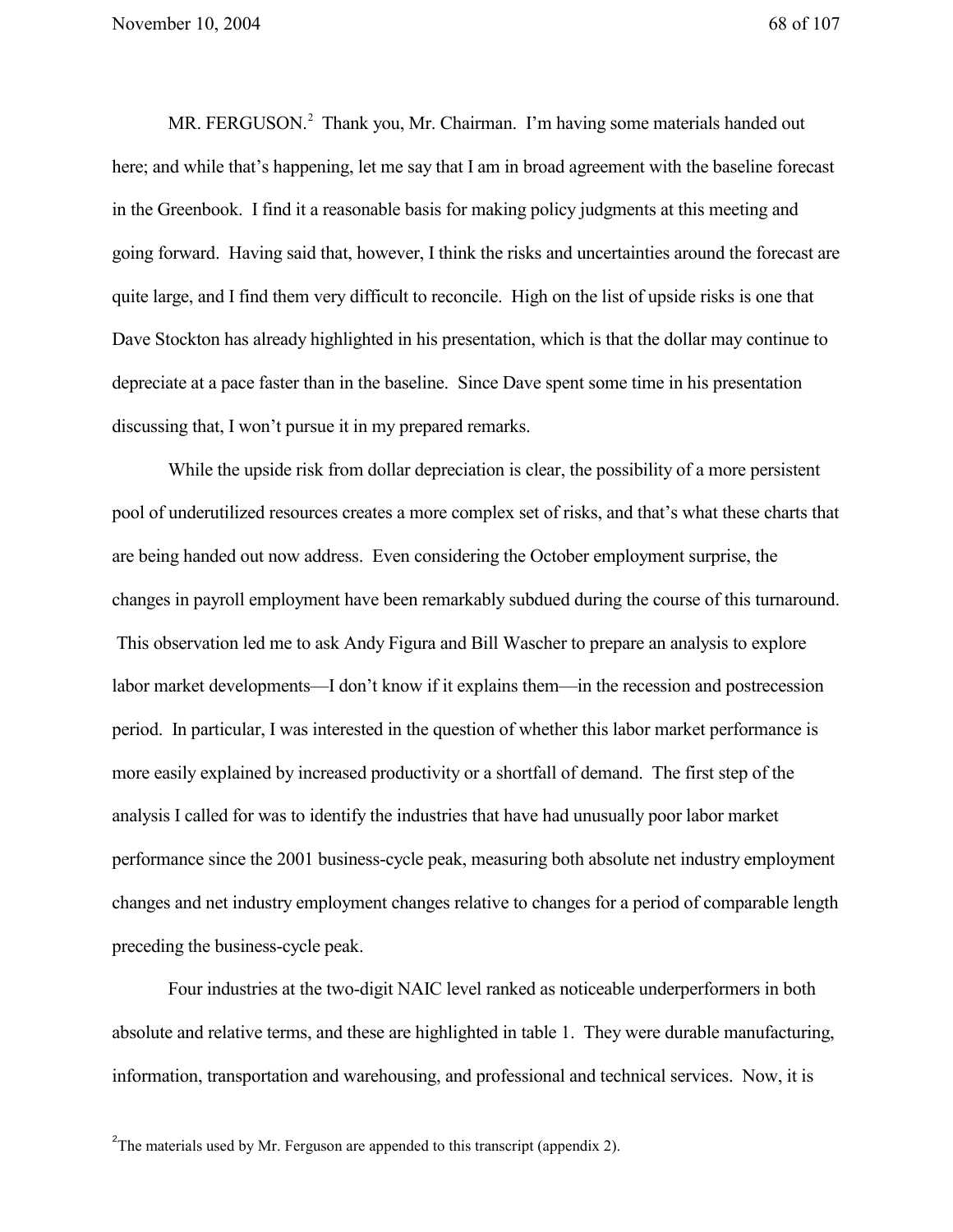MR. FERGUSON.[2] Thank you, Mr. Chairman. I'm having some materials handed out here; and while that's happening, let me say that I am in broad agreement with the baseline forecast in the Greenbook. I find it a reasonable basis for making policy judgments at this meeting and going forward. Having said that, however, I think the risks and uncertainties around the forecast are quite large, and I find them very difficult to reconcile. High on the list of upside risks is one that Dave Stockton has already highlighted in his presentation, which is that the dollar may continue to depreciate at a pace faster than in the baseline. Since Dave spent some time in his presentation discussing that, I won't pursue it in my prepared remarks.

While the upside risk from dollar depreciation is clear, the possibility of a more persistent pool of underutilized resources creates a more complex set of risks, and that's what these charts that are being handed out now address. Even considering the October employment surprise, the changes in payroll employment have been remarkably subdued during the course of this turnaround. This observation led me to ask Andy Figura and Bill Wascher to prepare an analysis to explore labor market developments—I don't know if it explains them—in the recession and postrecession period. In particular, I was interested in the question of whether this labor market performance is more easily explained by increased productivity or a shortfall of demand. The first step of the analysis I called for was to identify the industries that have had unusually poor labor market performance since the 2001 business-cycle peak, measuring both absolute net industry employment changes and net industry employment changes relative to changes for a period of comparable length preceding the business-cycle peak.

Four industries at the two-digit NAIC level ranked as noticeable underperformers in both absolute and relative terms, and these are highlighted in table 1. They were durable manufacturing, information, transportation and warehousing, and professional and technical services. Now, it is

[2] The materials used by Mr. Ferguson are appended to this transcript (appendix 2).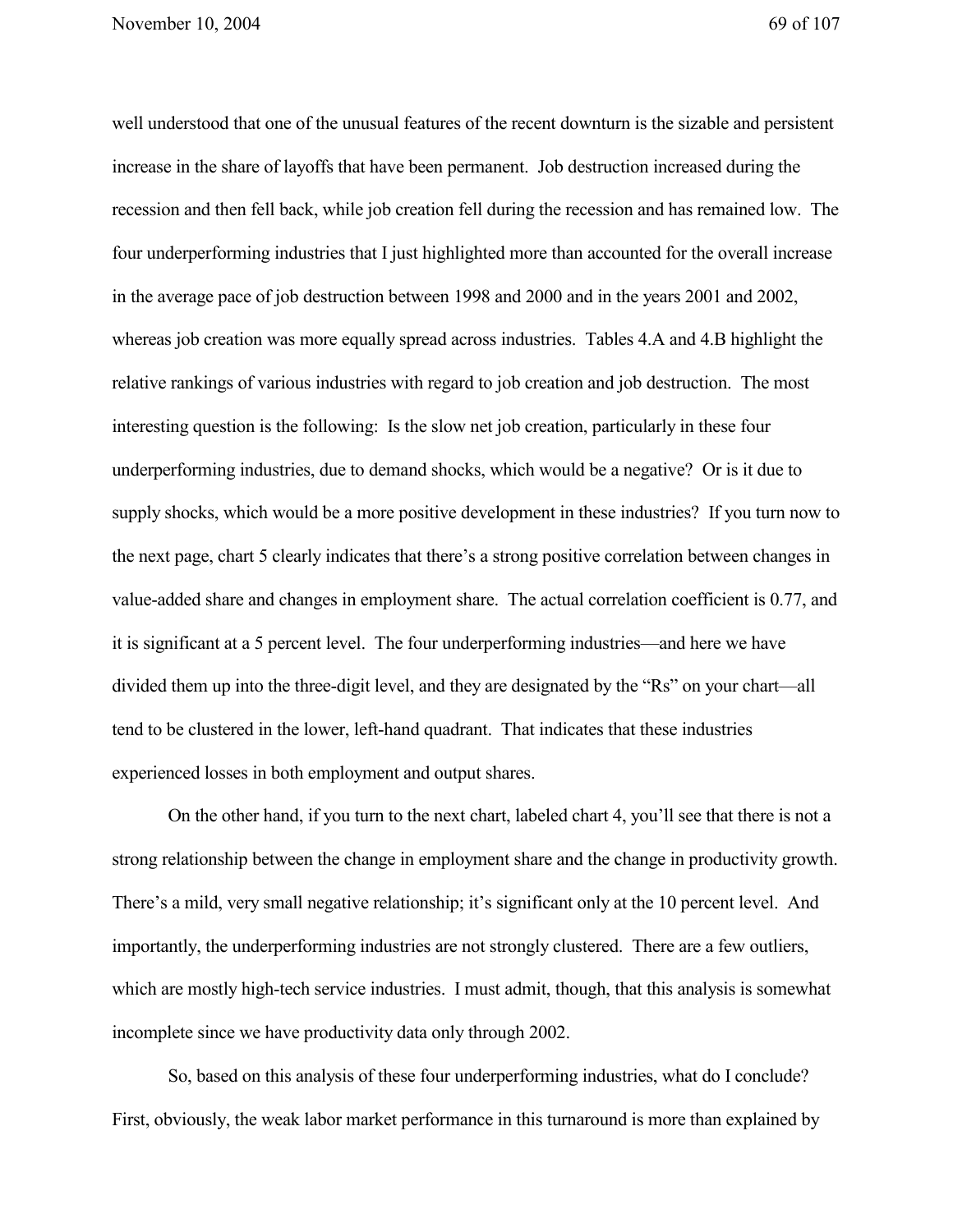well understood that one of the unusual features of the recent downturn is the sizable and persistent increase in the share of layoffs that have been permanent. Job destruction increased during the recession and then fell back, while job creation fell during the recession and has remained low. The four underperforming industries that I just highlighted more than accounted for the overall increase in the average pace of job destruction between 1998 and 2000 and in the years 2001 and 2002, whereas job creation was more equally spread across industries. Tables 4.A and 4.B highlight the relative rankings of various industries with regard to job creation and job destruction. The most interesting question is the following: Is the slow net job creation, particularly in these four underperforming industries, due to demand shocks, which would be a negative? Or is it due to supply shocks, which would be a more positive development in these industries? If you turn now to the next page, chart 5 clearly indicates that there's a strong positive correlation between changes in value-added share and changes in employment share. The actual correlation coefficient is 0.77, and it is significant at a 5 percent level. The four underperforming industries—and here we have divided them up into the three-digit level, and they are designated by the "Rs" on your chart—all tend to be clustered in the lower, left-hand quadrant. That indicates that these industries experienced losses in both employment and output shares.

On the other hand, if you turn to the next chart, labeled chart 4, you'll see that there is not a strong relationship between the change in employment share and the change in productivity growth. There's a mild, very small negative relationship; it's significant only at the 10 percent level. And importantly, the underperforming industries are not strongly clustered. There are a few outliers, which are mostly high-tech service industries. I must admit, though, that this analysis is somewhat incomplete since we have productivity data only through 2002.

So, based on this analysis of these four underperforming industries, what do I conclude? First, obviously, the weak labor market performance in this turnaround is more than explained by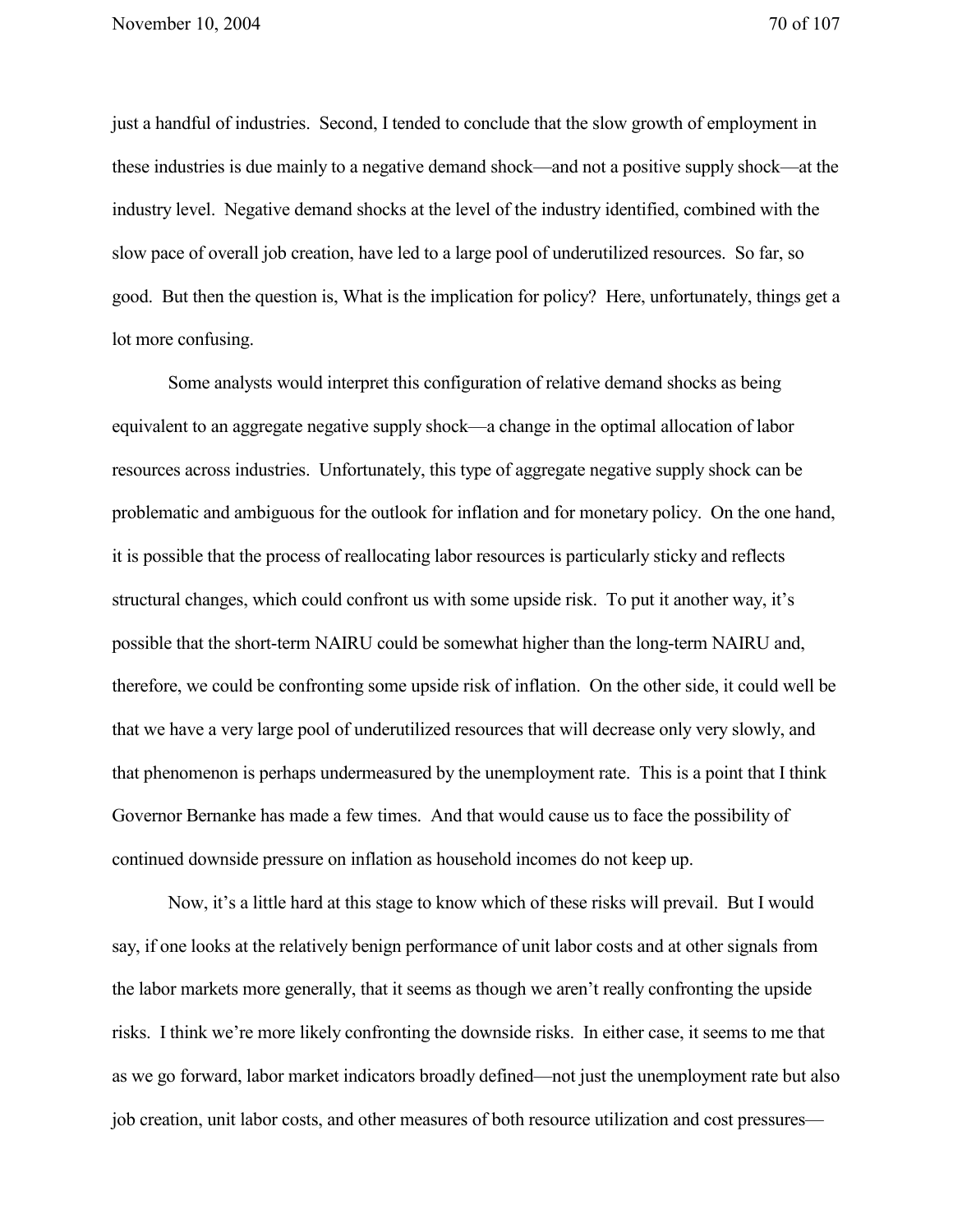just a handful of industries. Second, I tended to conclude that the slow growth of employment in these industries is due mainly to a negative demand shock—and not a positive supply shock—at the industry level. Negative demand shocks at the level of the industry identified, combined with the slow pace of overall job creation, have led to a large pool of underutilized resources. So far, so good. But then the question is, What is the implication for policy? Here, unfortunately, things get a lot more confusing.

Some analysts would interpret this configuration of relative demand shocks as being equivalent to an aggregate negative supply shock—a change in the optimal allocation of labor resources across industries. Unfortunately, this type of aggregate negative supply shock can be problematic and ambiguous for the outlook for inflation and for monetary policy. On the one hand, it is possible that the process of reallocating labor resources is particularly sticky and reflects structural changes, which could confront us with some upside risk. To put it another way, it's possible that the short-term NAIRU could be somewhat higher than the long-term NAIRU and, therefore, we could be confronting some upside risk of inflation. On the other side, it could well be that we have a very large pool of underutilized resources that will decrease only very slowly, and that phenomenon is perhaps undermeasured by the unemployment rate. This is a point that I think Governor Bernanke has made a few times. And that would cause us to face the possibility of continued downside pressure on inflation as household incomes do not keep up.

Now, it's a little hard at this stage to know which of these risks will prevail. But I would say, if one looks at the relatively benign performance of unit labor costs and at other signals from the labor markets more generally, that it seems as though we aren't really confronting the upside risks. I think we're more likely confronting the downside risks. In either case, it seems to me that as we go forward, labor market indicators broadly defined—not just the unemployment rate but also job creation, unit labor costs, and other measures of both resource utilization and cost pressures—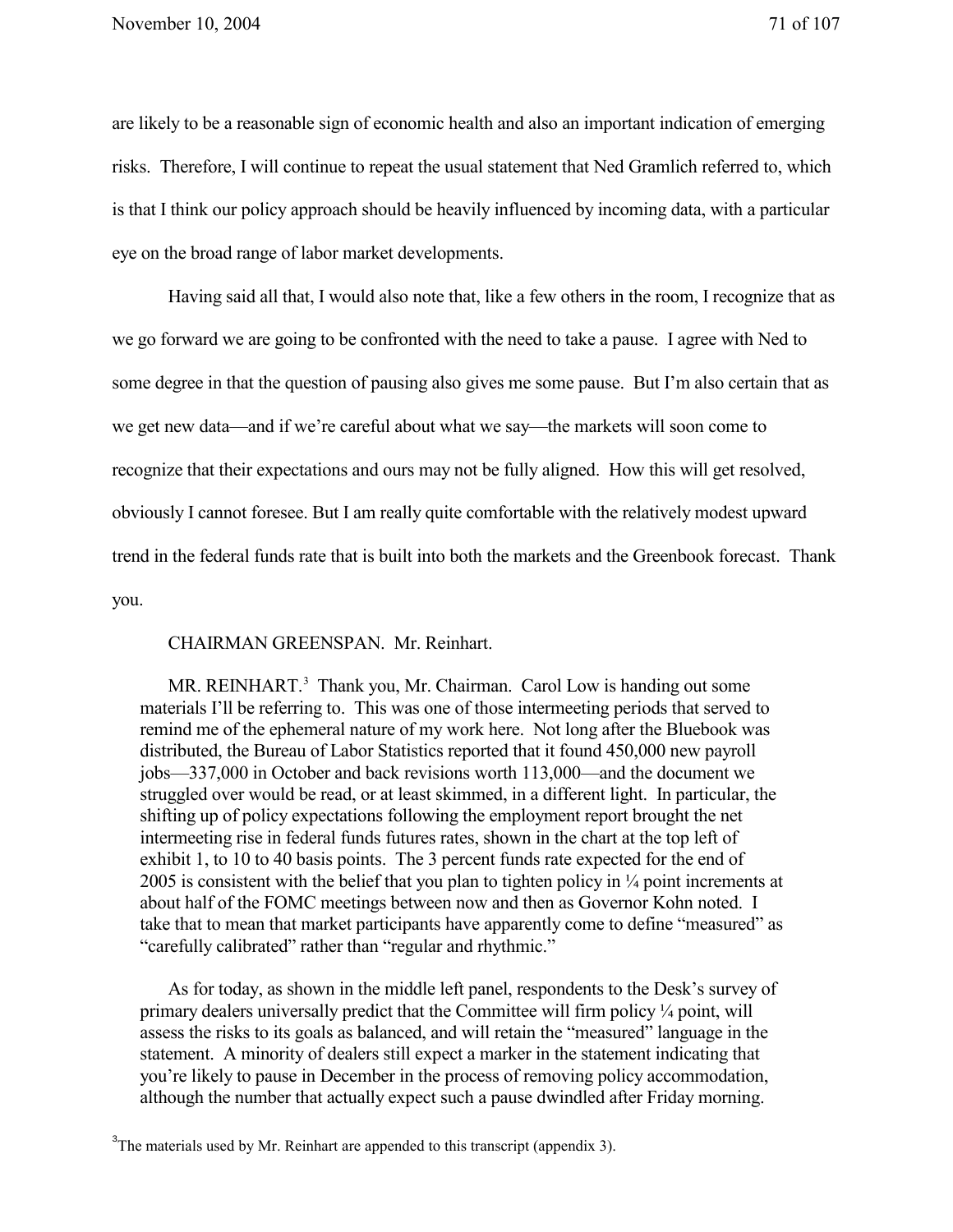are likely to be a reasonable sign of economic health and also an important indication of emerging risks. Therefore, I will continue to repeat the usual statement that Ned Gramlich referred to, which is that I think our policy approach should be heavily influenced by incoming data, with a particular eye on the broad range of labor market developments.

Having said all that, I would also note that, like a few others in the room, I recognize that as we go forward we are going to be confronted with the need to take a pause. I agree with Ned to some degree in that the question of pausing also gives me some pause. But I'm also certain that as we get new data—and if we're careful about what we say—the markets will soon come to recognize that their expectations and ours may not be fully aligned. How this will get resolved, obviously I cannot foresee. But I am really quite comfortable with the relatively modest upward trend in the federal funds rate that is built into both the markets and the Greenbook forecast. Thank you.

CHAIRMAN GREENSPAN. Mr. Reinhart.

MR. REINHART.[3] Thank you, Mr. Chairman. Carol Low is handing out some materials I'll be referring to. This was one of those intermeeting periods that served to remind me of the ephemeral nature of my work here. Not long after the Bluebook was distributed, the Bureau of Labor Statistics reported that it found 450,000 new payroll jobs—337,000 in October and back revisions worth 113,000—and the document we struggled over would be read, or at least skimmed, in a different light. In particular, the shifting up of policy expectations following the employment report brought the net intermeeting rise in federal funds futures rates, shown in the chart at the top left of exhibit 1, to 10 to 40 basis points. The 3 percent funds rate expected for the end of 2005 is consistent with the belief that you plan to tighten policy in ¼ point increments at about half of the FOMC meetings between now and then as Governor Kohn noted. I take that to mean that market participants have apparently come to define "measured" as "carefully calibrated" rather than "regular and rhythmic."

As for today, as shown in the middle left panel, respondents to the Desk's survey of primary dealers universally predict that the Committee will firm policy ¼ point, will assess the risks to its goals as balanced, and will retain the "measured" language in the statement. A minority of dealers still expect a marker in the statement indicating that you're likely to pause in December in the process of removing policy accommodation, although the number that actually expect such a pause dwindled after Friday morning.

[3] The materials used by Mr. Reinhart are appended to this transcript (appendix 3).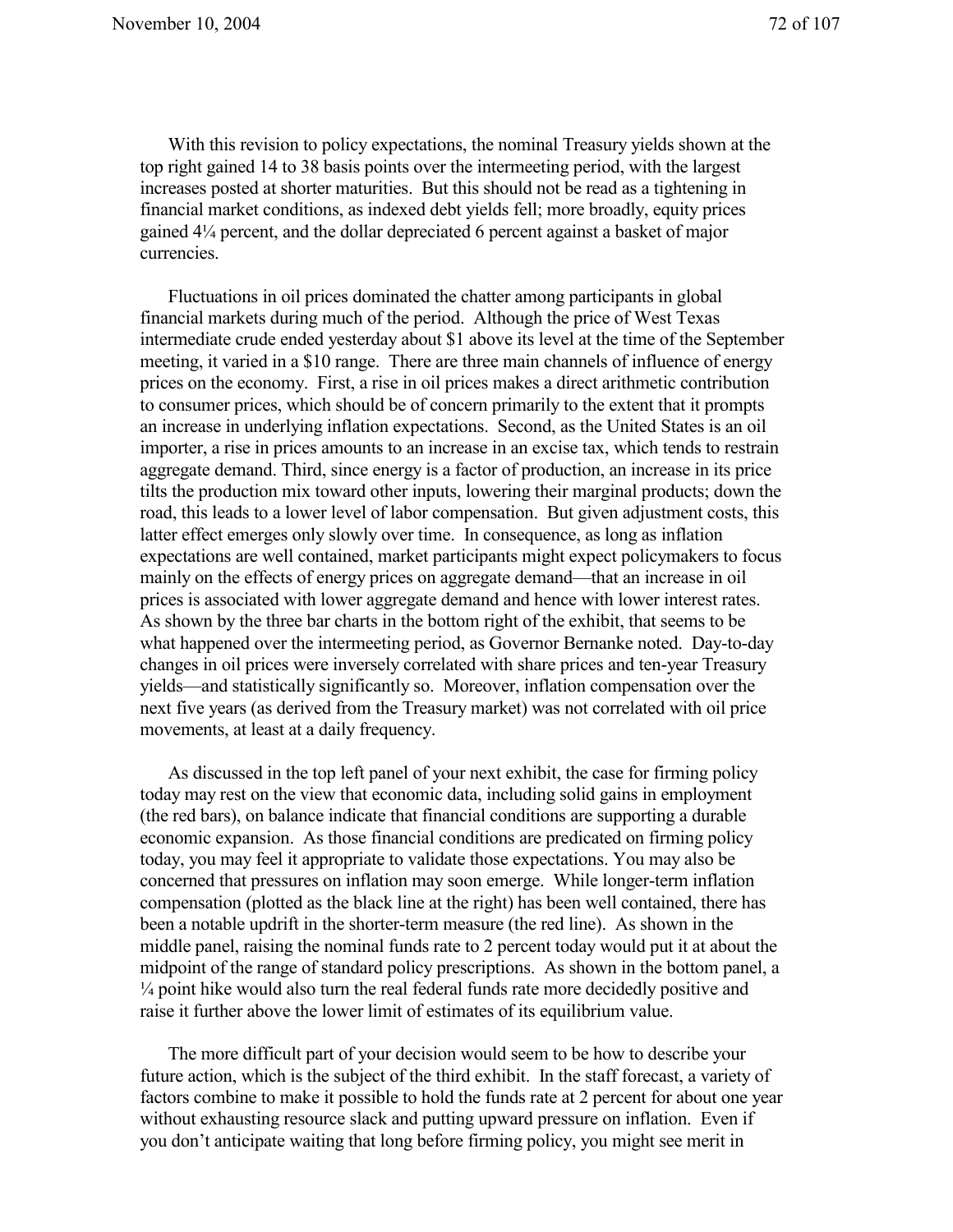With this revision to policy expectations, the nominal Treasury yields shown at the top right gained 14 to 38 basis points over the intermeeting period, with the largest increases posted at shorter maturities. But this should not be read as a tightening in financial market conditions, as indexed debt yields fell; more broadly, equity prices gained 4¼ percent, and the dollar depreciated 6 percent against a basket of major currencies.

Fluctuations in oil prices dominated the chatter among participants in global financial markets during much of the period. Although the price of West Texas intermediate crude ended yesterday about $1 above its level at the time of the September meeting, it varied in a $10 range. There are three main channels of influence of energy prices on the economy. First, a rise in oil prices makes a direct arithmetic contribution to consumer prices, which should be of concern primarily to the extent that it prompts an increase in underlying inflation expectations. Second, as the United States is an oil importer, a rise in prices amounts to an increase in an excise tax, which tends to restrain aggregate demand. Third, since energy is a factor of production, an increase in its price tilts the production mix toward other inputs, lowering their marginal products; down the road, this leads to a lower level of labor compensation. But given adjustment costs, this latter effect emerges only slowly over time. In consequence, as long as inflation expectations are well contained, market participants might expect policymakers to focus mainly on the effects of energy prices on aggregate demand—that an increase in oil prices is associated with lower aggregate demand and hence with lower interest rates. As shown by the three bar charts in the bottom right of the exhibit, that seems to be what happened over the intermeeting period, as Governor Bernanke noted. Day-to-day changes in oil prices were inversely correlated with share prices and ten-year Treasury yields—and statistically significantly so. Moreover, inflation compensation over the next five years (as derived from the Treasury market) was not correlated with oil price movements, at least at a daily frequency.

As discussed in the top left panel of your next exhibit, the case for firming policy today may rest on the view that economic data, including solid gains in employment (the red bars), on balance indicate that financial conditions are supporting a durable economic expansion. As those financial conditions are predicated on firming policy today, you may feel it appropriate to validate those expectations. You may also be concerned that pressures on inflation may soon emerge. While longer-term inflation compensation (plotted as the black line at the right) has been well contained, there has been a notable updrift in the shorter-term measure (the red line). As shown in the middle panel, raising the nominal funds rate to 2 percent today would put it at about the midpoint of the range of standard policy prescriptions. As shown in the bottom panel, a ¼ point hike would also turn the real federal funds rate more decidedly positive and raise it further above the lower limit of estimates of its equilibrium value.

The more difficult part of your decision would seem to be how to describe your future action, which is the subject of the third exhibit. In the staff forecast, a variety of factors combine to make it possible to hold the funds rate at 2 percent for about one year without exhausting resource slack and putting upward pressure on inflation. Even if you don't anticipate waiting that long before firming policy, you might see merit in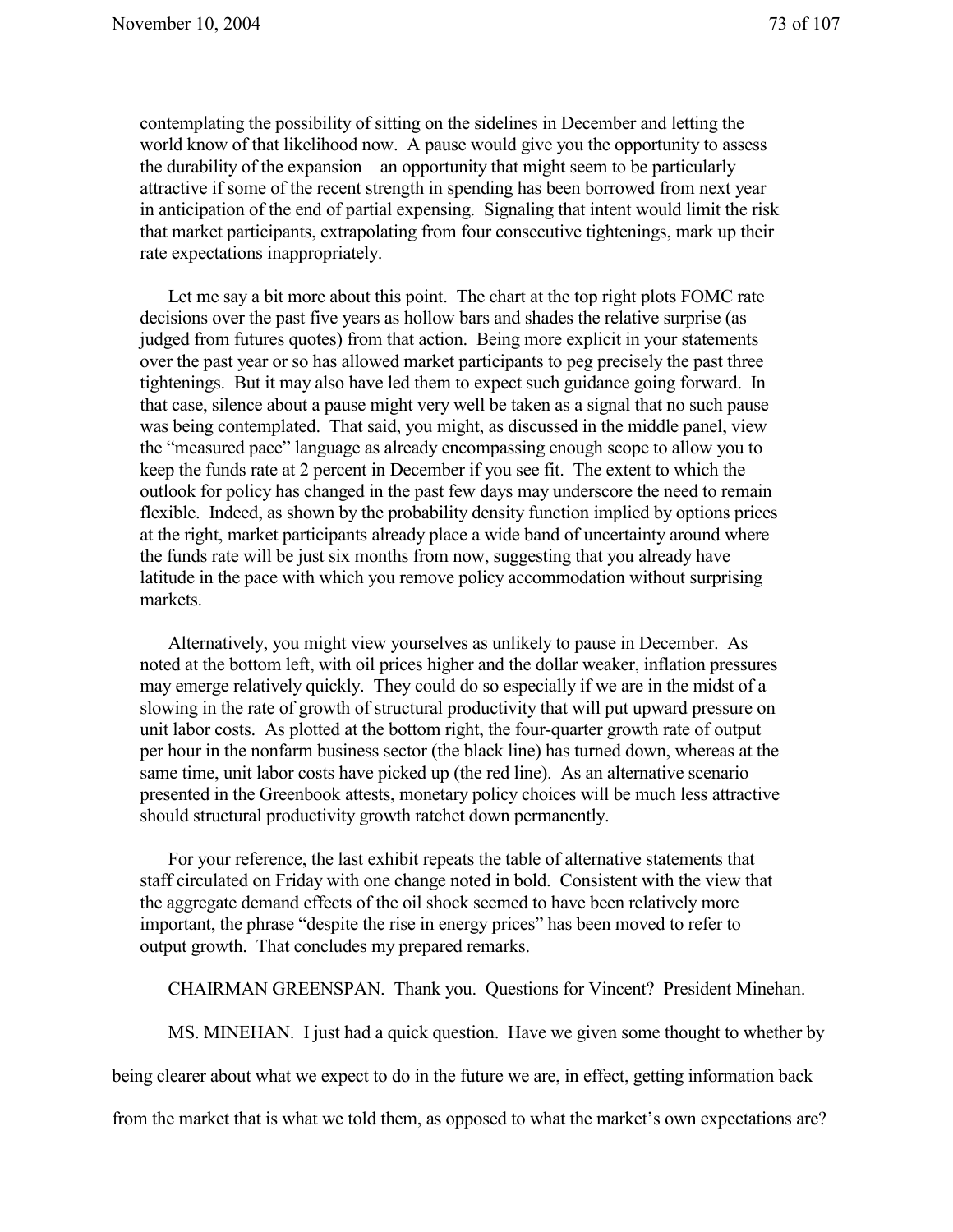contemplating the possibility of sitting on the sidelines in December and letting the world know of that likelihood now. A pause would give you the opportunity to assess the durability of the expansion—an opportunity that might seem to be particularly attractive if some of the recent strength in spending has been borrowed from next year in anticipation of the end of partial expensing. Signaling that intent would limit the risk that market participants, extrapolating from four consecutive tightenings, mark up their rate expectations inappropriately.

Let me say a bit more about this point. The chart at the top right plots FOMC rate decisions over the past five years as hollow bars and shades the relative surprise (as judged from futures quotes) from that action. Being more explicit in your statements over the past year or so has allowed market participants to peg precisely the past three tightenings. But it may also have led them to expect such guidance going forward. In that case, silence about a pause might very well be taken as a signal that no such pause was being contemplated. That said, you might, as discussed in the middle panel, view the "measured pace" language as already encompassing enough scope to allow you to keep the funds rate at 2 percent in December if you see fit. The extent to which the outlook for policy has changed in the past few days may underscore the need to remain flexible. Indeed, as shown by the probability density function implied by options prices at the right, market participants already place a wide band of uncertainty around where the funds rate will be just six months from now, suggesting that you already have latitude in the pace with which you remove policy accommodation without surprising markets.

Alternatively, you might view yourselves as unlikely to pause in December. As noted at the bottom left, with oil prices higher and the dollar weaker, inflation pressures may emerge relatively quickly. They could do so especially if we are in the midst of a slowing in the rate of growth of structural productivity that will put upward pressure on unit labor costs. As plotted at the bottom right, the four-quarter growth rate of output per hour in the nonfarm business sector (the black line) has turned down, whereas at the same time, unit labor costs have picked up (the red line). As an alternative scenario presented in the Greenbook attests, monetary policy choices will be much less attractive should structural productivity growth ratchet down permanently.

For your reference, the last exhibit repeats the table of alternative statements that staff circulated on Friday with one change noted in bold. Consistent with the view that the aggregate demand effects of the oil shock seemed to have been relatively more important, the phrase "despite the rise in energy prices" has been moved to refer to output growth. That concludes my prepared remarks.

CHAIRMAN GREENSPAN. Thank you. Questions for Vincent? President Minehan.

MS. MINEHAN. I just had a quick question. Have we given some thought to whether by being clearer about what we expect to do in the future we are, in effect, getting information back from the market that is what we told them, as opposed to what the market's own expectations are?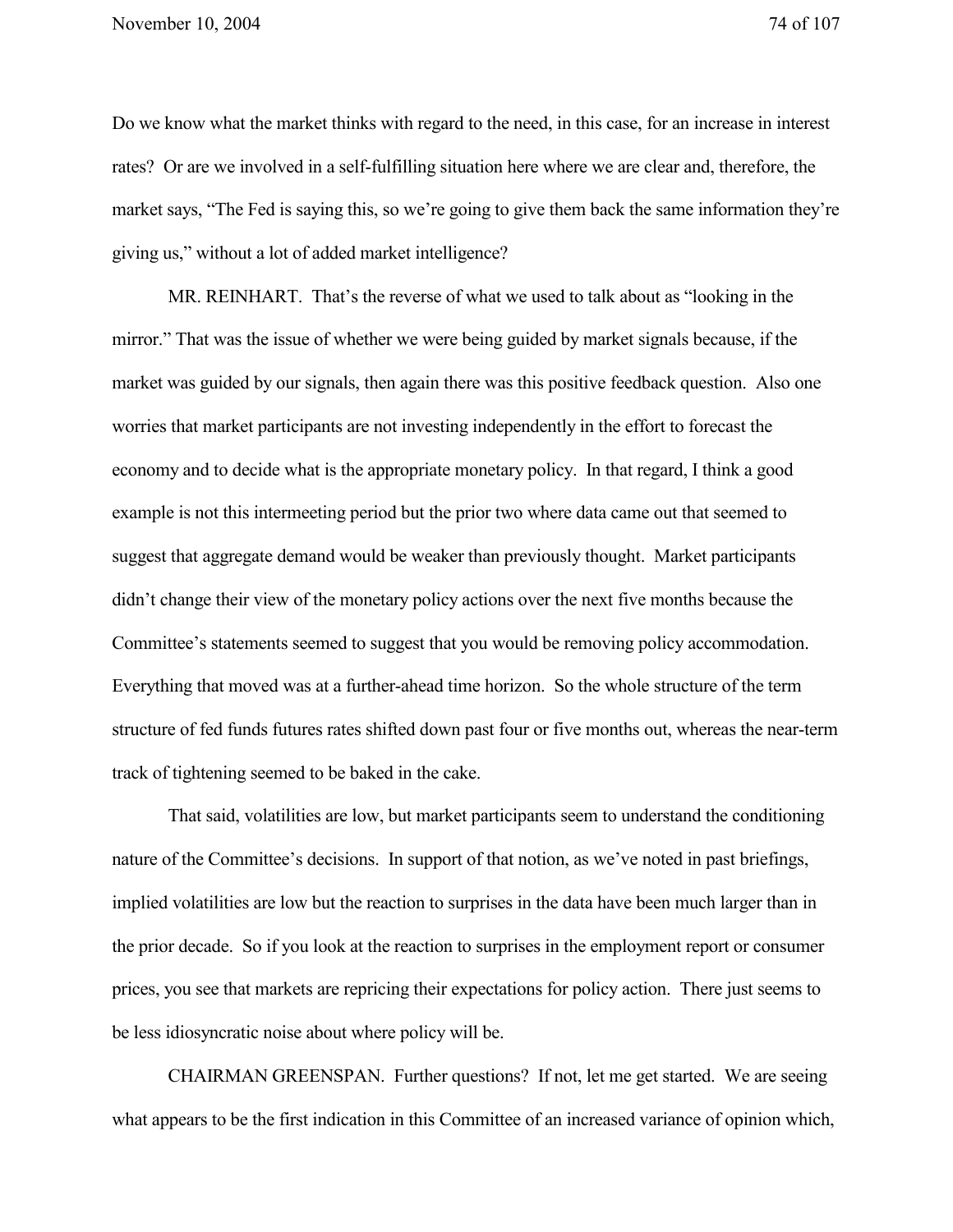Do we know what the market thinks with regard to the need, in this case, for an increase in interest rates? Or are we involved in a self-fulfilling situation here where we are clear and, therefore, the market says, "The Fed is saying this, so we're going to give them back the same information they're giving us," without a lot of added market intelligence?

MR. REINHART. That's the reverse of what we used to talk about as "looking in the mirror." That was the issue of whether we were being guided by market signals because, if the market was guided by our signals, then again there was this positive feedback question. Also one worries that market participants are not investing independently in the effort to forecast the economy and to decide what is the appropriate monetary policy. In that regard, I think a good example is not this intermeeting period but the prior two where data came out that seemed to suggest that aggregate demand would be weaker than previously thought. Market participants didn't change their view of the monetary policy actions over the next five months because the Committee's statements seemed to suggest that you would be removing policy accommodation. Everything that moved was at a further-ahead time horizon. So the whole structure of the term structure of fed funds futures rates shifted down past four or five months out, whereas the near-term track of tightening seemed to be baked in the cake.

That said, volatilities are low, but market participants seem to understand the conditioning nature of the Committee's decisions. In support of that notion, as we've noted in past briefings, implied volatilities are low but the reaction to surprises in the data have been much larger than in the prior decade. So if you look at the reaction to surprises in the employment report or consumer prices, you see that markets are repricing their expectations for policy action. There just seems to be less idiosyncratic noise about where policy will be.

CHAIRMAN GREENSPAN. Further questions? If not, let me get started. We are seeing what appears to be the first indication in this Committee of an increased variance of opinion which,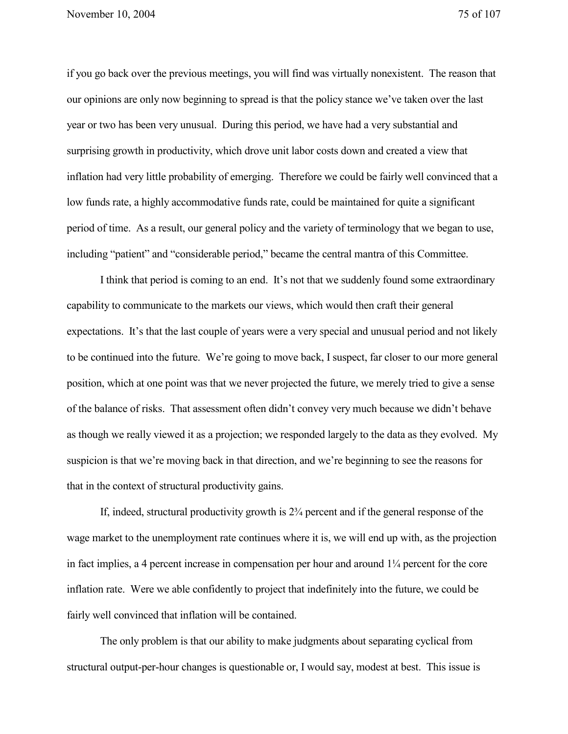if you go back over the previous meetings, you will find was virtually nonexistent. The reason that our opinions are only now beginning to spread is that the policy stance we've taken over the last year or two has been very unusual. During this period, we have had a very substantial and surprising growth in productivity, which drove unit labor costs down and created a view that inflation had very little probability of emerging. Therefore we could be fairly well convinced that a low funds rate, a highly accommodative funds rate, could be maintained for quite a significant period of time. As a result, our general policy and the variety of terminology that we began to use, including "patient" and "considerable period," became the central mantra of this Committee.

I think that period is coming to an end. It's not that we suddenly found some extraordinary capability to communicate to the markets our views, which would then craft their general expectations. It's that the last couple of years were a very special and unusual period and not likely to be continued into the future. We're going to move back, I suspect, far closer to our more general position, which at one point was that we never projected the future, we merely tried to give a sense of the balance of risks. That assessment often didn't convey very much because we didn't behave as though we really viewed it as a projection; we responded largely to the data as they evolved. My suspicion is that we're moving back in that direction, and we're beginning to see the reasons for that in the context of structural productivity gains.

If, indeed, structural productivity growth is 2¾ percent and if the general response of the wage market to the unemployment rate continues where it is, we will end up with, as the projection in fact implies, a 4 percent increase in compensation per hour and around 1¼ percent for the core inflation rate. Were we able confidently to project that indefinitely into the future, we could be fairly well convinced that inflation will be contained.

The only problem is that our ability to make judgments about separating cyclical from structural output-per-hour changes is questionable or, I would say, modest at best. This issue is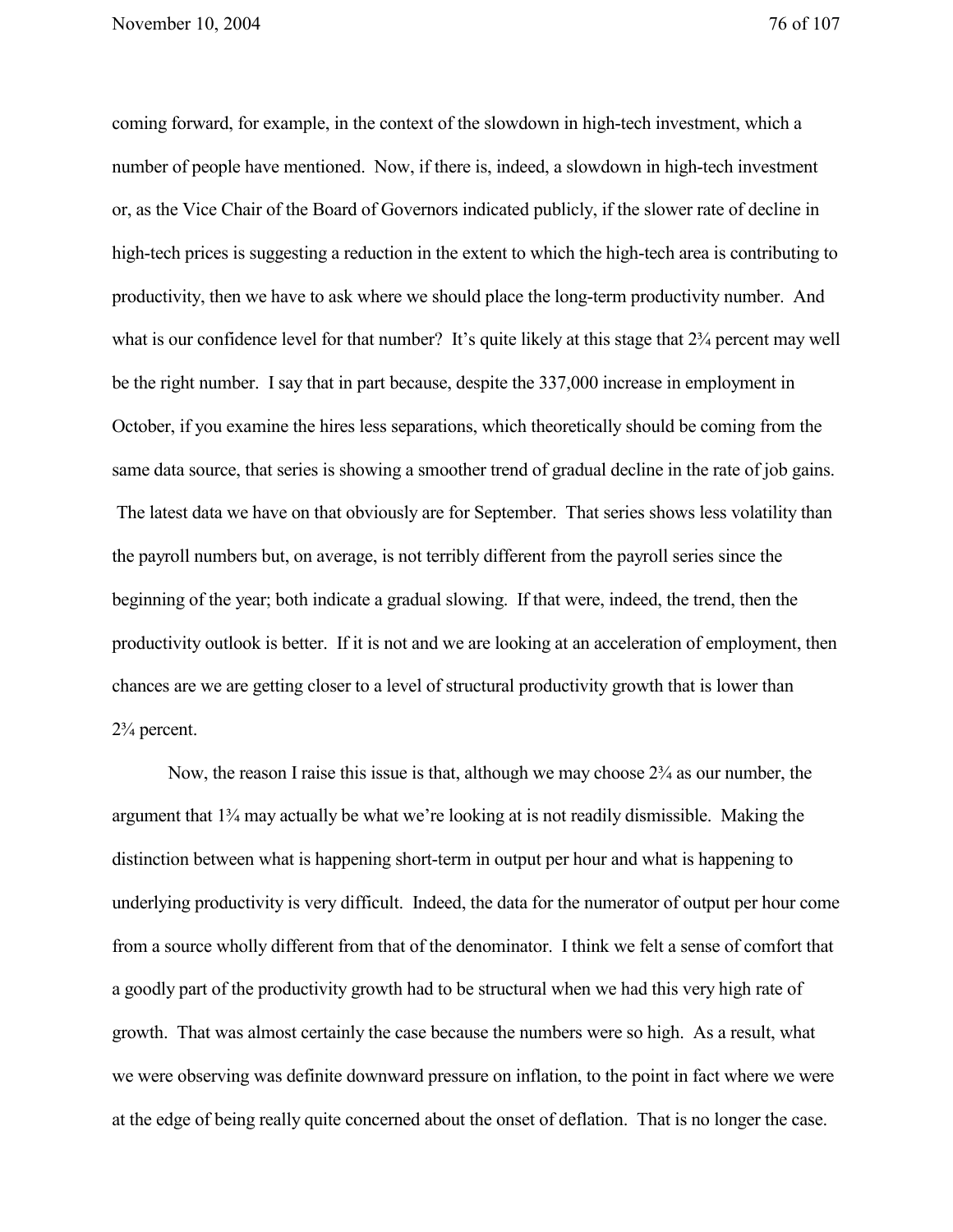coming forward, for example, in the context of the slowdown in high-tech investment, which a number of people have mentioned. Now, if there is, indeed, a slowdown in high-tech investment or, as the Vice Chair of the Board of Governors indicated publicly, if the slower rate of decline in high-tech prices is suggesting a reduction in the extent to which the high-tech area is contributing to productivity, then we have to ask where we should place the long-term productivity number. And what is our confidence level for that number? It's quite likely at this stage that 2¾ percent may well be the right number. I say that in part because, despite the 337,000 increase in employment in October, if you examine the hires less separations, which theoretically should be coming from the same data source, that series is showing a smoother trend of gradual decline in the rate of job gains. The latest data we have on that obviously are for September. That series shows less volatility than the payroll numbers but, on average, is not terribly different from the payroll series since the beginning of the year; both indicate a gradual slowing. If that were, indeed, the trend, then the productivity outlook is better. If it is not and we are looking at an acceleration of employment, then chances are we are getting closer to a level of structural productivity growth that is lower than 2¾ percent.

Now, the reason I raise this issue is that, although we may choose 2¾ as our number, the argument that 1¾ may actually be what we're looking at is not readily dismissible. Making the distinction between what is happening short-term in output per hour and what is happening to underlying productivity is very difficult. Indeed, the data for the numerator of output per hour come from a source wholly different from that of the denominator. I think we felt a sense of comfort that a goodly part of the productivity growth had to be structural when we had this very high rate of growth. That was almost certainly the case because the numbers were so high. As a result, what we were observing was definite downward pressure on inflation, to the point in fact where we were at the edge of being really quite concerned about the onset of deflation. That is no longer the case.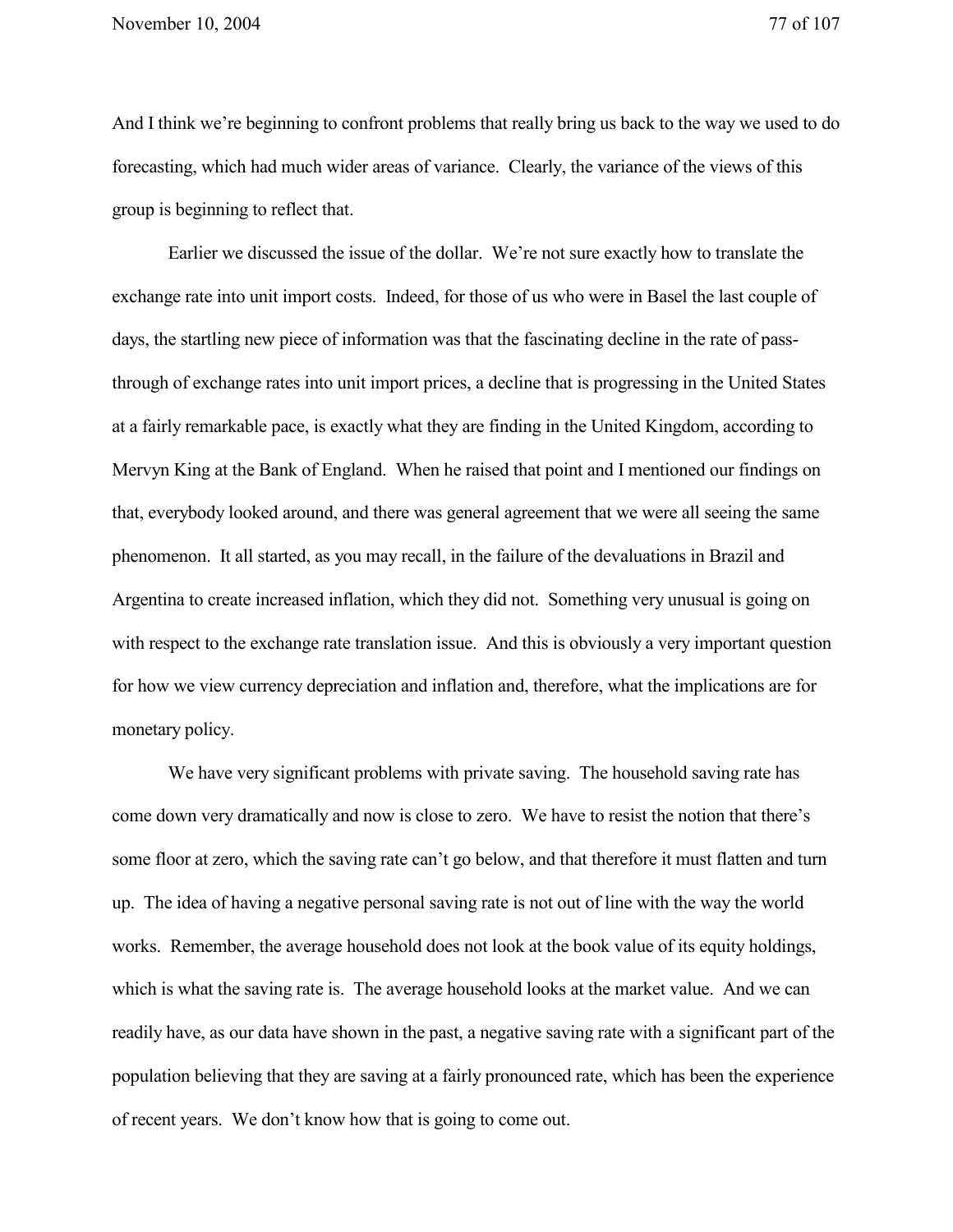And I think we're beginning to confront problems that really bring us back to the way we used to do forecasting, which had much wider areas of variance. Clearly, the variance of the views of this group is beginning to reflect that.

Earlier we discussed the issue of the dollar. We're not sure exactly how to translate the exchange rate into unit import costs. Indeed, for those of us who were in Basel the last couple of days, the startling new piece of information was that the fascinating decline in the rate of pass-through of exchange rates into unit import prices, a decline that is progressing in the United States at a fairly remarkable pace, is exactly what they are finding in the United Kingdom, according to Mervyn King at the Bank of England. When he raised that point and I mentioned our findings on that, everybody looked around, and there was general agreement that we were all seeing the same phenomenon. It all started, as you may recall, in the failure of the devaluations in Brazil and Argentina to create increased inflation, which they did not. Something very unusual is going on with respect to the exchange rate translation issue. And this is obviously a very important question for how we view currency depreciation and inflation and, therefore, what the implications are for monetary policy.

We have very significant problems with private saving. The household saving rate has come down very dramatically and now is close to zero. We have to resist the notion that there's some floor at zero, which the saving rate can't go below, and that therefore it must flatten and turn up. The idea of having a negative personal saving rate is not out of line with the way the world works. Remember, the average household does not look at the book value of its equity holdings, which is what the saving rate is. The average household looks at the market value. And we can readily have, as our data have shown in the past, a negative saving rate with a significant part of the population believing that they are saving at a fairly pronounced rate, which has been the experience of recent years. We don't know how that is going to come out.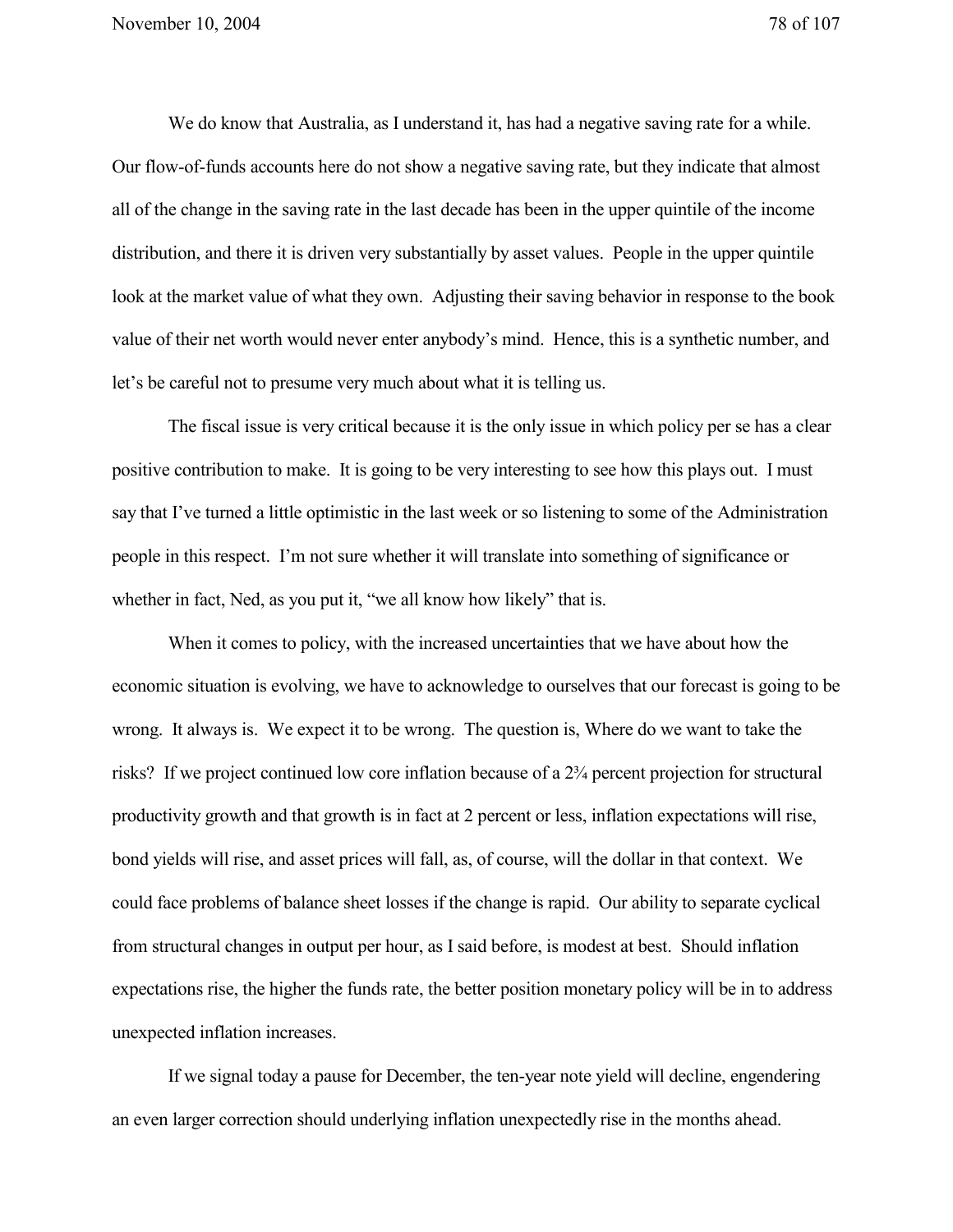We do know that Australia, as I understand it, has had a negative saving rate for a while. Our flow-of-funds accounts here do not show a negative saving rate, but they indicate that almost all of the change in the saving rate in the last decade has been in the upper quintile of the income distribution, and there it is driven very substantially by asset values. People in the upper quintile look at the market value of what they own. Adjusting their saving behavior in response to the book value of their net worth would never enter anybody's mind. Hence, this is a synthetic number, and let's be careful not to presume very much about what it is telling us.

The fiscal issue is very critical because it is the only issue in which policy per se has a clear positive contribution to make. It is going to be very interesting to see how this plays out. I must say that I've turned a little optimistic in the last week or so listening to some of the Administration people in this respect. I'm not sure whether it will translate into something of significance or whether in fact, Ned, as you put it, "we all know how likely" that is.

When it comes to policy, with the increased uncertainties that we have about how the economic situation is evolving, we have to acknowledge to ourselves that our forecast is going to be wrong. It always is. We expect it to be wrong. The question is, Where do we want to take the risks? If we project continued low core inflation because of a 2¾ percent projection for structural productivity growth and that growth is in fact at 2 percent or less, inflation expectations will rise, bond yields will rise, and asset prices will fall, as, of course, will the dollar in that context. We could face problems of balance sheet losses if the change is rapid. Our ability to separate cyclical from structural changes in output per hour, as I said before, is modest at best. Should inflation expectations rise, the higher the funds rate, the better position monetary policy will be in to address unexpected inflation increases.

If we signal today a pause for December, the ten-year note yield will decline, engendering an even larger correction should underlying inflation unexpectedly rise in the months ahead.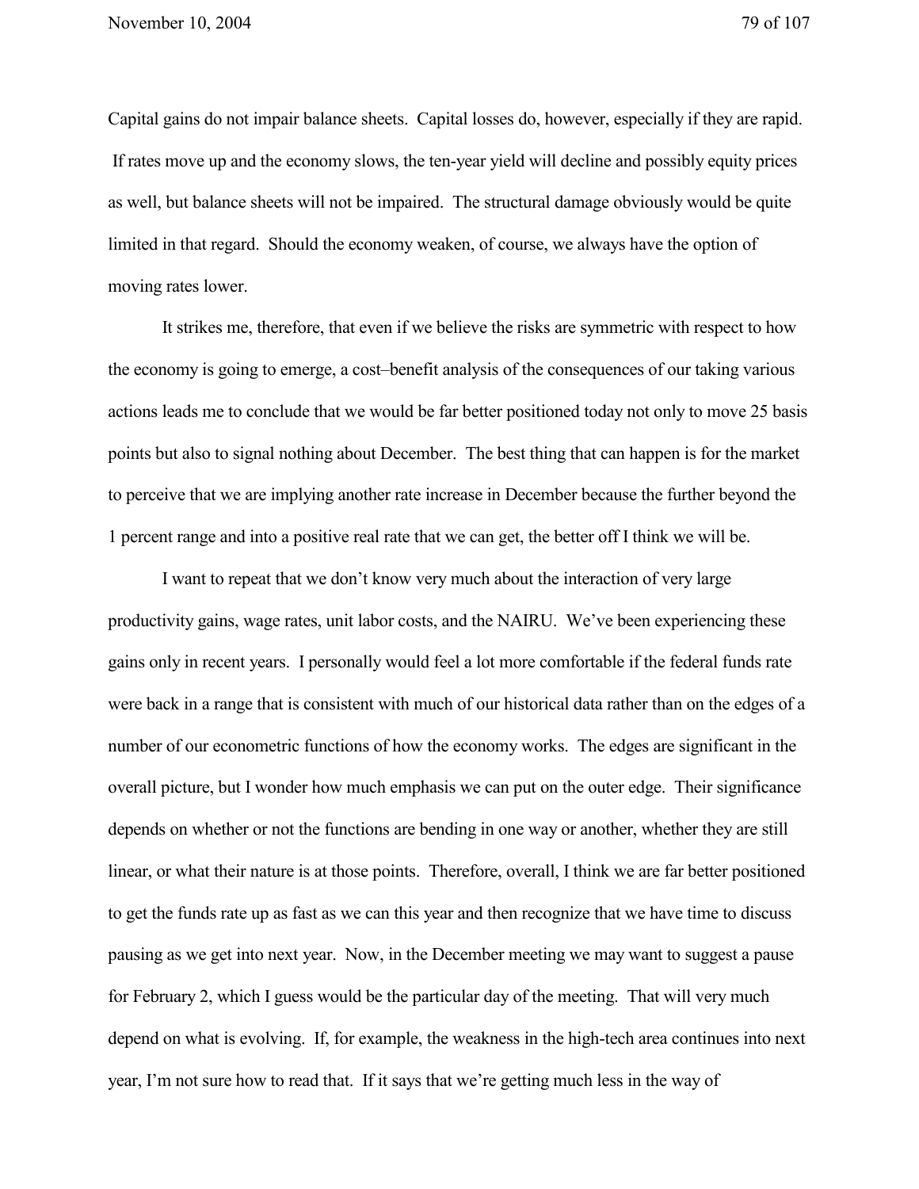Capital gains do not impair balance sheets. Capital losses do, however, especially if they are rapid. If rates move up and the economy slows, the ten-year yield will decline and possibly equity prices as well, but balance sheets will not be impaired. The structural damage obviously would be quite limited in that regard. Should the economy weaken, of course, we always have the option of moving rates lower.

It strikes me, therefore, that even if we believe the risks are symmetric with respect to how the economy is going to emerge, a cost–benefit analysis of the consequences of our taking various actions leads me to conclude that we would be far better positioned today not only to move 25 basis points but also to signal nothing about December. The best thing that can happen is for the market to perceive that we are implying another rate increase in December because the further beyond the 1 percent range and into a positive real rate that we can get, the better off I think we will be.

I want to repeat that we don't know very much about the interaction of very large productivity gains, wage rates, unit labor costs, and the NAIRU. We've been experiencing these gains only in recent years. I personally would feel a lot more comfortable if the federal funds rate were back in a range that is consistent with much of our historical data rather than on the edges of a number of our econometric functions of how the economy works. The edges are significant in the overall picture, but I wonder how much emphasis we can put on the outer edge. Their significance depends on whether or not the functions are bending in one way or another, whether they are still linear, or what their nature is at those points. Therefore, overall, I think we are far better positioned to get the funds rate up as fast as we can this year and then recognize that we have time to discuss pausing as we get into next year. Now, in the December meeting we may want to suggest a pause for February 2, which I guess would be the particular day of the meeting. That will very much depend on what is evolving. If, for example, the weakness in the high-tech area continues into next year, I'm not sure how to read that. If it says that we're getting much less in the way of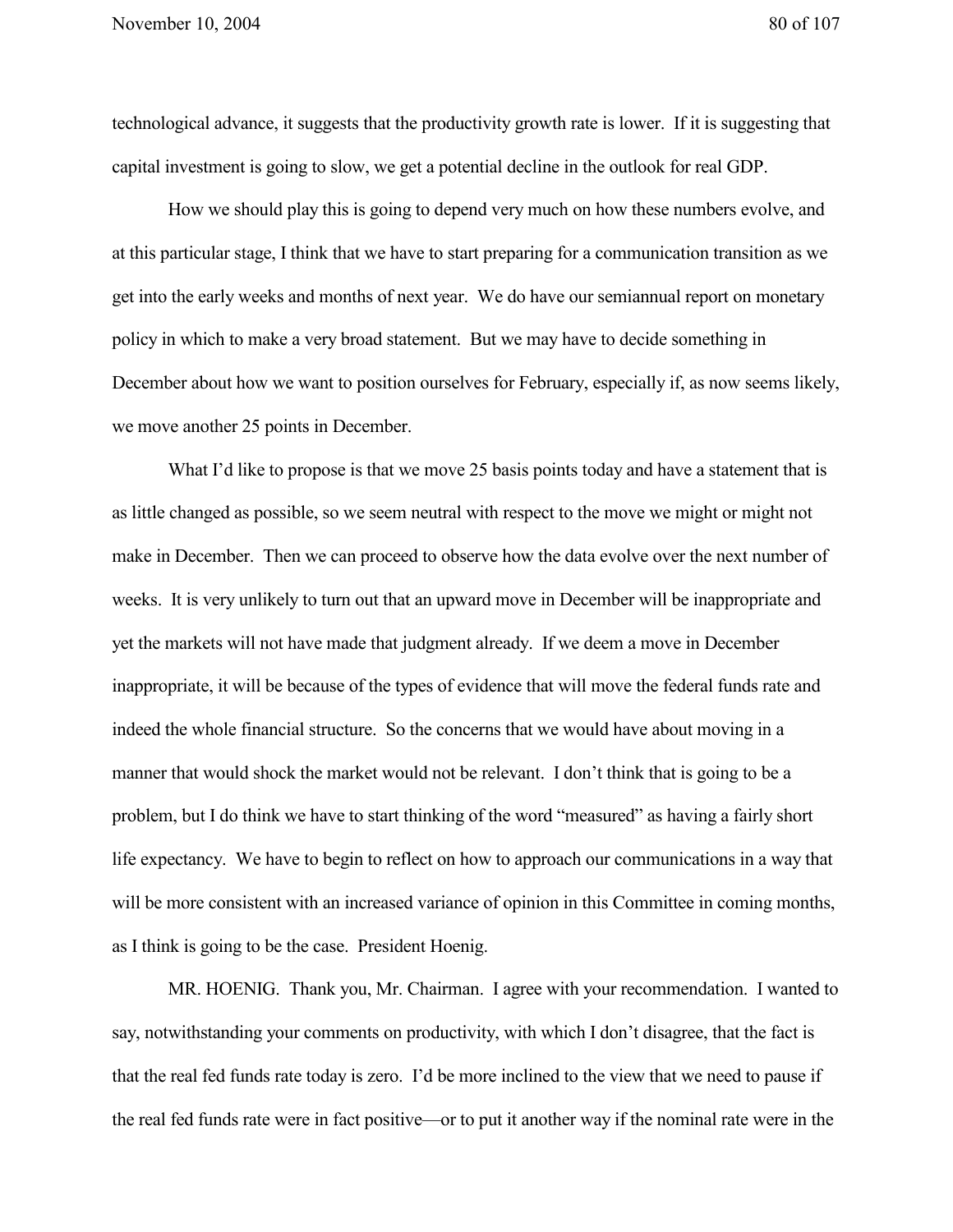technological advance, it suggests that the productivity growth rate is lower. If it is suggesting that capital investment is going to slow, we get a potential decline in the outlook for real GDP.

How we should play this is going to depend very much on how these numbers evolve, and at this particular stage, I think that we have to start preparing for a communication transition as we get into the early weeks and months of next year. We do have our semiannual report on monetary policy in which to make a very broad statement. But we may have to decide something in December about how we want to position ourselves for February, especially if, as now seems likely, we move another 25 points in December.

What I'd like to propose is that we move 25 basis points today and have a statement that is as little changed as possible, so we seem neutral with respect to the move we might or might not make in December. Then we can proceed to observe how the data evolve over the next number of weeks. It is very unlikely to turn out that an upward move in December will be inappropriate and yet the markets will not have made that judgment already. If we deem a move in December inappropriate, it will be because of the types of evidence that will move the federal funds rate and indeed the whole financial structure. So the concerns that we would have about moving in a manner that would shock the market would not be relevant. I don't think that is going to be a problem, but I do think we have to start thinking of the word "measured" as having a fairly short life expectancy. We have to begin to reflect on how to approach our communications in a way that will be more consistent with an increased variance of opinion in this Committee in coming months, as I think is going to be the case. President Hoenig.

MR. HOENIG. Thank you, Mr. Chairman. I agree with your recommendation. I wanted to say, notwithstanding your comments on productivity, with which I don't disagree, that the fact is that the real fed funds rate today is zero. I'd be more inclined to the view that we need to pause if the real fed funds rate were in fact positive—or to put it another way if the nominal rate were in the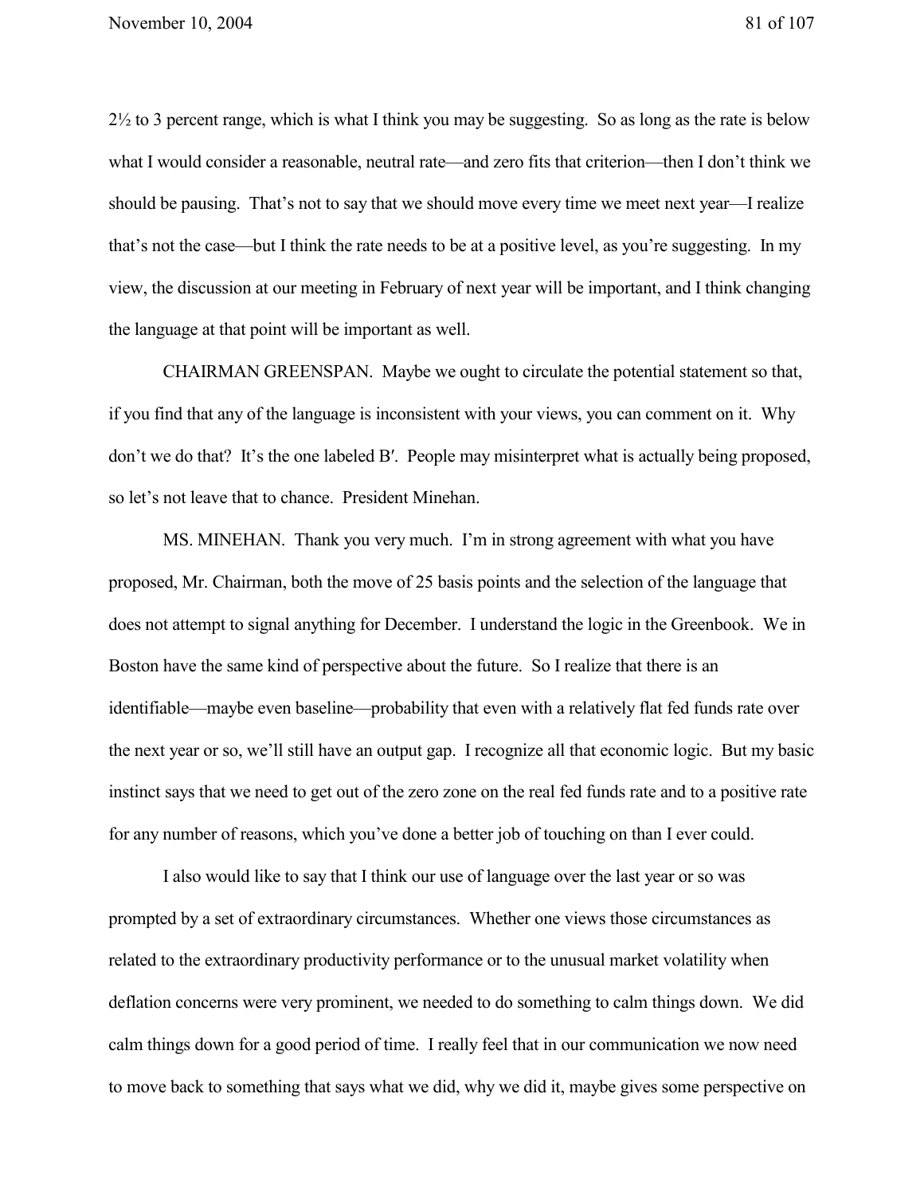2½ to 3 percent range, which is what I think you may be suggesting. So as long as the rate is below what I would consider a reasonable, neutral rate—and zero fits that criterion—then I don't think we should be pausing. That's not to say that we should move every time we meet next year—I realize that's not the case—but I think the rate needs to be at a positive level, as you're suggesting. In my view, the discussion at our meeting in February of next year will be important, and I think changing the language at that point will be important as well.

CHAIRMAN GREENSPAN. Maybe we ought to circulate the potential statement so that, if you find that any of the language is inconsistent with your views, you can comment on it. Why don't we do that? It's the one labeled B′. People may misinterpret what is actually being proposed, so let's not leave that to chance. President Minehan.

MS. MINEHAN. Thank you very much. I'm in strong agreement with what you have proposed, Mr. Chairman, both the move of 25 basis points and the selection of the language that does not attempt to signal anything for December. I understand the logic in the Greenbook. We in Boston have the same kind of perspective about the future. So I realize that there is an identifiable—maybe even baseline—probability that even with a relatively flat fed funds rate over the next year or so, we'll still have an output gap. I recognize all that economic logic. But my basic instinct says that we need to get out of the zero zone on the real fed funds rate and to a positive rate for any number of reasons, which you've done a better job of touching on than I ever could.

I also would like to say that I think our use of language over the last year or so was prompted by a set of extraordinary circumstances. Whether one views those circumstances as related to the extraordinary productivity performance or to the unusual market volatility when deflation concerns were very prominent, we needed to do something to calm things down. We did calm things down for a good period of time. I really feel that in our communication we now need to move back to something that says what we did, why we did it, maybe gives some perspective on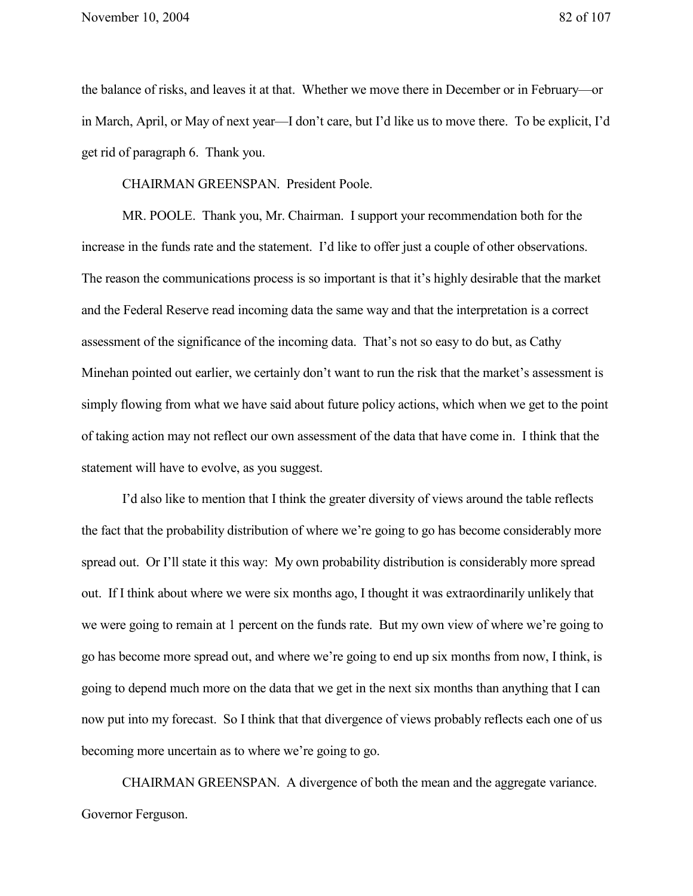the balance of risks, and leaves it at that. Whether we move there in December or in February—or in March, April, or May of next year—I don't care, but I'd like us to move there. To be explicit, I'd get rid of paragraph 6. Thank you.

CHAIRMAN GREENSPAN. President Poole.

MR. POOLE. Thank you, Mr. Chairman. I support your recommendation both for the increase in the funds rate and the statement. I'd like to offer just a couple of other observations. The reason the communications process is so important is that it's highly desirable that the market and the Federal Reserve read incoming data the same way and that the interpretation is a correct assessment of the significance of the incoming data. That's not so easy to do but, as Cathy Minehan pointed out earlier, we certainly don't want to run the risk that the market's assessment is simply flowing from what we have said about future policy actions, which when we get to the point of taking action may not reflect our own assessment of the data that have come in. I think that the statement will have to evolve, as you suggest.

I'd also like to mention that I think the greater diversity of views around the table reflects the fact that the probability distribution of where we're going to go has become considerably more spread out. Or I'll state it this way: My own probability distribution is considerably more spread out. If I think about where we were six months ago, I thought it was extraordinarily unlikely that we were going to remain at 1 percent on the funds rate. But my own view of where we're going to go has become more spread out, and where we're going to end up six months from now, I think, is going to depend much more on the data that we get in the next six months than anything that I can now put into my forecast. So I think that that divergence of views probably reflects each one of us becoming more uncertain as to where we're going to go.

CHAIRMAN GREENSPAN. A divergence of both the mean and the aggregate variance. Governor Ferguson.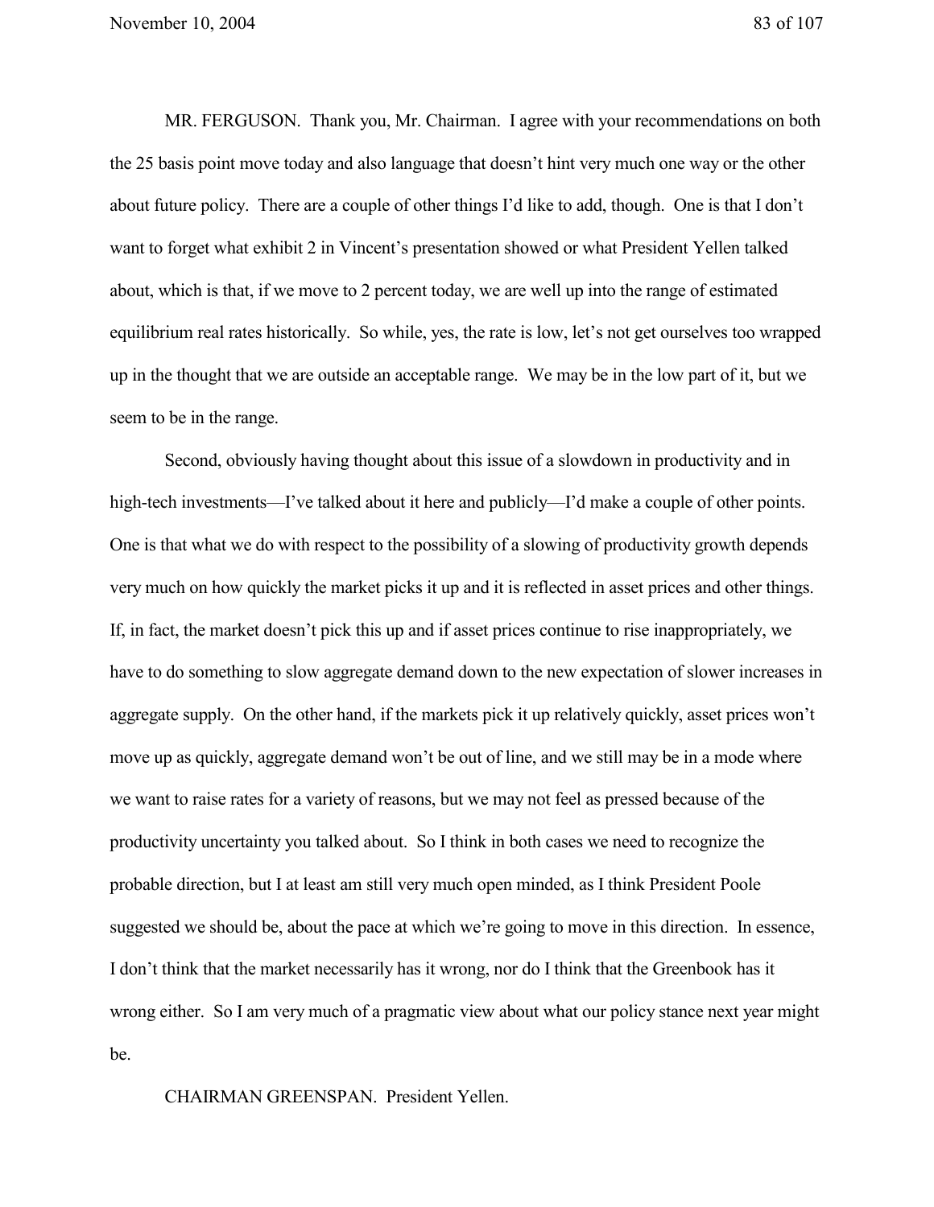MR. FERGUSON. Thank you, Mr. Chairman. I agree with your recommendations on both the 25 basis point move today and also language that doesn't hint very much one way or the other about future policy. There are a couple of other things I'd like to add, though. One is that I don't want to forget what exhibit 2 in Vincent's presentation showed or what President Yellen talked about, which is that, if we move to 2 percent today, we are well up into the range of estimated equilibrium real rates historically. So while, yes, the rate is low, let's not get ourselves too wrapped up in the thought that we are outside an acceptable range. We may be in the low part of it, but we seem to be in the range.

Second, obviously having thought about this issue of a slowdown in productivity and in high-tech investments—I've talked about it here and publicly—I'd make a couple of other points. One is that what we do with respect to the possibility of a slowing of productivity growth depends very much on how quickly the market picks it up and it is reflected in asset prices and other things. If, in fact, the market doesn't pick this up and if asset prices continue to rise inappropriately, we have to do something to slow aggregate demand down to the new expectation of slower increases in aggregate supply. On the other hand, if the markets pick it up relatively quickly, asset prices won't move up as quickly, aggregate demand won't be out of line, and we still may be in a mode where we want to raise rates for a variety of reasons, but we may not feel as pressed because of the productivity uncertainty you talked about. So I think in both cases we need to recognize the probable direction, but I at least am still very much open minded, as I think President Poole suggested we should be, about the pace at which we're going to move in this direction. In essence, I don't think that the market necessarily has it wrong, nor do I think that the Greenbook has it wrong either. So I am very much of a pragmatic view about what our policy stance next year might be.

CHAIRMAN GREENSPAN. President Yellen.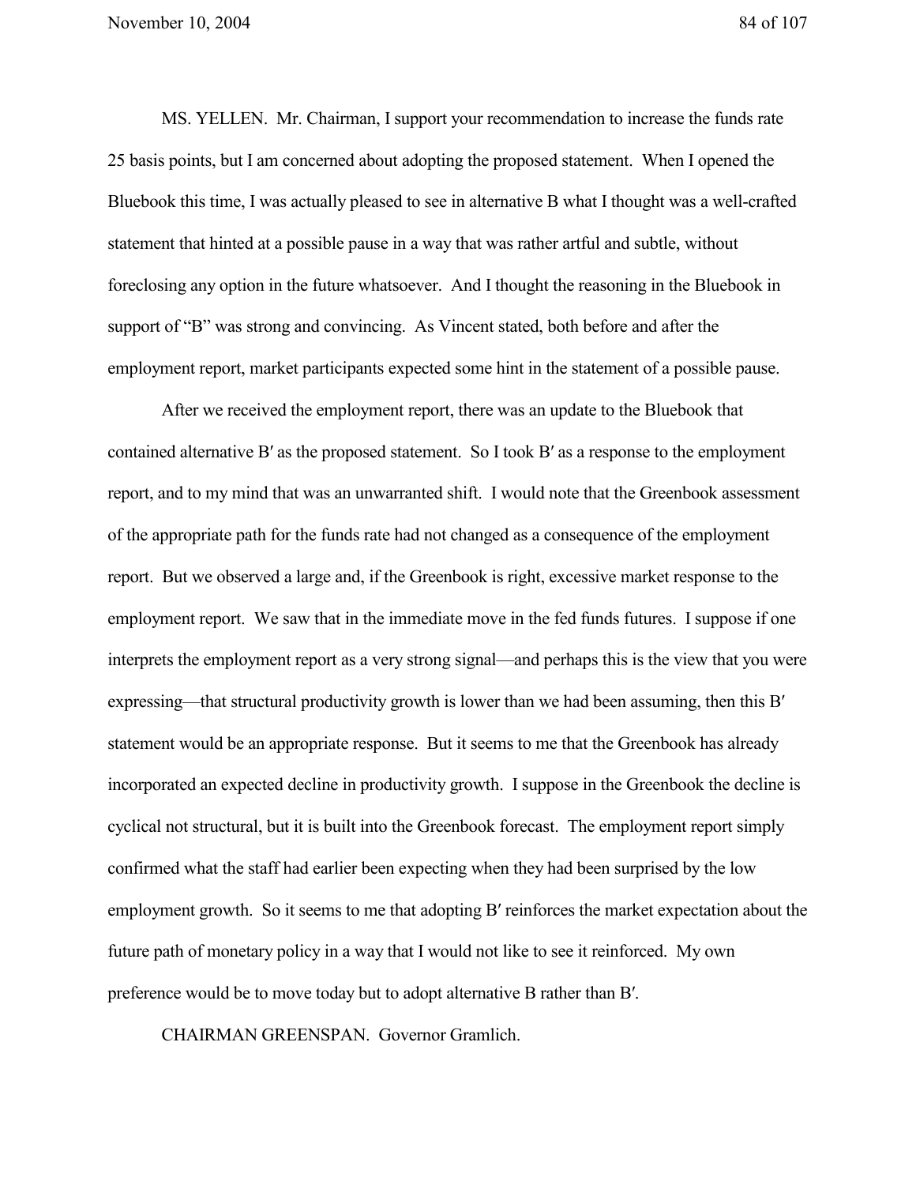MS. YELLEN. Mr. Chairman, I support your recommendation to increase the funds rate 25 basis points, but I am concerned about adopting the proposed statement. When I opened the Bluebook this time, I was actually pleased to see in alternative B what I thought was a well-crafted statement that hinted at a possible pause in a way that was rather artful and subtle, without foreclosing any option in the future whatsoever. And I thought the reasoning in the Bluebook in support of "B" was strong and convincing. As Vincent stated, both before and after the employment report, market participants expected some hint in the statement of a possible pause.

After we received the employment report, there was an update to the Bluebook that contained alternative B′ as the proposed statement. So I took B′ as a response to the employment report, and to my mind that was an unwarranted shift. I would note that the Greenbook assessment of the appropriate path for the funds rate had not changed as a consequence of the employment report. But we observed a large and, if the Greenbook is right, excessive market response to the employment report. We saw that in the immediate move in the fed funds futures. I suppose if one interprets the employment report as a very strong signal—and perhaps this is the view that you were expressing—that structural productivity growth is lower than we had been assuming, then this B′ statement would be an appropriate response. But it seems to me that the Greenbook has already incorporated an expected decline in productivity growth. I suppose in the Greenbook the decline is cyclical not structural, but it is built into the Greenbook forecast. The employment report simply confirmed what the staff had earlier been expecting when they had been surprised by the low employment growth. So it seems to me that adopting B′ reinforces the market expectation about the future path of monetary policy in a way that I would not like to see it reinforced. My own preference would be to move today but to adopt alternative B rather than B′.

CHAIRMAN GREENSPAN. Governor Gramlich.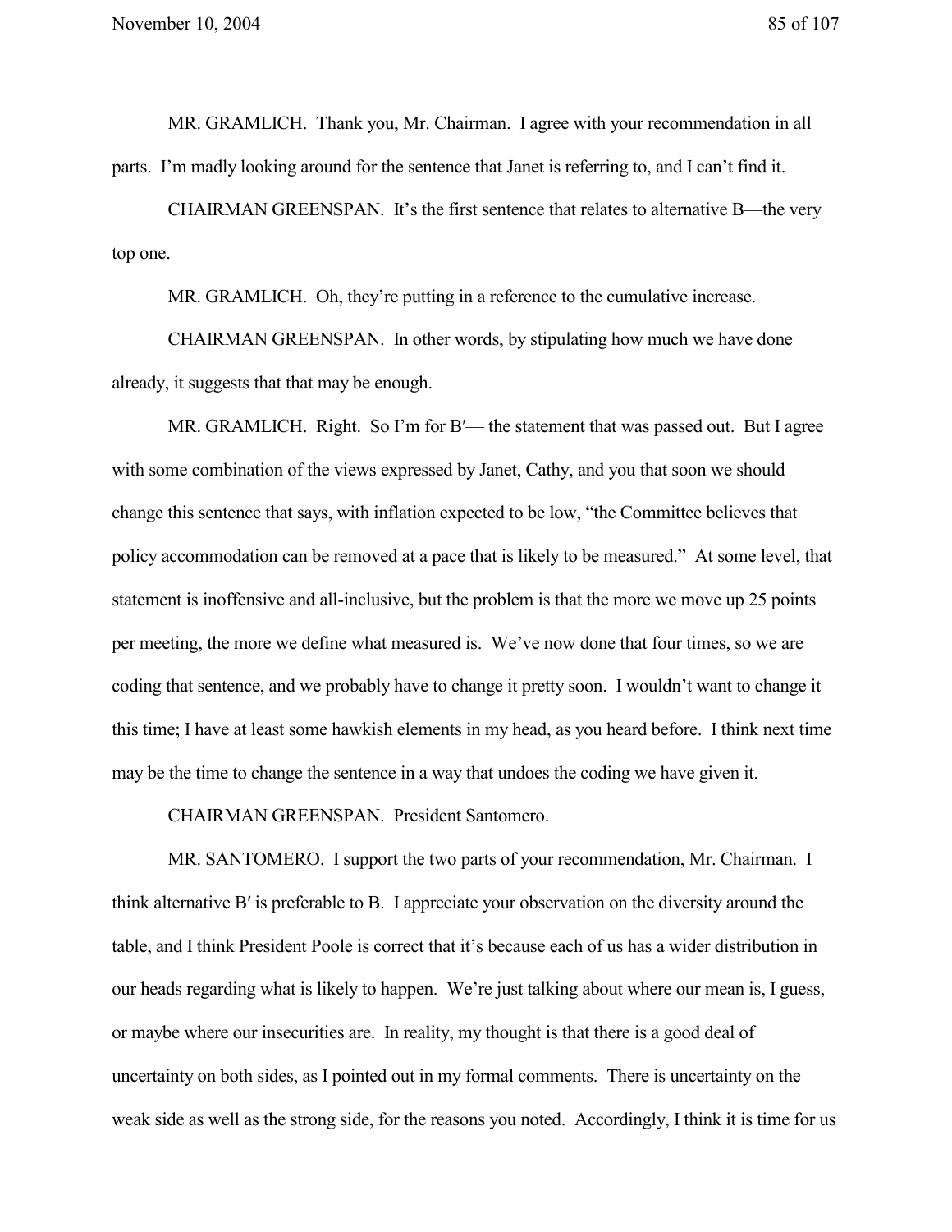MR. GRAMLICH. Thank you, Mr. Chairman. I agree with your recommendation in all parts. I'm madly looking around for the sentence that Janet is referring to, and I can't find it.

CHAIRMAN GREENSPAN. It's the first sentence that relates to alternative B—the very top one.

MR. GRAMLICH. Oh, they're putting in a reference to the cumulative increase.

CHAIRMAN GREENSPAN. In other words, by stipulating how much we have done already, it suggests that that may be enough.

MR. GRAMLICH. Right. So I'm for B′— the statement that was passed out. But I agree with some combination of the views expressed by Janet, Cathy, and you that soon we should change this sentence that says, with inflation expected to be low, "the Committee believes that policy accommodation can be removed at a pace that is likely to be measured." At some level, that statement is inoffensive and all-inclusive, but the problem is that the more we move up 25 points per meeting, the more we define what measured is. We've now done that four times, so we are coding that sentence, and we probably have to change it pretty soon. I wouldn't want to change it this time; I have at least some hawkish elements in my head, as you heard before. I think next time may be the time to change the sentence in a way that undoes the coding we have given it.

CHAIRMAN GREENSPAN. President Santomero.

MR. SANTOMERO. I support the two parts of your recommendation, Mr. Chairman. I think alternative B′ is preferable to B. I appreciate your observation on the diversity around the table, and I think President Poole is correct that it's because each of us has a wider distribution in our heads regarding what is likely to happen. We're just talking about where our mean is, I guess, or maybe where our insecurities are. In reality, my thought is that there is a good deal of uncertainty on both sides, as I pointed out in my formal comments. There is uncertainty on the weak side as well as the strong side, for the reasons you noted. Accordingly, I think it is time for us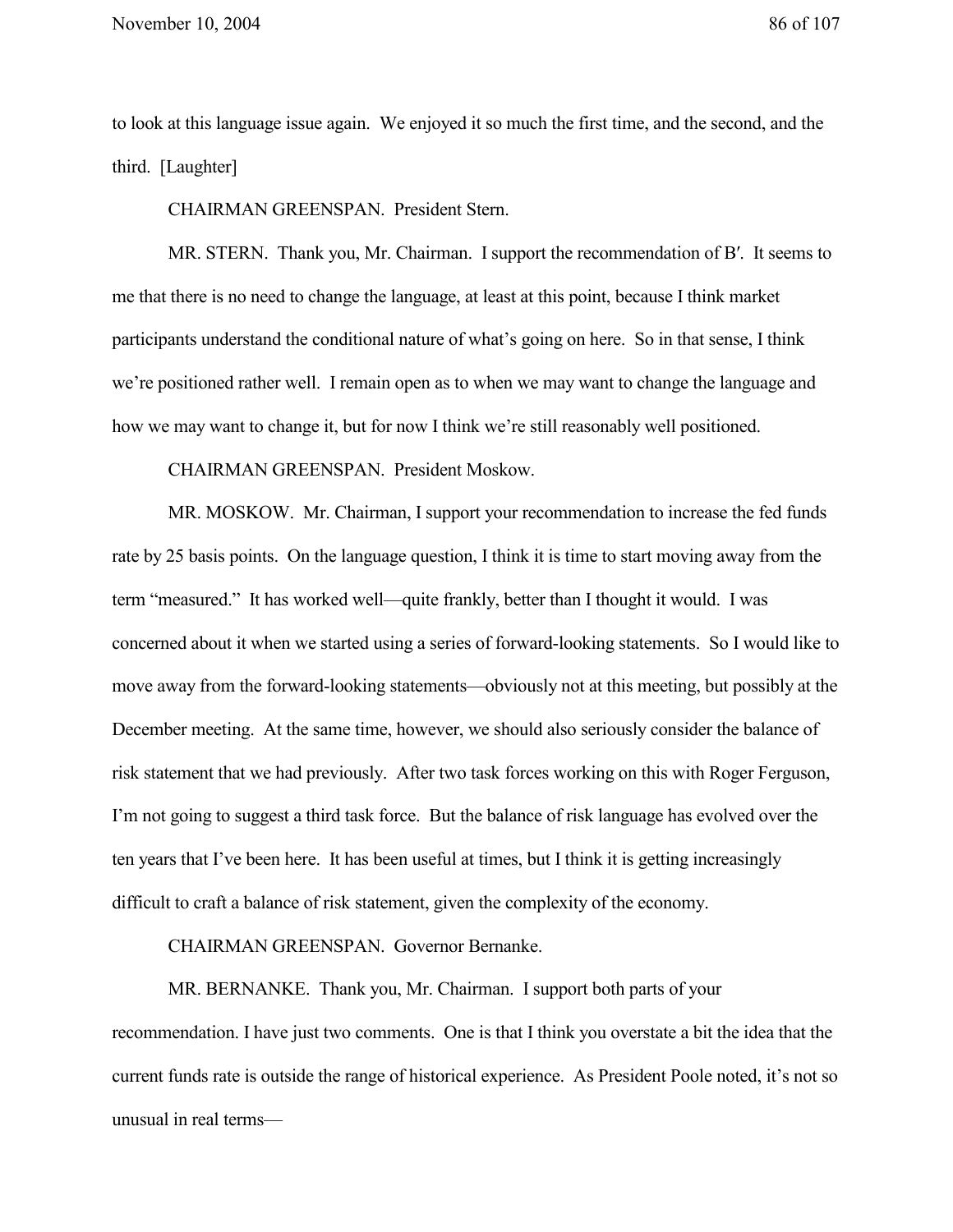to look at this language issue again. We enjoyed it so much the first time, and the second, and the third. [Laughter]

CHAIRMAN GREENSPAN. President Stern.

MR. STERN. Thank you, Mr. Chairman. I support the recommendation of B′. It seems to me that there is no need to change the language, at least at this point, because I think market participants understand the conditional nature of what's going on here. So in that sense, I think we're positioned rather well. I remain open as to when we may want to change the language and how we may want to change it, but for now I think we're still reasonably well positioned.

CHAIRMAN GREENSPAN. President Moskow.

MR. MOSKOW. Mr. Chairman, I support your recommendation to increase the fed funds rate by 25 basis points. On the language question, I think it is time to start moving away from the term "measured." It has worked well—quite frankly, better than I thought it would. I was concerned about it when we started using a series of forward-looking statements. So I would like to move away from the forward-looking statements—obviously not at this meeting, but possibly at the December meeting. At the same time, however, we should also seriously consider the balance of risk statement that we had previously. After two task forces working on this with Roger Ferguson, I'm not going to suggest a third task force. But the balance of risk language has evolved over the ten years that I've been here. It has been useful at times, but I think it is getting increasingly difficult to craft a balance of risk statement, given the complexity of the economy.

CHAIRMAN GREENSPAN. Governor Bernanke.

MR. BERNANKE. Thank you, Mr. Chairman. I support both parts of your recommendation. I have just two comments. One is that I think you overstate a bit the idea that the current funds rate is outside the range of historical experience. As President Poole noted, it's not so unusual in real terms—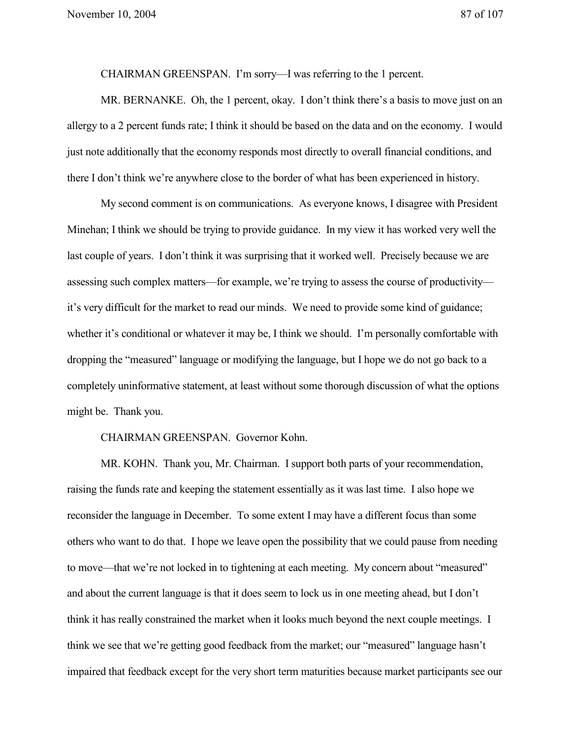CHAIRMAN GREENSPAN. I'm sorry—I was referring to the 1 percent.

MR. BERNANKE. Oh, the 1 percent, okay. I don't think there's a basis to move just on an allergy to a 2 percent funds rate; I think it should be based on the data and on the economy. I would just note additionally that the economy responds most directly to overall financial conditions, and there I don't think we're anywhere close to the border of what has been experienced in history.

My second comment is on communications. As everyone knows, I disagree with President Minehan; I think we should be trying to provide guidance. In my view it has worked very well the last couple of years. I don't think it was surprising that it worked well. Precisely because we are assessing such complex matters—for example, we're trying to assess the course of productivity—it's very difficult for the market to read our minds. We need to provide some kind of guidance; whether it's conditional or whatever it may be, I think we should. I'm personally comfortable with dropping the "measured" language or modifying the language, but I hope we do not go back to a completely uninformative statement, at least without some thorough discussion of what the options might be. Thank you.

CHAIRMAN GREENSPAN. Governor Kohn.

MR. KOHN. Thank you, Mr. Chairman. I support both parts of your recommendation, raising the funds rate and keeping the statement essentially as it was last time. I also hope we reconsider the language in December. To some extent I may have a different focus than some others who want to do that. I hope we leave open the possibility that we could pause from needing to move—that we're not locked in to tightening at each meeting. My concern about "measured" and about the current language is that it does seem to lock us in one meeting ahead, but I don't think it has really constrained the market when it looks much beyond the next couple meetings. I think we see that we're getting good feedback from the market; our "measured" language hasn't impaired that feedback except for the very short term maturities because market participants see our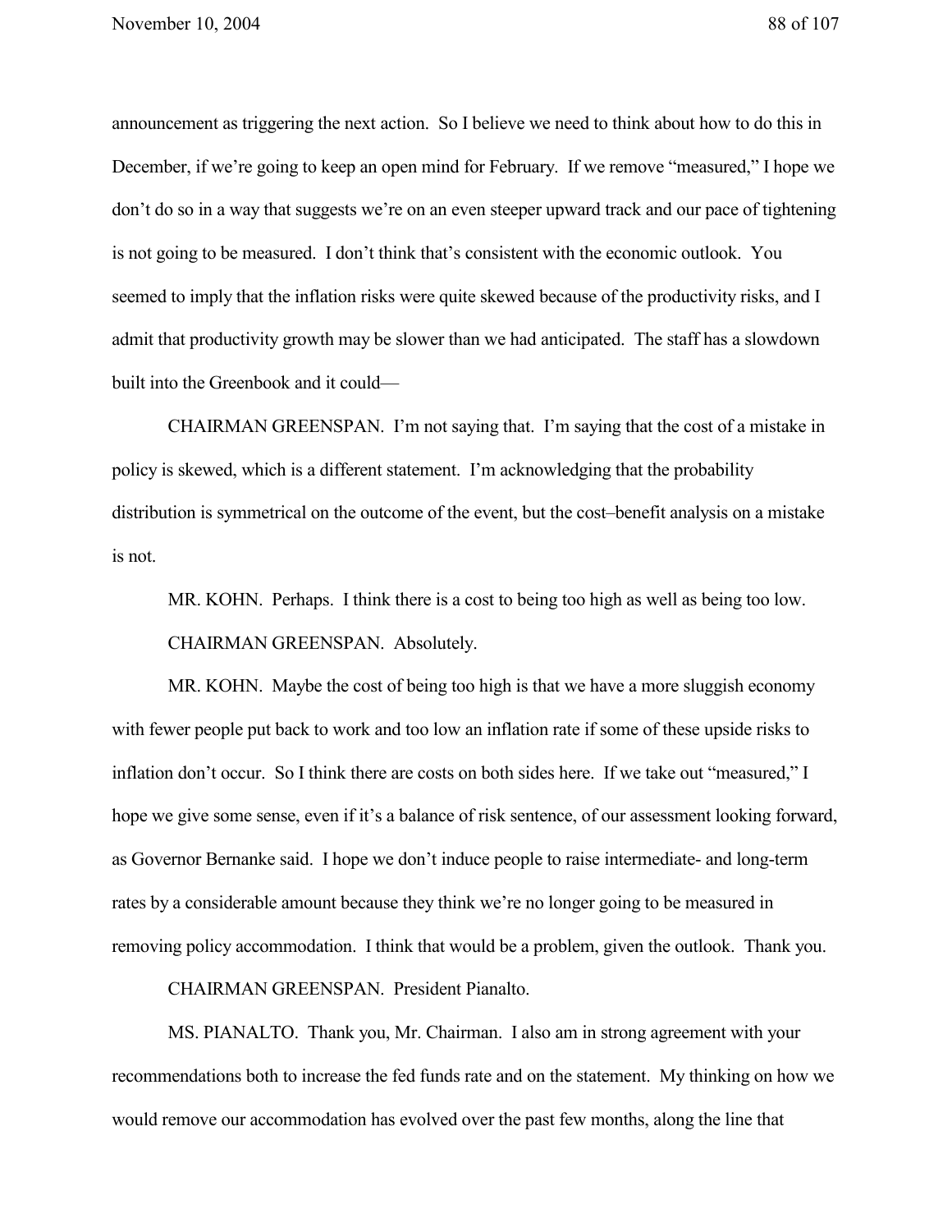announcement as triggering the next action. So I believe we need to think about how to do this in December, if we're going to keep an open mind for February. If we remove "measured," I hope we don't do so in a way that suggests we're on an even steeper upward track and our pace of tightening is not going to be measured. I don't think that's consistent with the economic outlook. You seemed to imply that the inflation risks were quite skewed because of the productivity risks, and I admit that productivity growth may be slower than we had anticipated. The staff has a slowdown built into the Greenbook and it could—

CHAIRMAN GREENSPAN. I'm not saying that. I'm saying that the cost of a mistake in policy is skewed, which is a different statement. I'm acknowledging that the probability distribution is symmetrical on the outcome of the event, but the cost–benefit analysis on a mistake is not.

MR. KOHN. Perhaps. I think there is a cost to being too high as well as being too low.

CHAIRMAN GREENSPAN. Absolutely.

MR. KOHN. Maybe the cost of being too high is that we have a more sluggish economy with fewer people put back to work and too low an inflation rate if some of these upside risks to inflation don't occur. So I think there are costs on both sides here. If we take out "measured," I hope we give some sense, even if it's a balance of risk sentence, of our assessment looking forward, as Governor Bernanke said. I hope we don't induce people to raise intermediate- and long-term rates by a considerable amount because they think we're no longer going to be measured in removing policy accommodation. I think that would be a problem, given the outlook. Thank you.

CHAIRMAN GREENSPAN. President Pianalto.

MS. PIANALTO. Thank you, Mr. Chairman. I also am in strong agreement with your recommendations both to increase the fed funds rate and on the statement. My thinking on how we would remove our accommodation has evolved over the past few months, along the line that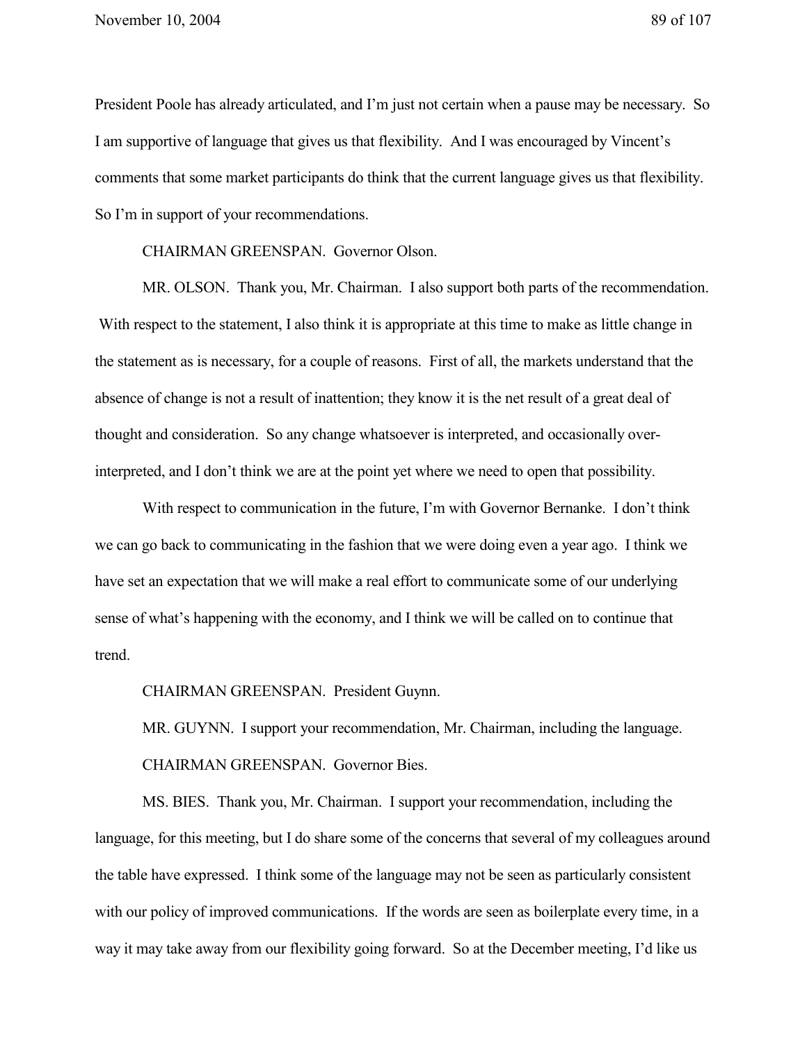President Poole has already articulated, and I'm just not certain when a pause may be necessary. So I am supportive of language that gives us that flexibility. And I was encouraged by Vincent's comments that some market participants do think that the current language gives us that flexibility. So I'm in support of your recommendations.

CHAIRMAN GREENSPAN. Governor Olson.

MR. OLSON. Thank you, Mr. Chairman. I also support both parts of the recommendation. With respect to the statement, I also think it is appropriate at this time to make as little change in the statement as is necessary, for a couple of reasons. First of all, the markets understand that the absence of change is not a result of inattention; they know it is the net result of a great deal of thought and consideration. So any change whatsoever is interpreted, and occasionally over-interpreted, and I don't think we are at the point yet where we need to open that possibility.

With respect to communication in the future, I'm with Governor Bernanke. I don't think we can go back to communicating in the fashion that we were doing even a year ago. I think we have set an expectation that we will make a real effort to communicate some of our underlying sense of what's happening with the economy, and I think we will be called on to continue that trend.

CHAIRMAN GREENSPAN. President Guynn.

MR. GUYNN. I support your recommendation, Mr. Chairman, including the language.

CHAIRMAN GREENSPAN. Governor Bies.

MS. BIES. Thank you, Mr. Chairman. I support your recommendation, including the language, for this meeting, but I do share some of the concerns that several of my colleagues around the table have expressed. I think some of the language may not be seen as particularly consistent with our policy of improved communications. If the words are seen as boilerplate every time, in a way it may take away from our flexibility going forward. So at the December meeting, I'd like us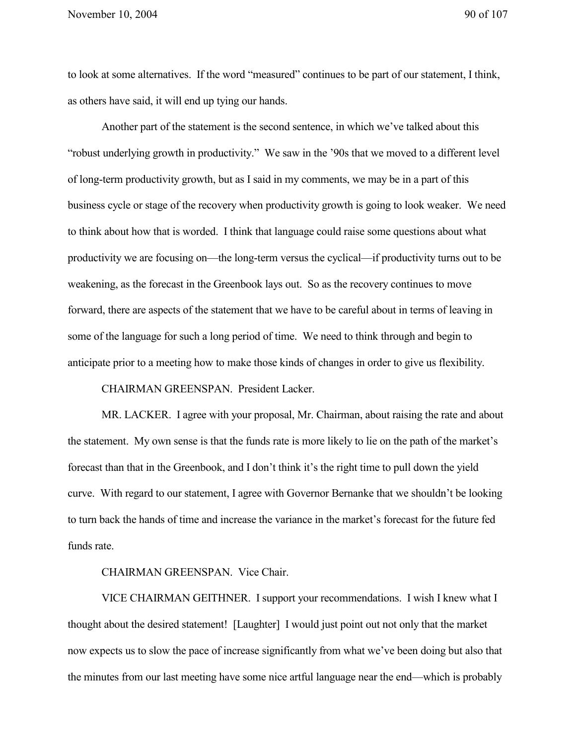to look at some alternatives. If the word "measured" continues to be part of our statement, I think, as others have said, it will end up tying our hands.

Another part of the statement is the second sentence, in which we've talked about this "robust underlying growth in productivity." We saw in the '90s that we moved to a different level of long-term productivity growth, but as I said in my comments, we may be in a part of this business cycle or stage of the recovery when productivity growth is going to look weaker. We need to think about how that is worded. I think that language could raise some questions about what productivity we are focusing on—the long-term versus the cyclical—if productivity turns out to be weakening, as the forecast in the Greenbook lays out. So as the recovery continues to move forward, there are aspects of the statement that we have to be careful about in terms of leaving in some of the language for such a long period of time. We need to think through and begin to anticipate prior to a meeting how to make those kinds of changes in order to give us flexibility.

CHAIRMAN GREENSPAN. President Lacker.

MR. LACKER. I agree with your proposal, Mr. Chairman, about raising the rate and about the statement. My own sense is that the funds rate is more likely to lie on the path of the market's forecast than that in the Greenbook, and I don't think it's the right time to pull down the yield curve. With regard to our statement, I agree with Governor Bernanke that we shouldn't be looking to turn back the hands of time and increase the variance in the market's forecast for the future fed funds rate.

CHAIRMAN GREENSPAN. Vice Chair.

VICE CHAIRMAN GEITHNER. I support your recommendations. I wish I knew what I thought about the desired statement! [Laughter] I would just point out not only that the market now expects us to slow the pace of increase significantly from what we've been doing but also that the minutes from our last meeting have some nice artful language near the end—which is probably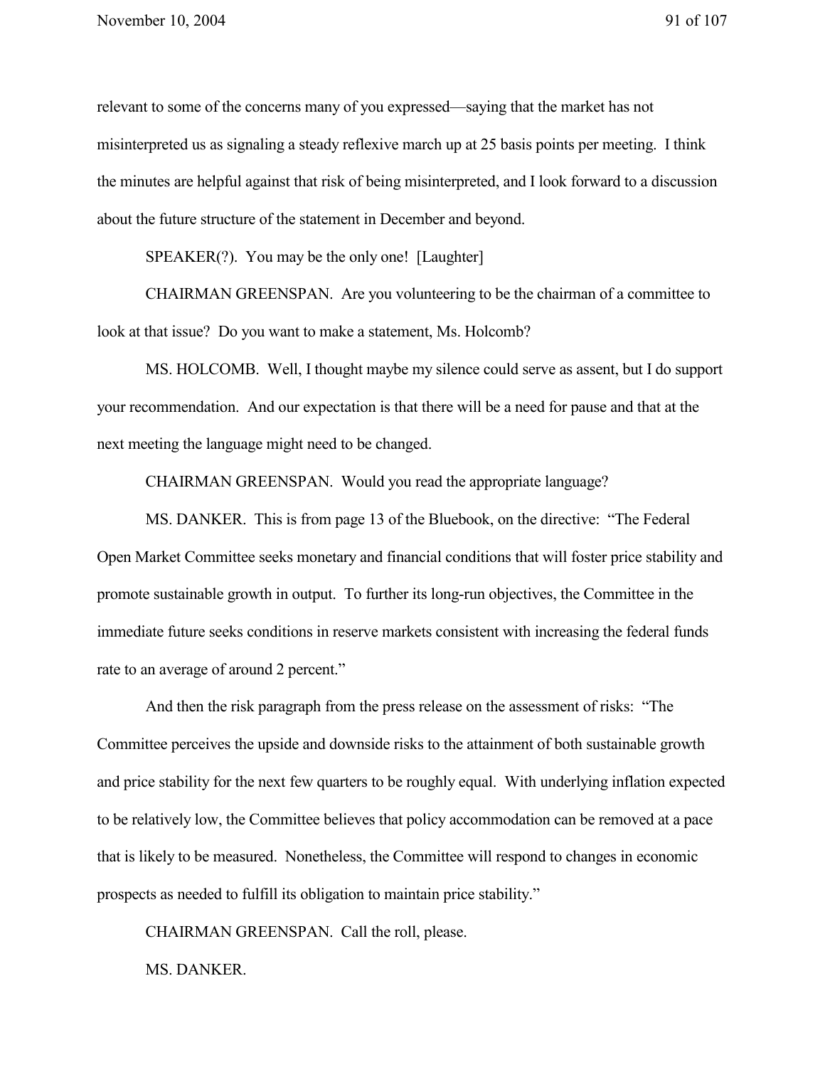relevant to some of the concerns many of you expressed—saying that the market has not misinterpreted us as signaling a steady reflexive march up at 25 basis points per meeting. I think the minutes are helpful against that risk of being misinterpreted, and I look forward to a discussion about the future structure of the statement in December and beyond.

SPEAKER(?). You may be the only one! [Laughter]

CHAIRMAN GREENSPAN. Are you volunteering to be the chairman of a committee to look at that issue? Do you want to make a statement, Ms. Holcomb?

MS. HOLCOMB. Well, I thought maybe my silence could serve as assent, but I do support your recommendation. And our expectation is that there will be a need for pause and that at the next meeting the language might need to be changed.

CHAIRMAN GREENSPAN. Would you read the appropriate language?

MS. DANKER. This is from page 13 of the Bluebook, on the directive: "The Federal Open Market Committee seeks monetary and financial conditions that will foster price stability and promote sustainable growth in output. To further its long-run objectives, the Committee in the immediate future seeks conditions in reserve markets consistent with increasing the federal funds rate to an average of around 2 percent."

And then the risk paragraph from the press release on the assessment of risks: "The Committee perceives the upside and downside risks to the attainment of both sustainable growth and price stability for the next few quarters to be roughly equal. With underlying inflation expected to be relatively low, the Committee believes that policy accommodation can be removed at a pace that is likely to be measured. Nonetheless, the Committee will respond to changes in economic prospects as needed to fulfill its obligation to maintain price stability."

CHAIRMAN GREENSPAN. Call the roll, please.

MS. DANKER.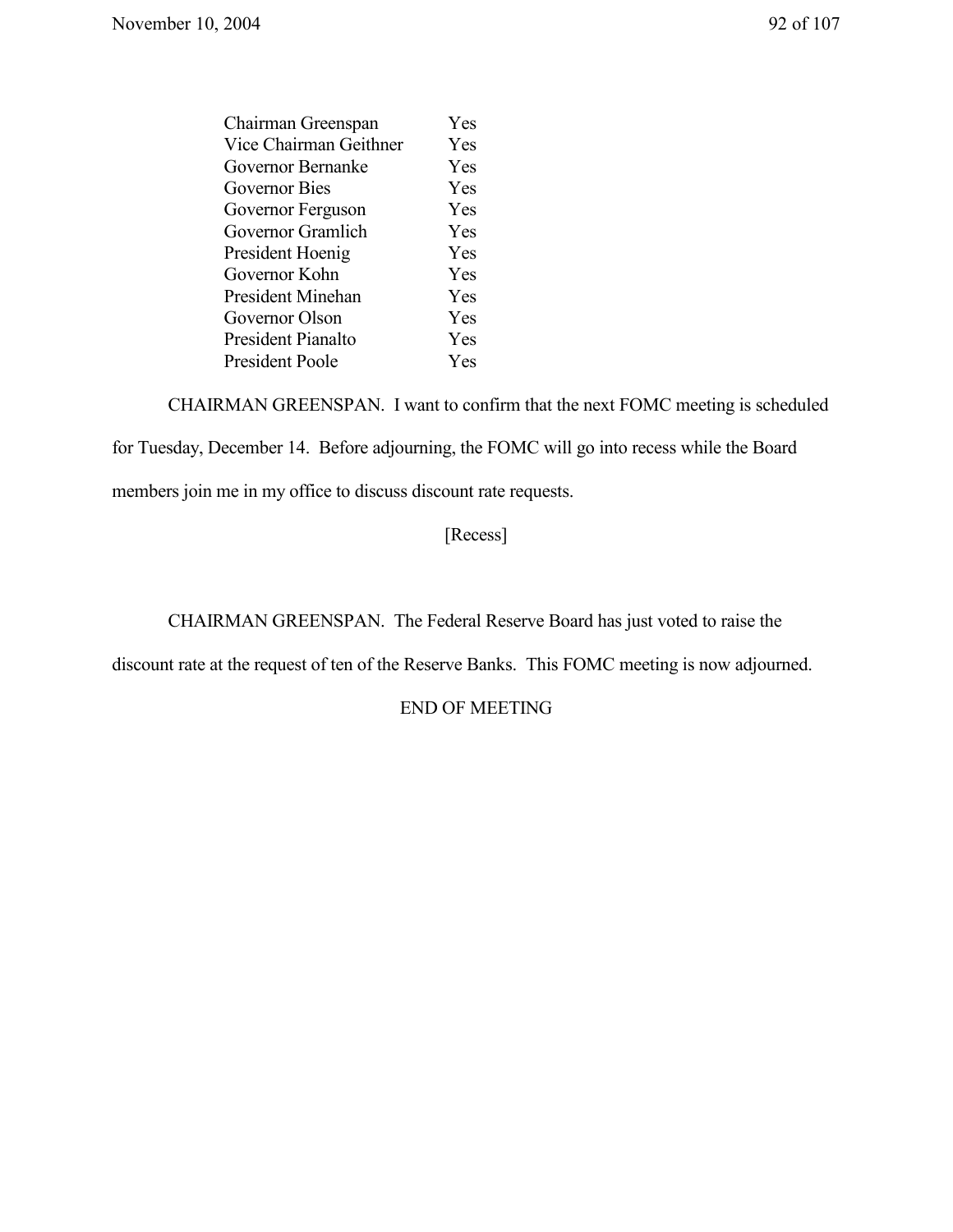| | |
|---|---|
| Chairman Greenspan | Yes |
| Vice Chairman Geithner | Yes |
| Governor Bernanke | Yes |
| Governor Bies | Yes |
| Governor Ferguson | Yes |
| Governor Gramlich | Yes |
| President Hoenig | Yes |
| Governor Kohn | Yes |
| President Minehan | Yes |
| Governor Olson | Yes |
| President Pianalto | Yes |
| President Poole | Yes |

CHAIRMAN GREENSPAN. I want to confirm that the next FOMC meeting is scheduled for Tuesday, December 14. Before adjourning, the FOMC will go into recess while the Board members join me in my office to discuss discount rate requests.

[Recess]

CHAIRMAN GREENSPAN. The Federal Reserve Board has just voted to raise the discount rate at the request of ten of the Reserve Banks. This FOMC meeting is now adjourned.

END OF MEETING